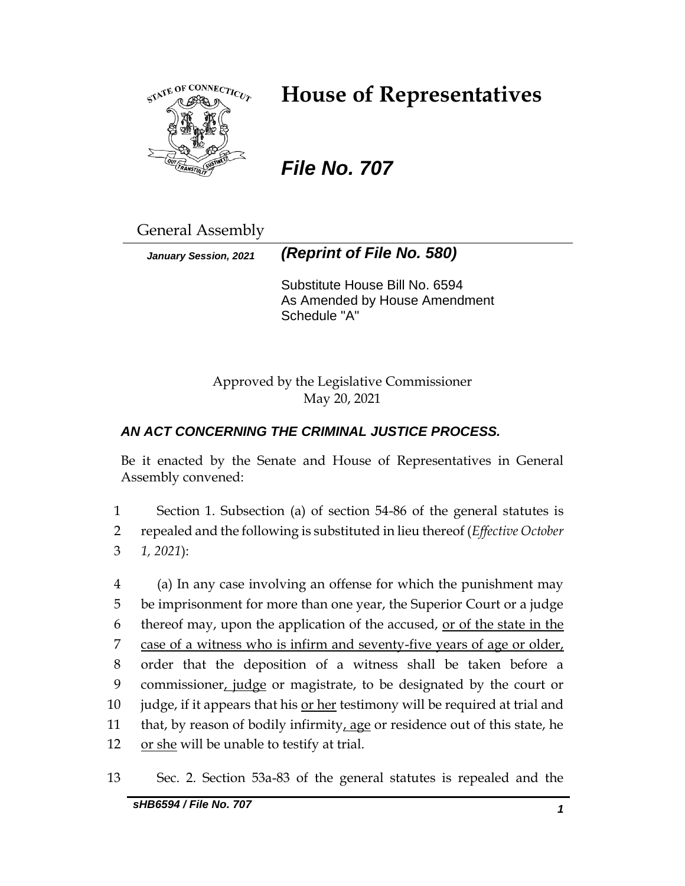# House of Representatives

## *File No. 707*

General Assembly

***January Session, 2021*** ***(Reprint of File No. 580)***

Substitute House Bill No. 6594
As Amended by House Amendment
Schedule "A"

Approved by the Legislative Commissioner
May 20, 2021

### *AN ACT CONCERNING THE CRIMINAL JUSTICE PROCESS.*

Be it enacted by the Senate and House of Representatives in General Assembly convened:

1 Section 1. Subsection (a) of section 54-86 of the general statutes is
2 repealed and the following is substituted in lieu thereof (*Effective October*
3 *1, 2021*):

4 (a) In any case involving an offense for which the punishment may
5 be imprisonment for more than one year, the Superior Court or a judge
6 thereof may, upon the application of the accused, or of the state in the
7 case of a witness who is infirm and seventy-five years of age or older,
8 order that the deposition of a witness shall be taken before a
9 commissioner, judge or magistrate, to be designated by the court or
10 judge, if it appears that his or her testimony will be required at trial and
11 that, by reason of bodily infirmity, age or residence out of this state, he
12 or she will be unable to testify at trial.

13 Sec. 2. Section 53a-83 of the general statutes is repealed and the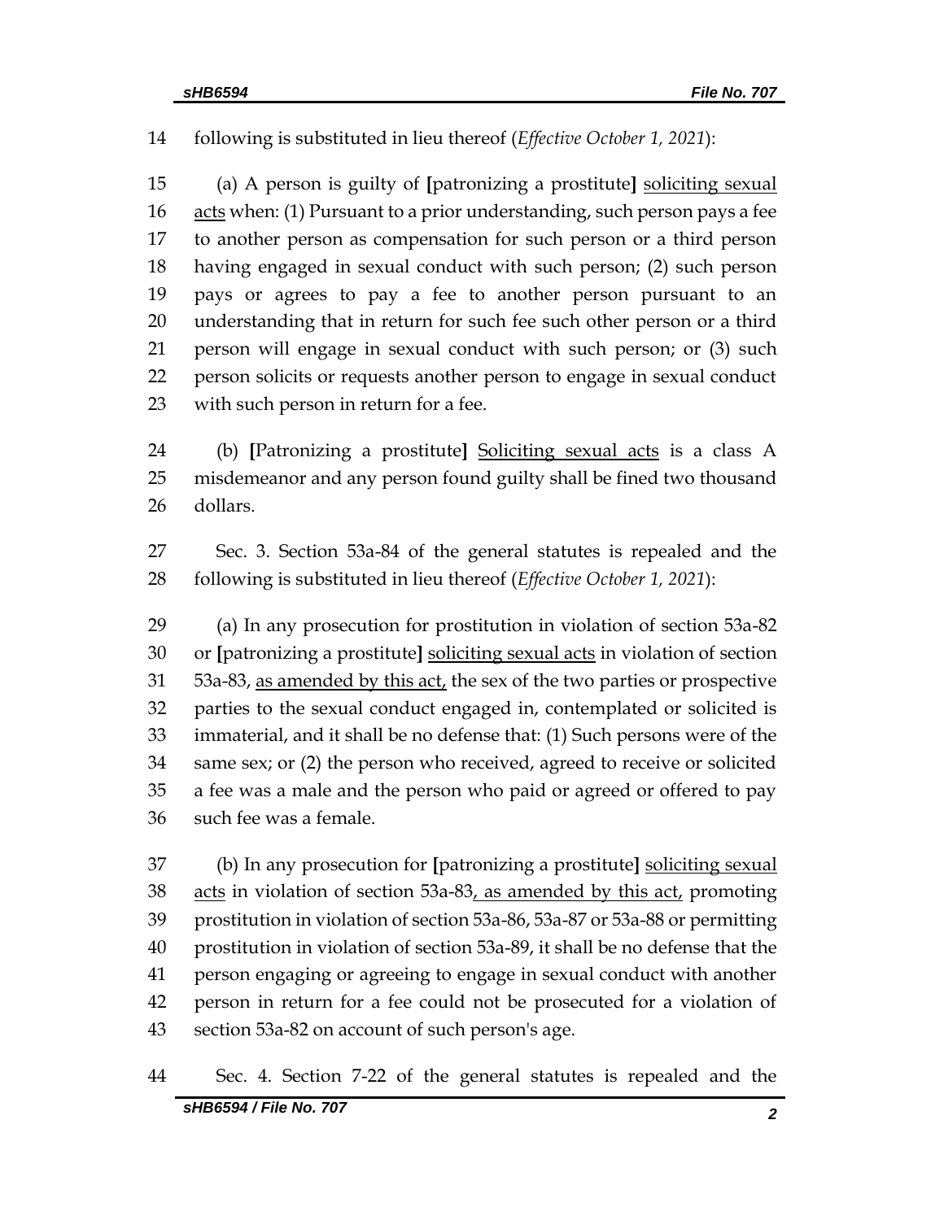14 following is substituted in lieu thereof (*Effective October 1, 2021*):

15 (a) A person is guilty of **[**patronizing a prostitute**]** <u>soliciting sexual</u>
16 <u>acts</u> when: (1) Pursuant to a prior understanding, such person pays a fee
17 to another person as compensation for such person or a third person
18 having engaged in sexual conduct with such person; (2) such person
19 pays or agrees to pay a fee to another person pursuant to an
20 understanding that in return for such fee such other person or a third
21 person will engage in sexual conduct with such person; or (3) such
22 person solicits or requests another person to engage in sexual conduct
23 with such person in return for a fee.

24 (b) **[**Patronizing a prostitute**]** <u>Soliciting sexual acts</u> is a class A
25 misdemeanor and any person found guilty shall be fined two thousand
26 dollars.

27 Sec. 3. Section 53a-84 of the general statutes is repealed and the
28 following is substituted in lieu thereof (*Effective October 1, 2021*):

29 (a) In any prosecution for prostitution in violation of section 53a-82
30 or **[**patronizing a prostitute**]** <u>soliciting sexual acts</u> in violation of section
31 53a-83, <u>as amended by this act,</u> the sex of the two parties or prospective
32 parties to the sexual conduct engaged in, contemplated or solicited is
33 immaterial, and it shall be no defense that: (1) Such persons were of the
34 same sex; or (2) the person who received, agreed to receive or solicited
35 a fee was a male and the person who paid or agreed or offered to pay
36 such fee was a female.

37 (b) In any prosecution for **[**patronizing a prostitute**]** <u>soliciting sexual</u>
38 <u>acts</u> in violation of section 53a-83<u>, as amended by this act,</u> promoting
39 prostitution in violation of section 53a-86, 53a-87 or 53a-88 or permitting
40 prostitution in violation of section 53a-89, it shall be no defense that the
41 person engaging or agreeing to engage in sexual conduct with another
42 person in return for a fee could not be prosecuted for a violation of
43 section 53a-82 on account of such person's age.

44 Sec. 4. Section 7-22 of the general statutes is repealed and the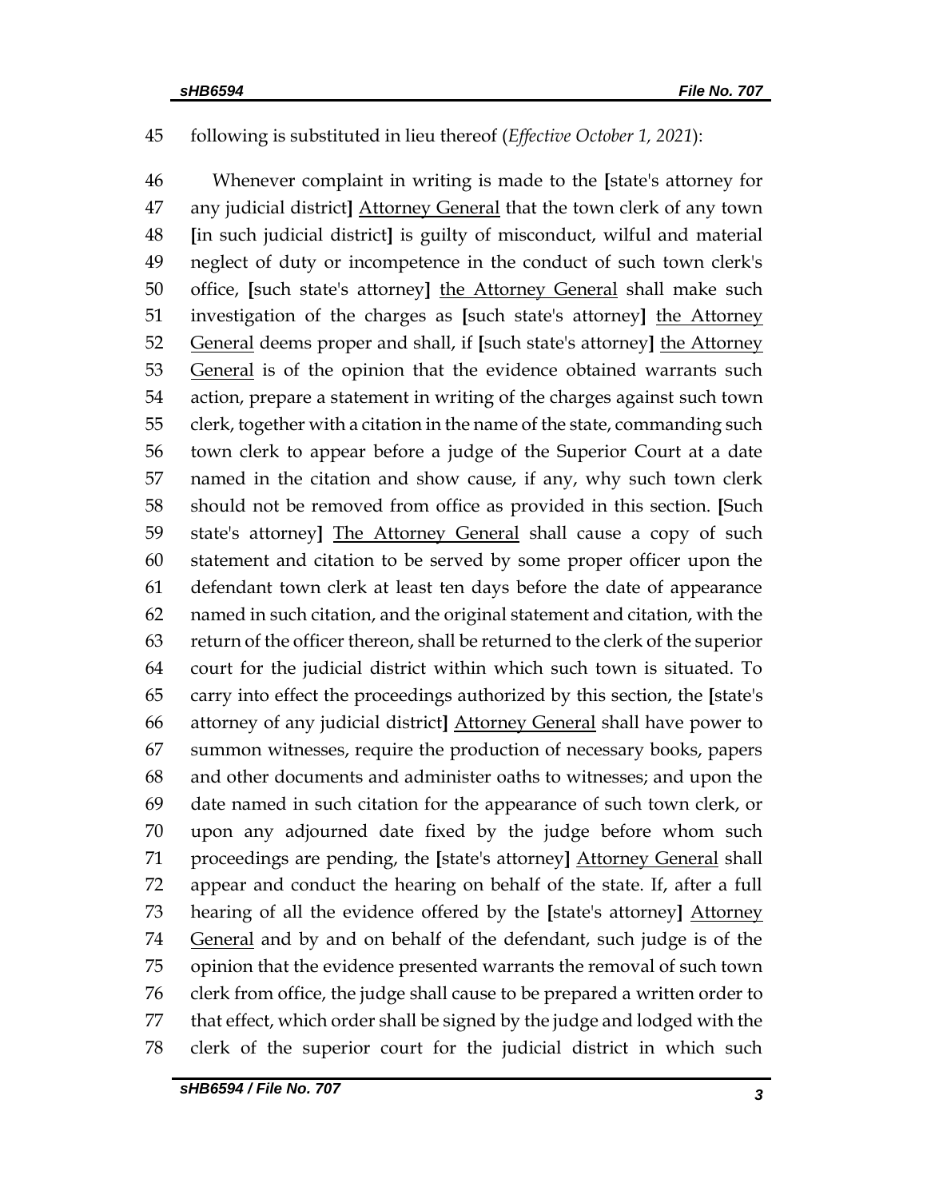45 following is substituted in lieu thereof (*Effective October 1, 2021*):

46 Whenever complaint in writing is made to the **[**state's attorney for 47 any judicial district**]** <u>Attorney General</u> that the town clerk of any town 48 **[**in such judicial district**]** is guilty of misconduct, wilful and material 49 neglect of duty or incompetence in the conduct of such town clerk's 50 office, **[**such state's attorney**]** <u>the Attorney General</u> shall make such 51 investigation of the charges as **[**such state's attorney**]** <u>the Attorney</u> 52 <u>General</u> deems proper and shall, if **[**such state's attorney**]** <u>the Attorney</u> 53 <u>General</u> is of the opinion that the evidence obtained warrants such 54 action, prepare a statement in writing of the charges against such town 55 clerk, together with a citation in the name of the state, commanding such 56 town clerk to appear before a judge of the Superior Court at a date 57 named in the citation and show cause, if any, why such town clerk 58 should not be removed from office as provided in this section. **[**Such 59 state's attorney**]** <u>The Attorney General</u> shall cause a copy of such 60 statement and citation to be served by some proper officer upon the 61 defendant town clerk at least ten days before the date of appearance 62 named in such citation, and the original statement and citation, with the 63 return of the officer thereon, shall be returned to the clerk of the superior 64 court for the judicial district within which such town is situated. To 65 carry into effect the proceedings authorized by this section, the **[**state's 66 attorney of any judicial district**]** <u>Attorney General</u> shall have power to 67 summon witnesses, require the production of necessary books, papers 68 and other documents and administer oaths to witnesses; and upon the 69 date named in such citation for the appearance of such town clerk, or 70 upon any adjourned date fixed by the judge before whom such 71 proceedings are pending, the **[**state's attorney**]** <u>Attorney General</u> shall 72 appear and conduct the hearing on behalf of the state. If, after a full 73 hearing of all the evidence offered by the **[**state's attorney**]** <u>Attorney</u> 74 <u>General</u> and by and on behalf of the defendant, such judge is of the 75 opinion that the evidence presented warrants the removal of such town 76 clerk from office, the judge shall cause to be prepared a written order to 77 that effect, which order shall be signed by the judge and lodged with the 78 clerk of the superior court for the judicial district in which such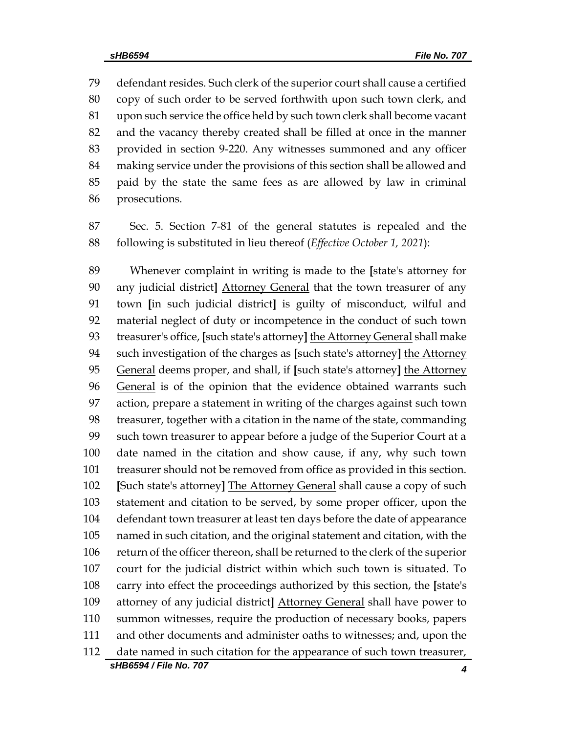79 defendant resides. Such clerk of the superior court shall cause a certified
80 copy of such order to be served forthwith upon such town clerk, and
81 upon such service the office held by such town clerk shall become vacant
82 and the vacancy thereby created shall be filled at once in the manner
83 provided in section 9-220. Any witnesses summoned and any officer
84 making service under the provisions of this section shall be allowed and
85 paid by the state the same fees as are allowed by law in criminal
86 prosecutions.

87 Sec. 5. Section 7-81 of the general statutes is repealed and the
88 following is substituted in lieu thereof (*Effective October 1, 2021*):

89 Whenever complaint in writing is made to the **[**state's attorney for
90 any judicial district**]** <u>Attorney General</u> that the town treasurer of any
91 town **[**in such judicial district**]** is guilty of misconduct, wilful and
92 material neglect of duty or incompetence in the conduct of such town
93 treasurer's office, **[**such state's attorney**]** <u>the Attorney General</u> shall make
94 such investigation of the charges as **[**such state's attorney**]** <u>the Attorney</u>
95 <u>General</u> deems proper, and shall, if **[**such state's attorney**]** <u>the Attorney</u>
96 <u>General</u> is of the opinion that the evidence obtained warrants such
97 action, prepare a statement in writing of the charges against such town
98 treasurer, together with a citation in the name of the state, commanding
99 such town treasurer to appear before a judge of the Superior Court at a
100 date named in the citation and show cause, if any, why such town
101 treasurer should not be removed from office as provided in this section.
102 **[**Such state's attorney**]** <u>The Attorney General</u> shall cause a copy of such
103 statement and citation to be served, by some proper officer, upon the
104 defendant town treasurer at least ten days before the date of appearance
105 named in such citation, and the original statement and citation, with the
106 return of the officer thereon, shall be returned to the clerk of the superior
107 court for the judicial district within which such town is situated. To
108 carry into effect the proceedings authorized by this section, the **[**state's
109 attorney of any judicial district**]** <u>Attorney General</u> shall have power to
110 summon witnesses, require the production of necessary books, papers
111 and other documents and administer oaths to witnesses; and, upon the
112 date named in such citation for the appearance of such town treasurer,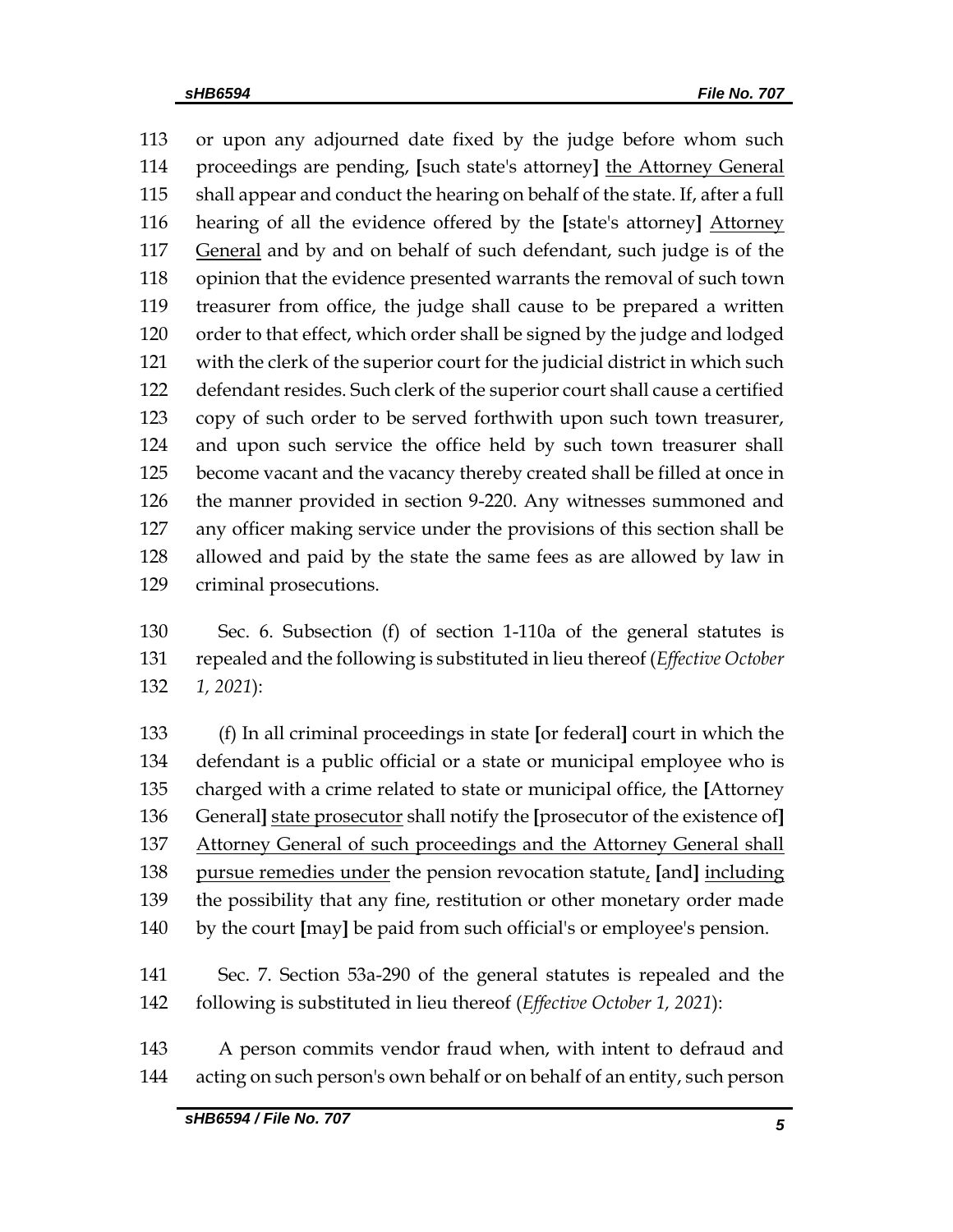113 or upon any adjourned date fixed by the judge before whom such
114 proceedings are pending, [such state's attorney] <u>the Attorney General</u>
115 shall appear and conduct the hearing on behalf of the state. If, after a full
116 hearing of all the evidence offered by the [state's attorney] <u>Attorney</u>
117 <u>General</u> and by and on behalf of such defendant, such judge is of the
118 opinion that the evidence presented warrants the removal of such town
119 treasurer from office, the judge shall cause to be prepared a written
120 order to that effect, which order shall be signed by the judge and lodged
121 with the clerk of the superior court for the judicial district in which such
122 defendant resides. Such clerk of the superior court shall cause a certified
123 copy of such order to be served forthwith upon such town treasurer,
124 and upon such service the office held by such town treasurer shall
125 become vacant and the vacancy thereby created shall be filled at once in
126 the manner provided in section 9-220. Any witnesses summoned and
127 any officer making service under the provisions of this section shall be
128 allowed and paid by the state the same fees as are allowed by law in
129 criminal prosecutions.

130 Sec. 6. Subsection (f) of section 1-110a of the general statutes is
131 repealed and the following is substituted in lieu thereof (*Effective October*
132 *1, 2021*):

133 (f) In all criminal proceedings in state [or federal] court in which the
134 defendant is a public official or a state or municipal employee who is
135 charged with a crime related to state or municipal office, the [Attorney
136 General] <u>state prosecutor</u> shall notify the [prosecutor of the existence of]
137 <u>Attorney General of such proceedings and the Attorney General shall</u>
138 <u>pursue remedies under</u> the pension revocation statute<u>,</u> [and] <u>including</u>
139 the possibility that any fine, restitution or other monetary order made
140 by the court [may] be paid from such official's or employee's pension.

141 Sec. 7. Section 53a-290 of the general statutes is repealed and the
142 following is substituted in lieu thereof (*Effective October 1, 2021*):

143 A person commits vendor fraud when, with intent to defraud and
144 acting on such person's own behalf or on behalf of an entity, such person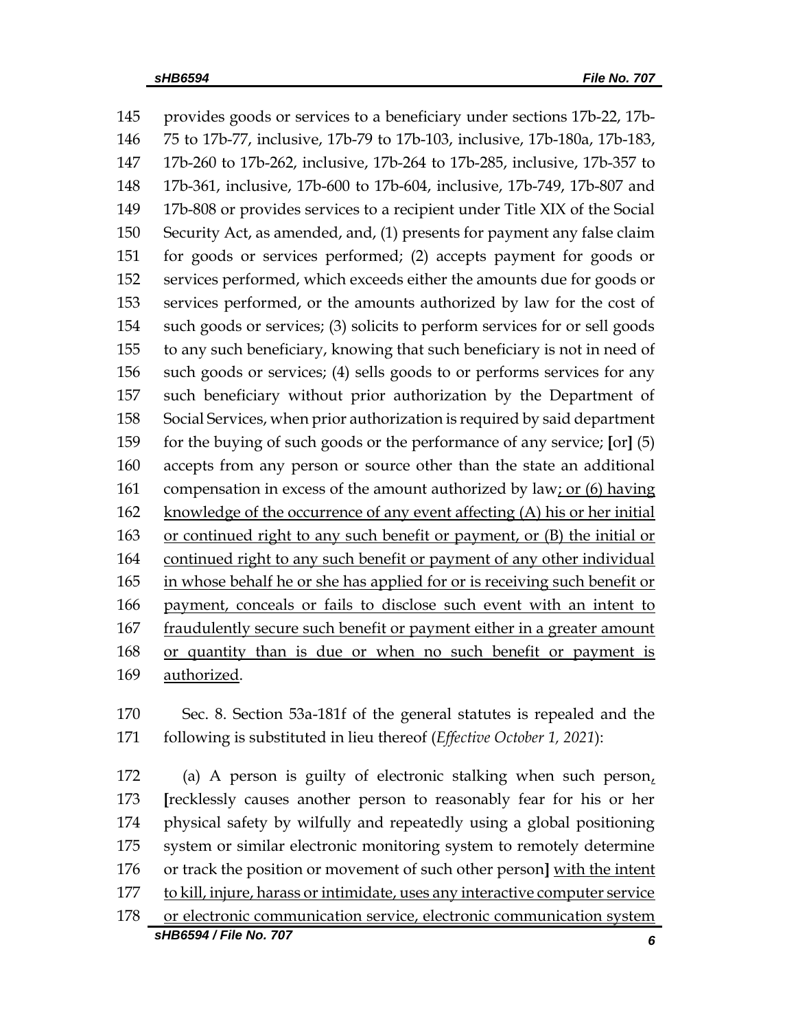provides goods or services to a beneficiary under sections 17b-22, 17b-75 to 17b-77, inclusive, 17b-79 to 17b-103, inclusive, 17b-180a, 17b-183, 17b-260 to 17b-262, inclusive, 17b-264 to 17b-285, inclusive, 17b-357 to 17b-361, inclusive, 17b-600 to 17b-604, inclusive, 17b-749, 17b-807 and 17b-808 or provides services to a recipient under Title XIX of the Social Security Act, as amended, and, (1) presents for payment any false claim for goods or services performed; (2) accepts payment for goods or services performed, which exceeds either the amounts due for goods or services performed, or the amounts authorized by law for the cost of such goods or services; (3) solicits to perform services for or sell goods to any such beneficiary, knowing that such beneficiary is not in need of such goods or services; (4) sells goods to or performs services for any such beneficiary without prior authorization by the Department of Social Services, when prior authorization is required by said department for the buying of such goods or the performance of any service; [or] (5) accepts from any person or source other than the state an additional compensation in excess of the amount authorized by law<u>; or (6) having knowledge of the occurrence of any event affecting (A) his or her initial or continued right to any such benefit or payment, or (B) the initial or continued right to any such benefit or payment of any other individual in whose behalf he or she has applied for or is receiving such benefit or payment, conceals or fails to disclose such event with an intent to fraudulently secure such benefit or payment either in a greater amount or quantity than is due or when no such benefit or payment is authorized</u>.

Sec. 8. Section 53a-181f of the general statutes is repealed and the following is substituted in lieu thereof (*Effective October 1, 2021*):

(a) A person is guilty of electronic stalking when such person<u>,</u> [recklessly causes another person to reasonably fear for his or her physical safety by wilfully and repeatedly using a global positioning system or similar electronic monitoring system to remotely determine or track the position or movement of such other person] <u>with the intent to kill, injure, harass or intimidate, uses any interactive computer service or electronic communication service, electronic communication system</u>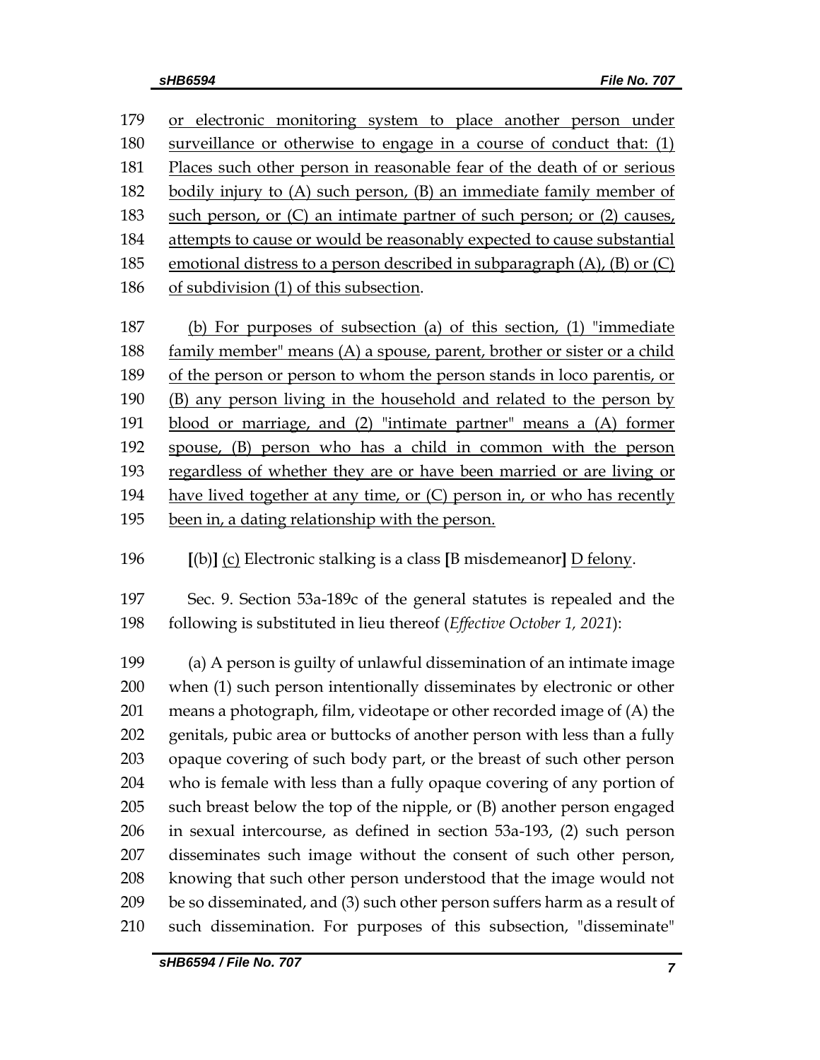or electronic monitoring system to place another person under surveillance or otherwise to engage in a course of conduct that: (1) Places such other person in reasonable fear of the death of or serious bodily injury to (A) such person, (B) an immediate family member of such person, or (C) an intimate partner of such person; or (2) causes, attempts to cause or would be reasonably expected to cause substantial emotional distress to a person described in subparagraph (A), (B) or (C) of subdivision (1) of this subsection.

(b) For purposes of subsection (a) of this section, (1) "immediate family member" means (A) a spouse, parent, brother or sister or a child of the person or person to whom the person stands in loco parentis, or (B) any person living in the household and related to the person by blood or marriage, and (2) "intimate partner" means a (A) former spouse, (B) person who has a child in common with the person regardless of whether they are or have been married or are living or have lived together at any time, or (C) person in, or who has recently been in, a dating relationship with the person.

**[**(b)**]** (c) Electronic stalking is a class **[**B misdemeanor**]** D felony.

Sec. 9. Section 53a-189c of the general statutes is repealed and the following is substituted in lieu thereof (*Effective October 1, 2021*):

(a) A person is guilty of unlawful dissemination of an intimate image when (1) such person intentionally disseminates by electronic or other means a photograph, film, videotape or other recorded image of (A) the genitals, pubic area or buttocks of another person with less than a fully opaque covering of such body part, or the breast of such other person who is female with less than a fully opaque covering of any portion of such breast below the top of the nipple, or (B) another person engaged in sexual intercourse, as defined in section 53a-193, (2) such person disseminates such image without the consent of such other person, knowing that such other person understood that the image would not be so disseminated, and (3) such other person suffers harm as a result of such dissemination. For purposes of this subsection, "disseminate"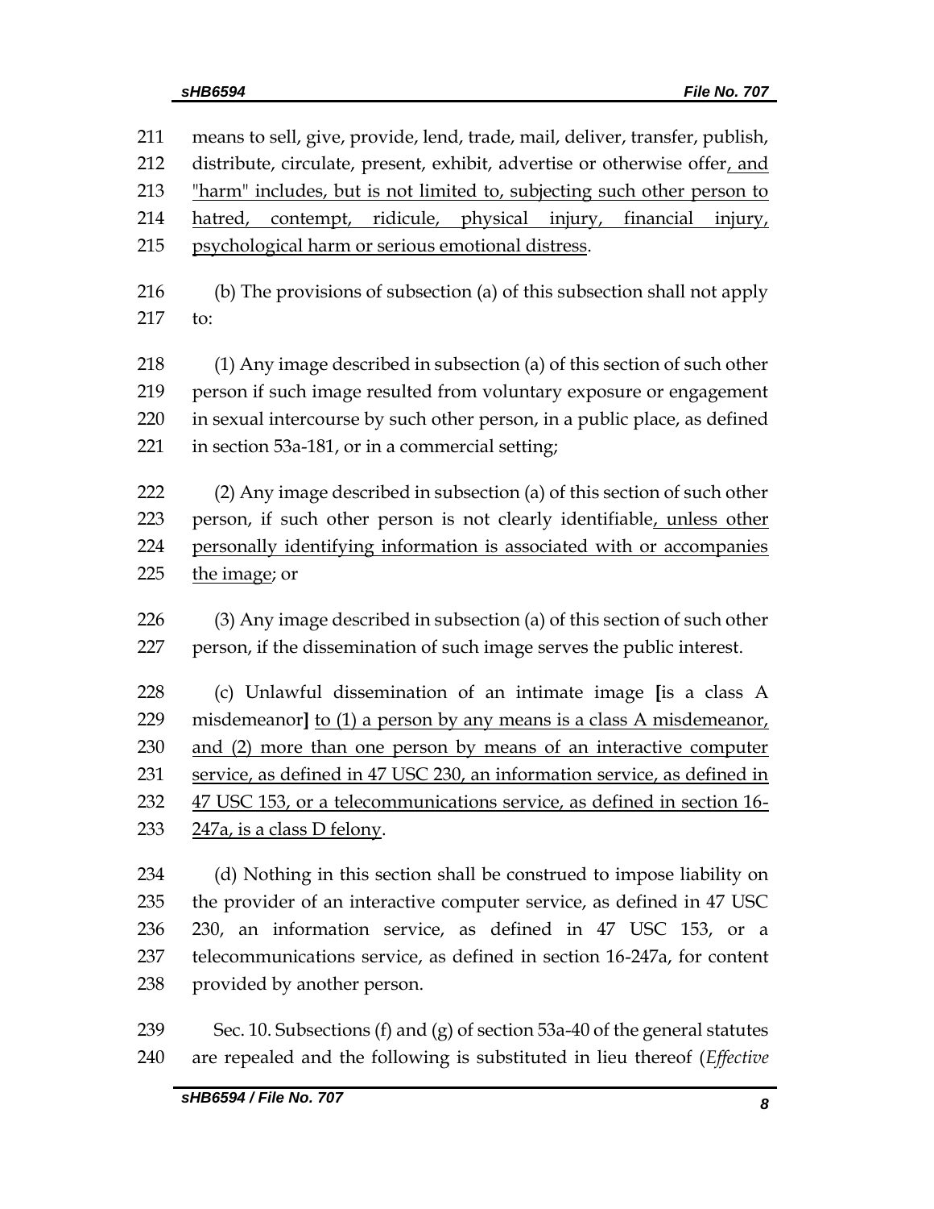211 means to sell, give, provide, lend, trade, mail, deliver, transfer, publish,
212 distribute, circulate, present, exhibit, advertise or otherwise offer<u>, and</u>
213 <u>"harm" includes, but is not limited to, subjecting such other person to</u>
214 <u>hatred, contempt, ridicule, physical injury, financial injury,</u>
215 <u>psychological harm or serious emotional distress</u>.

216 (b) The provisions of subsection (a) of this subsection shall not apply
217 to:

218 (1) Any image described in subsection (a) of this section of such other
219 person if such image resulted from voluntary exposure or engagement
220 in sexual intercourse by such other person, in a public place, as defined
221 in section 53a-181, or in a commercial setting;

222 (2) Any image described in subsection (a) of this section of such other
223 person, if such other person is not clearly identifiable<u>, unless other</u>
224 <u>personally identifying information is associated with or accompanies</u>
225 <u>the image</u>; or

226 (3) Any image described in subsection (a) of this section of such other
227 person, if the dissemination of such image serves the public interest.

228 (c) Unlawful dissemination of an intimate image **[**is a class A
229 misdemeanor**]** <u>to (1) a person by any means is a class A misdemeanor,</u>
230 <u>and (2) more than one person by means of an interactive computer</u>
231 <u>service, as defined in 47 USC 230, an information service, as defined in</u>
232 <u>47 USC 153, or a telecommunications service, as defined in section 16-</u>
233 <u>247a, is a class D felony</u>.

234 (d) Nothing in this section shall be construed to impose liability on
235 the provider of an interactive computer service, as defined in 47 USC
236 230, an information service, as defined in 47 USC 153, or a
237 telecommunications service, as defined in section 16-247a, for content
238 provided by another person.

239 Sec. 10. Subsections (f) and (g) of section 53a-40 of the general statutes
240 are repealed and the following is substituted in lieu thereof (*Effective*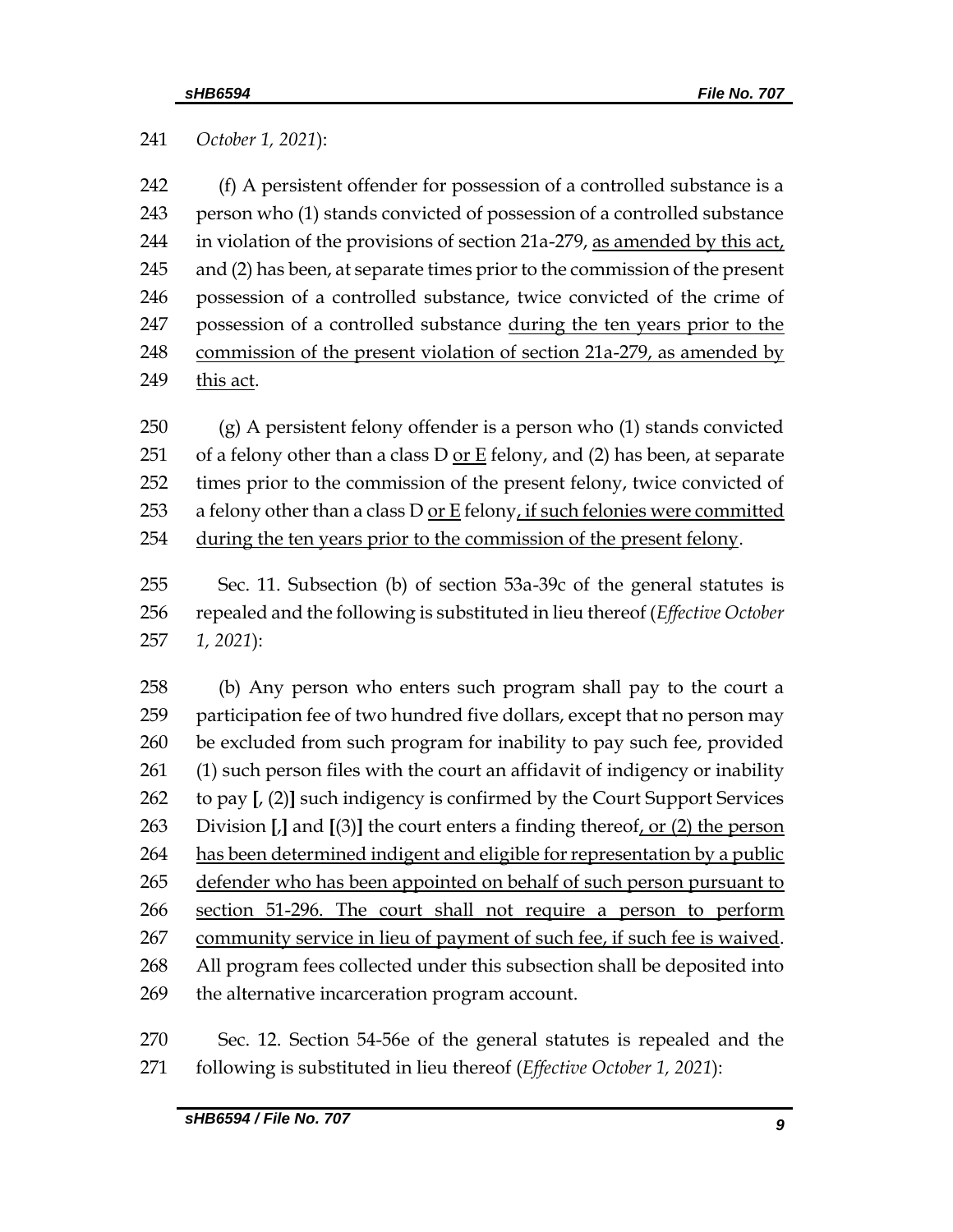241 *October 1, 2021*):

242 (f) A persistent offender for possession of a controlled substance is a
243 person who (1) stands convicted of possession of a controlled substance
244 in violation of the provisions of section 21a-279, <u>as amended by this act,</u>
245 and (2) has been, at separate times prior to the commission of the present
246 possession of a controlled substance, twice convicted of the crime of
247 possession of a controlled substance <u>during the ten years prior to the</u>
248 <u>commission of the present violation of section 21a-279, as amended by</u>
249 <u>this act</u>.

250 (g) A persistent felony offender is a person who (1) stands convicted
251 of a felony other than a class D <u>or E</u> felony, and (2) has been, at separate
252 times prior to the commission of the present felony, twice convicted of
253 a felony other than a class D <u>or E</u> felony<u>, if such felonies were committed</u>
254 <u>during the ten years prior to the commission of the present felony</u>.

255 Sec. 11. Subsection (b) of section 53a-39c of the general statutes is
256 repealed and the following is substituted in lieu thereof (*Effective October*
257 *1, 2021*):

258 (b) Any person who enters such program shall pay to the court a
259 participation fee of two hundred five dollars, except that no person may
260 be excluded from such program for inability to pay such fee, provided
261 (1) such person files with the court an affidavit of indigency or inability
262 to pay **[**, (2)**]** such indigency is confirmed by the Court Support Services
263 Division **[**,**]** and **[**(3)**]** the court enters a finding thereof<u>, or (2) the person</u>
264 <u>has been determined indigent and eligible for representation by a public</u>
265 <u>defender who has been appointed on behalf of such person pursuant to</u>
266 <u>section 51-296. The court shall not require a person to perform</u>
267 <u>community service in lieu of payment of such fee, if such fee is waived</u>.
268 All program fees collected under this subsection shall be deposited into
269 the alternative incarceration program account.

270 Sec. 12. Section 54-56e of the general statutes is repealed and the
271 following is substituted in lieu thereof (*Effective October 1, 2021*):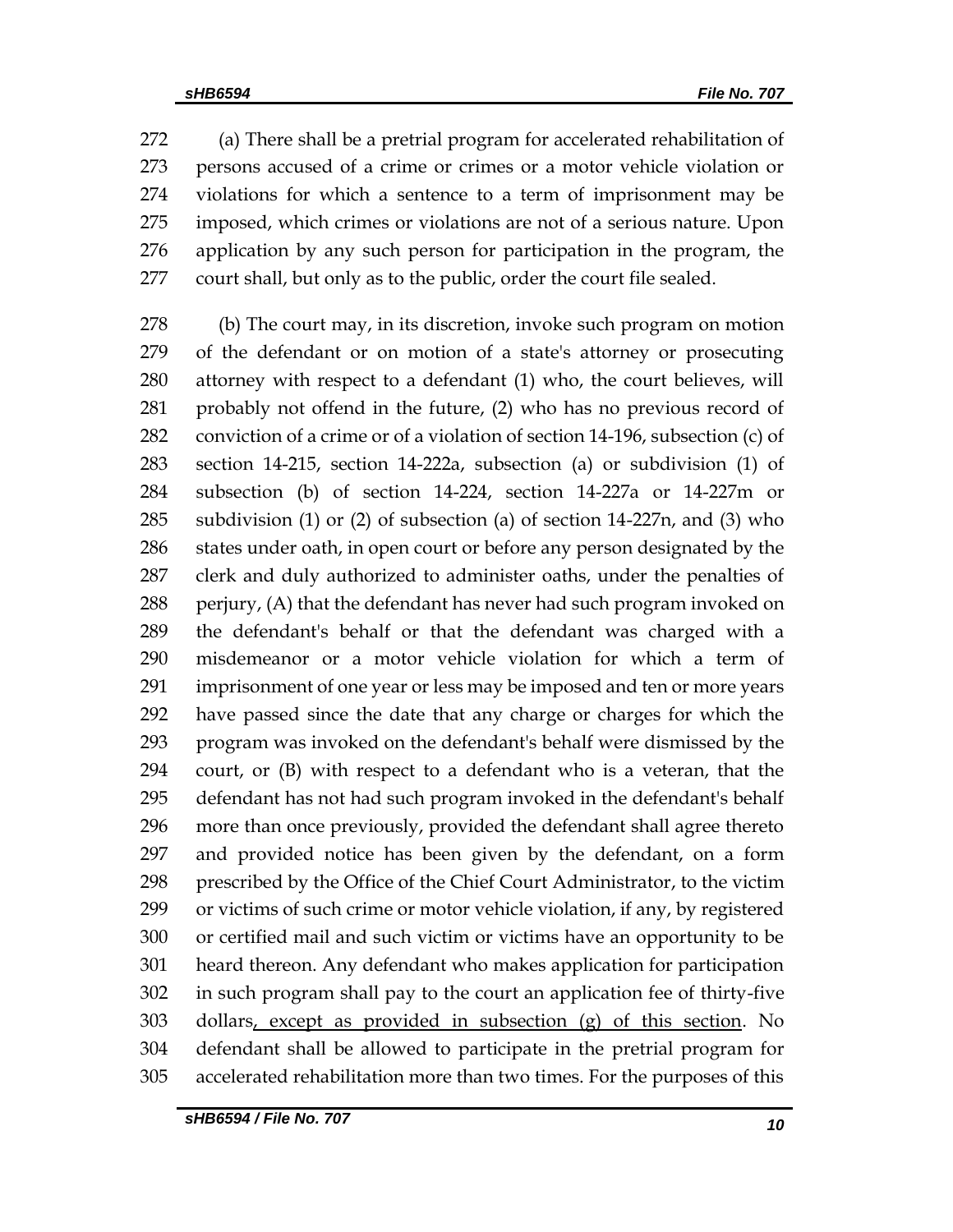272 (a) There shall be a pretrial program for accelerated rehabilitation of
273 persons accused of a crime or crimes or a motor vehicle violation or
274 violations for which a sentence to a term of imprisonment may be
275 imposed, which crimes or violations are not of a serious nature. Upon
276 application by any such person for participation in the program, the
277 court shall, but only as to the public, order the court file sealed.

278 (b) The court may, in its discretion, invoke such program on motion
279 of the defendant or on motion of a state's attorney or prosecuting
280 attorney with respect to a defendant (1) who, the court believes, will
281 probably not offend in the future, (2) who has no previous record of
282 conviction of a crime or of a violation of section 14-196, subsection (c) of
283 section 14-215, section 14-222a, subsection (a) or subdivision (1) of
284 subsection (b) of section 14-224, section 14-227a or 14-227m or
285 subdivision (1) or (2) of subsection (a) of section 14-227n, and (3) who
286 states under oath, in open court or before any person designated by the
287 clerk and duly authorized to administer oaths, under the penalties of
288 perjury, (A) that the defendant has never had such program invoked on
289 the defendant's behalf or that the defendant was charged with a
290 misdemeanor or a motor vehicle violation for which a term of
291 imprisonment of one year or less may be imposed and ten or more years
292 have passed since the date that any charge or charges for which the
293 program was invoked on the defendant's behalf were dismissed by the
294 court, or (B) with respect to a defendant who is a veteran, that the
295 defendant has not had such program invoked in the defendant's behalf
296 more than once previously, provided the defendant shall agree thereto
297 and provided notice has been given by the defendant, on a form
298 prescribed by the Office of the Chief Court Administrator, to the victim
299 or victims of such crime or motor vehicle violation, if any, by registered
300 or certified mail and such victim or victims have an opportunity to be
301 heard thereon. Any defendant who makes application for participation
302 in such program shall pay to the court an application fee of thirty-five
303 dollars<u>, except as provided in subsection (g) of this section</u>. No
304 defendant shall be allowed to participate in the pretrial program for
305 accelerated rehabilitation more than two times. For the purposes of this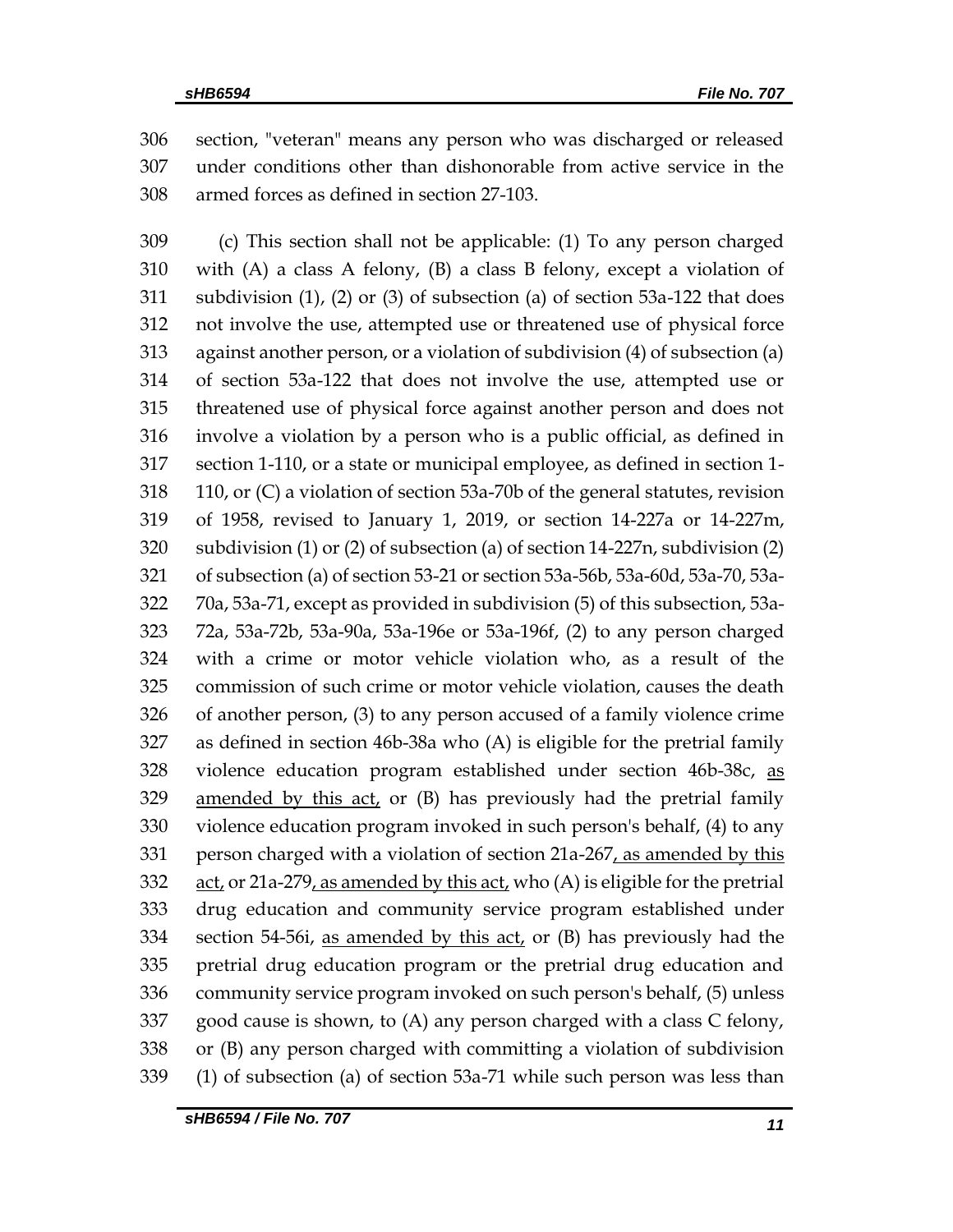306 section, "veteran" means any person who was discharged or released
307 under conditions other than dishonorable from active service in the
308 armed forces as defined in section 27-103.

309 (c) This section shall not be applicable: (1) To any person charged
310 with (A) a class A felony, (B) a class B felony, except a violation of
311 subdivision (1), (2) or (3) of subsection (a) of section 53a-122 that does
312 not involve the use, attempted use or threatened use of physical force
313 against another person, or a violation of subdivision (4) of subsection (a)
314 of section 53a-122 that does not involve the use, attempted use or
315 threatened use of physical force against another person and does not
316 involve a violation by a person who is a public official, as defined in
317 section 1-110, or a state or municipal employee, as defined in section 1-
318 110, or (C) a violation of section 53a-70b of the general statutes, revision
319 of 1958, revised to January 1, 2019, or section 14-227a or 14-227m,
320 subdivision (1) or (2) of subsection (a) of section 14-227n, subdivision (2)
321 of subsection (a) of section 53-21 or section 53a-56b, 53a-60d, 53a-70, 53a-
322 70a, 53a-71, except as provided in subdivision (5) of this subsection, 53a-
323 72a, 53a-72b, 53a-90a, 53a-196e or 53a-196f, (2) to any person charged
324 with a crime or motor vehicle violation who, as a result of the
325 commission of such crime or motor vehicle violation, causes the death
326 of another person, (3) to any person accused of a family violence crime
327 as defined in section 46b-38a who (A) is eligible for the pretrial family
328 violence education program established under section 46b-38c, <u>as</u>
329 <u>amended by this act,</u> or (B) has previously had the pretrial family
330 violence education program invoked in such person's behalf, (4) to any
331 person charged with a violation of section 21a-267<u>, as amended by this</u>
332 <u>act,</u> or 21a-279<u>, as amended by this act,</u> who (A) is eligible for the pretrial
333 drug education and community service program established under
334 section 54-56i, <u>as amended by this act,</u> or (B) has previously had the
335 pretrial drug education program or the pretrial drug education and
336 community service program invoked on such person's behalf, (5) unless
337 good cause is shown, to (A) any person charged with a class C felony,
338 or (B) any person charged with committing a violation of subdivision
339 (1) of subsection (a) of section 53a-71 while such person was less than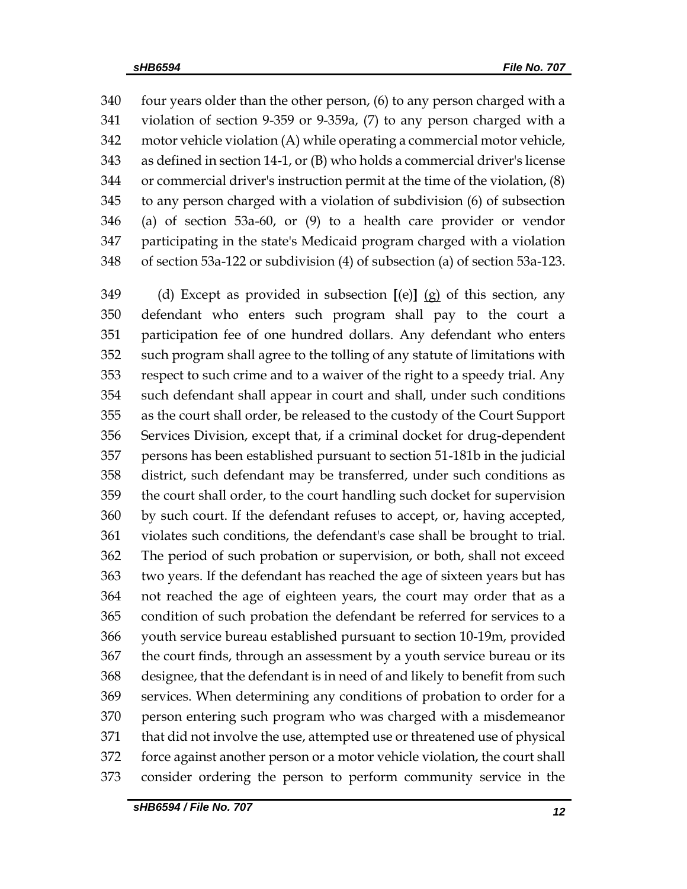four years older than the other person, (6) to any person charged with a violation of section 9-359 or 9-359a, (7) to any person charged with a motor vehicle violation (A) while operating a commercial motor vehicle, as defined in section 14-1, or (B) who holds a commercial driver's license or commercial driver's instruction permit at the time of the violation, (8) to any person charged with a violation of subdivision (6) of subsection (a) of section 53a-60, or (9) to a health care provider or vendor participating in the state's Medicaid program charged with a violation of section 53a-122 or subdivision (4) of subsection (a) of section 53a-123.

(d) Except as provided in subsection **[**(e)**]** (g) of this section, any defendant who enters such program shall pay to the court a participation fee of one hundred dollars. Any defendant who enters such program shall agree to the tolling of any statute of limitations with respect to such crime and to a waiver of the right to a speedy trial. Any such defendant shall appear in court and shall, under such conditions as the court shall order, be released to the custody of the Court Support Services Division, except that, if a criminal docket for drug-dependent persons has been established pursuant to section 51-181b in the judicial district, such defendant may be transferred, under such conditions as the court shall order, to the court handling such docket for supervision by such court. If the defendant refuses to accept, or, having accepted, violates such conditions, the defendant's case shall be brought to trial. The period of such probation or supervision, or both, shall not exceed two years. If the defendant has reached the age of sixteen years but has not reached the age of eighteen years, the court may order that as a condition of such probation the defendant be referred for services to a youth service bureau established pursuant to section 10-19m, provided the court finds, through an assessment by a youth service bureau or its designee, that the defendant is in need of and likely to benefit from such services. When determining any conditions of probation to order for a person entering such program who was charged with a misdemeanor that did not involve the use, attempted use or threatened use of physical force against another person or a motor vehicle violation, the court shall consider ordering the person to perform community service in the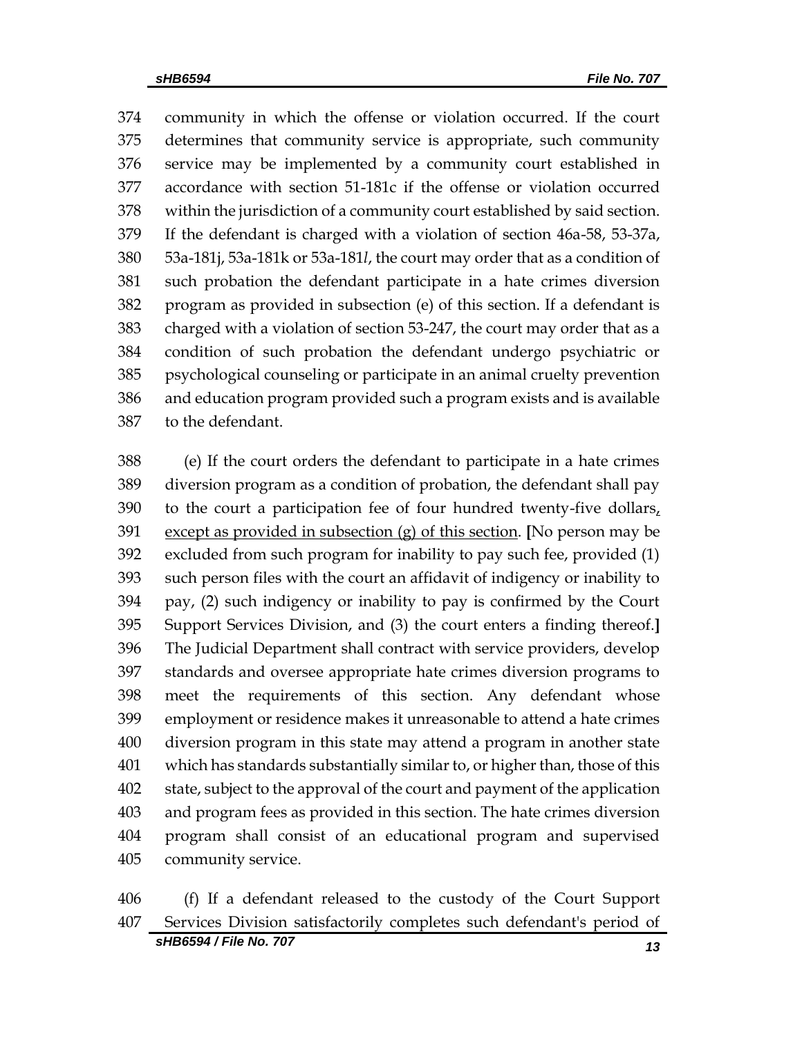community in which the offense or violation occurred. If the court determines that community service is appropriate, such community service may be implemented by a community court established in accordance with section 51-181c if the offense or violation occurred within the jurisdiction of a community court established by said section. If the defendant is charged with a violation of section 46a-58, 53-37a, 53a-181j, 53a-181k or 53a-181*l*, the court may order that as a condition of such probation the defendant participate in a hate crimes diversion program as provided in subsection (e) of this section. If a defendant is charged with a violation of section 53-247, the court may order that as a condition of such probation the defendant undergo psychiatric or psychological counseling or participate in an animal cruelty prevention and education program provided such a program exists and is available to the defendant.

(e) If the court orders the defendant to participate in a hate crimes diversion program as a condition of probation, the defendant shall pay to the court a participation fee of four hundred twenty-five dollars<u>, except as provided in subsection (g) of this section</u>. **[**No person may be excluded from such program for inability to pay such fee, provided (1) such person files with the court an affidavit of indigency or inability to pay, (2) such indigency or inability to pay is confirmed by the Court Support Services Division, and (3) the court enters a finding thereof.**]** The Judicial Department shall contract with service providers, develop standards and oversee appropriate hate crimes diversion programs to meet the requirements of this section. Any defendant whose employment or residence makes it unreasonable to attend a hate crimes diversion program in this state may attend a program in another state which has standards substantially similar to, or higher than, those of this state, subject to the approval of the court and payment of the application and program fees as provided in this section. The hate crimes diversion program shall consist of an educational program and supervised community service.

(f) If a defendant released to the custody of the Court Support Services Division satisfactorily completes such defendant's period of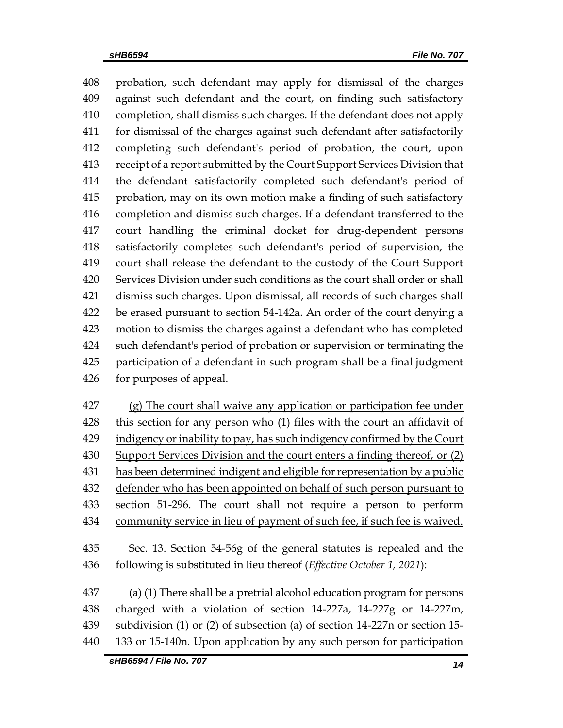probation, such defendant may apply for dismissal of the charges against such defendant and the court, on finding such satisfactory completion, shall dismiss such charges. If the defendant does not apply for dismissal of the charges against such defendant after satisfactorily completing such defendant's period of probation, the court, upon receipt of a report submitted by the Court Support Services Division that the defendant satisfactorily completed such defendant's period of probation, may on its own motion make a finding of such satisfactory completion and dismiss such charges. If a defendant transferred to the court handling the criminal docket for drug-dependent persons satisfactorily completes such defendant's period of supervision, the court shall release the defendant to the custody of the Court Support Services Division under such conditions as the court shall order or shall dismiss such charges. Upon dismissal, all records of such charges shall be erased pursuant to section 54-142a. An order of the court denying a motion to dismiss the charges against a defendant who has completed such defendant's period of probation or supervision or terminating the participation of a defendant in such program shall be a final judgment for purposes of appeal.

(g) The court shall waive any application or participation fee under this section for any person who (1) files with the court an affidavit of indigency or inability to pay, has such indigency confirmed by the Court Support Services Division and the court enters a finding thereof, or (2) has been determined indigent and eligible for representation by a public defender who has been appointed on behalf of such person pursuant to section 51-296. The court shall not require a person to perform community service in lieu of payment of such fee, if such fee is waived.

Sec. 13. Section 54-56g of the general statutes is repealed and the following is substituted in lieu thereof (*Effective October 1, 2021*):

(a) (1) There shall be a pretrial alcohol education program for persons charged with a violation of section 14-227a, 14-227g or 14-227m, subdivision (1) or (2) of subsection (a) of section 14-227n or section 15-133 or 15-140n. Upon application by any such person for participation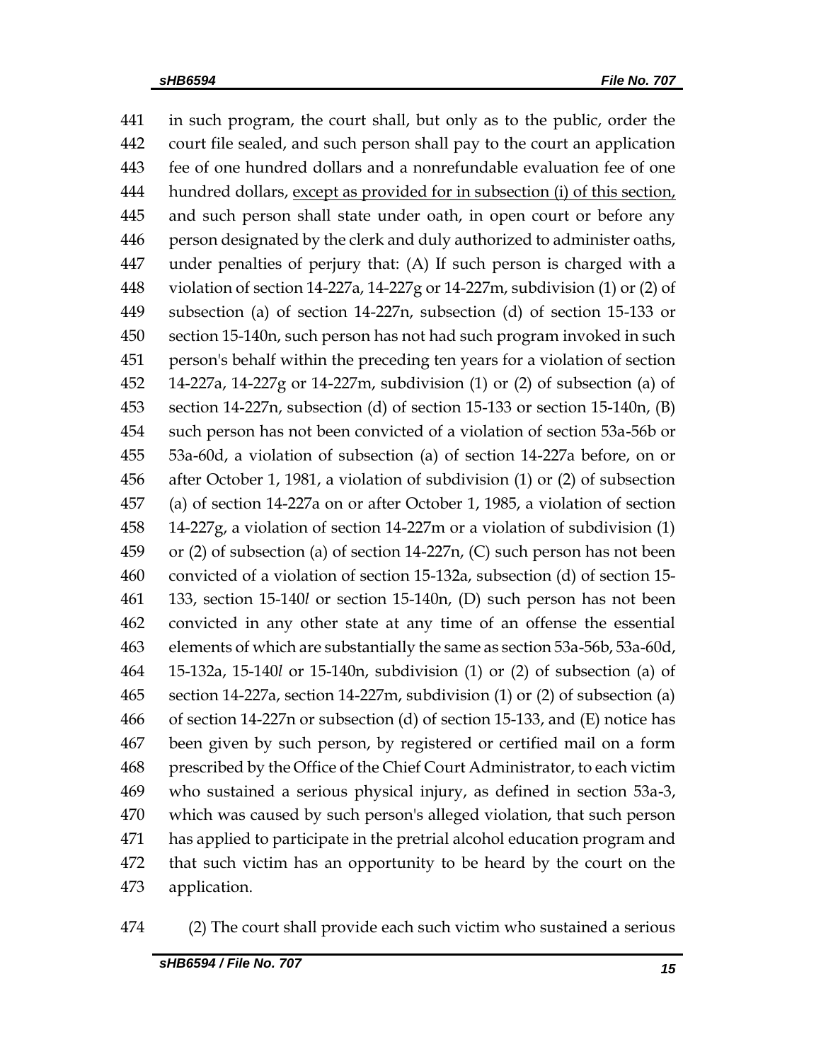in such program, the court shall, but only as to the public, order the court file sealed, and such person shall pay to the court an application fee of one hundred dollars and a nonrefundable evaluation fee of one hundred dollars, <u>except as provided for in subsection (i) of this section,</u> and such person shall state under oath, in open court or before any person designated by the clerk and duly authorized to administer oaths, under penalties of perjury that: (A) If such person is charged with a violation of section 14-227a, 14-227g or 14-227m, subdivision (1) or (2) of subsection (a) of section 14-227n, subsection (d) of section 15-133 or section 15-140n, such person has not had such program invoked in such person's behalf within the preceding ten years for a violation of section 14-227a, 14-227g or 14-227m, subdivision (1) or (2) of subsection (a) of section 14-227n, subsection (d) of section 15-133 or section 15-140n, (B) such person has not been convicted of a violation of section 53a-56b or 53a-60d, a violation of subsection (a) of section 14-227a before, on or after October 1, 1981, a violation of subdivision (1) or (2) of subsection (a) of section 14-227a on or after October 1, 1985, a violation of section 14-227g, a violation of section 14-227m or a violation of subdivision (1) or (2) of subsection (a) of section 14-227n, (C) such person has not been convicted of a violation of section 15-132a, subsection (d) of section 15-133, section 15-140*l* or section 15-140n, (D) such person has not been convicted in any other state at any time of an offense the essential elements of which are substantially the same as section 53a-56b, 53a-60d, 15-132a, 15-140*l* or 15-140n, subdivision (1) or (2) of subsection (a) of section 14-227a, section 14-227m, subdivision (1) or (2) of subsection (a) of section 14-227n or subsection (d) of section 15-133, and (E) notice has been given by such person, by registered or certified mail on a form prescribed by the Office of the Chief Court Administrator, to each victim who sustained a serious physical injury, as defined in section 53a-3, which was caused by such person's alleged violation, that such person has applied to participate in the pretrial alcohol education program and that such victim has an opportunity to be heard by the court on the application.

(2) The court shall provide each such victim who sustained a serious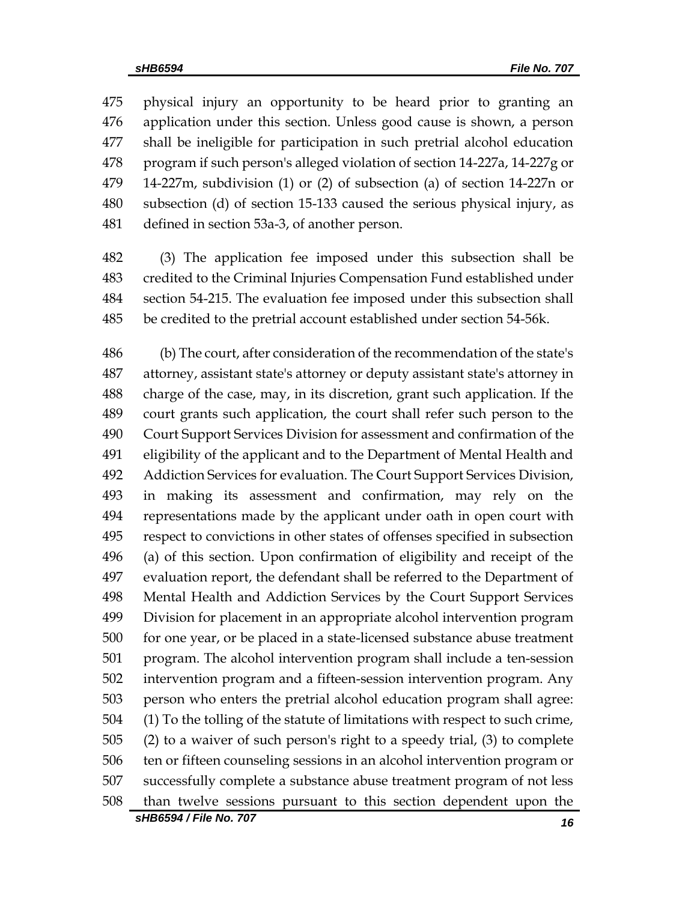physical injury an opportunity to be heard prior to granting an application under this section. Unless good cause is shown, a person shall be ineligible for participation in such pretrial alcohol education program if such person's alleged violation of section 14-227a, 14-227g or 14-227m, subdivision (1) or (2) of subsection (a) of section 14-227n or subsection (d) of section 15-133 caused the serious physical injury, as defined in section 53a-3, of another person.

(3) The application fee imposed under this subsection shall be credited to the Criminal Injuries Compensation Fund established under section 54-215. The evaluation fee imposed under this subsection shall be credited to the pretrial account established under section 54-56k.

(b) The court, after consideration of the recommendation of the state's attorney, assistant state's attorney or deputy assistant state's attorney in charge of the case, may, in its discretion, grant such application. If the court grants such application, the court shall refer such person to the Court Support Services Division for assessment and confirmation of the eligibility of the applicant and to the Department of Mental Health and Addiction Services for evaluation. The Court Support Services Division, in making its assessment and confirmation, may rely on the representations made by the applicant under oath in open court with respect to convictions in other states of offenses specified in subsection (a) of this section. Upon confirmation of eligibility and receipt of the evaluation report, the defendant shall be referred to the Department of Mental Health and Addiction Services by the Court Support Services Division for placement in an appropriate alcohol intervention program for one year, or be placed in a state-licensed substance abuse treatment program. The alcohol intervention program shall include a ten-session intervention program and a fifteen-session intervention program. Any person who enters the pretrial alcohol education program shall agree: (1) To the tolling of the statute of limitations with respect to such crime, (2) to a waiver of such person's right to a speedy trial, (3) to complete ten or fifteen counseling sessions in an alcohol intervention program or successfully complete a substance abuse treatment program of not less than twelve sessions pursuant to this section dependent upon the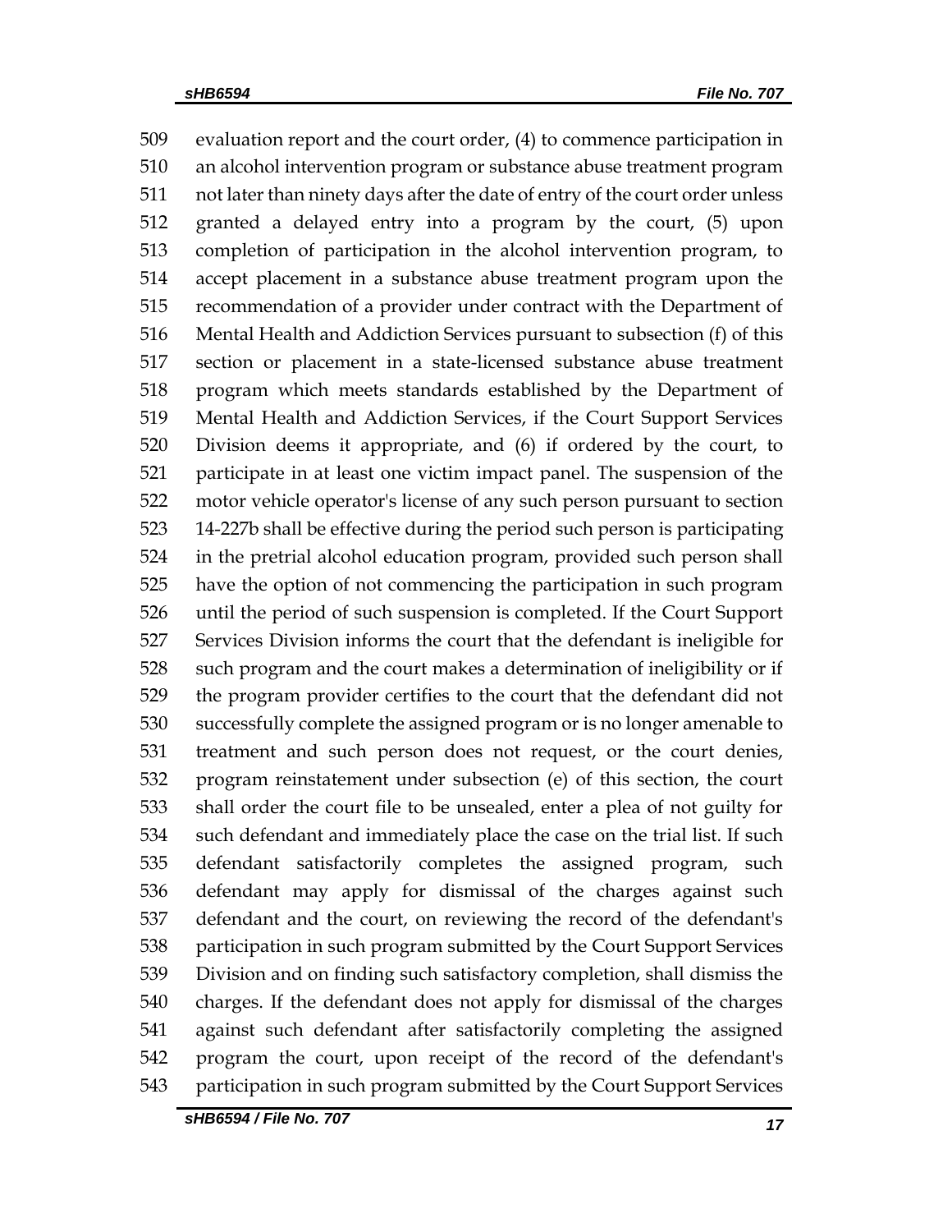evaluation report and the court order, (4) to commence participation in an alcohol intervention program or substance abuse treatment program not later than ninety days after the date of entry of the court order unless granted a delayed entry into a program by the court, (5) upon completion of participation in the alcohol intervention program, to accept placement in a substance abuse treatment program upon the recommendation of a provider under contract with the Department of Mental Health and Addiction Services pursuant to subsection (f) of this section or placement in a state-licensed substance abuse treatment program which meets standards established by the Department of Mental Health and Addiction Services, if the Court Support Services Division deems it appropriate, and (6) if ordered by the court, to participate in at least one victim impact panel. The suspension of the motor vehicle operator's license of any such person pursuant to section 14-227b shall be effective during the period such person is participating in the pretrial alcohol education program, provided such person shall have the option of not commencing the participation in such program until the period of such suspension is completed. If the Court Support Services Division informs the court that the defendant is ineligible for such program and the court makes a determination of ineligibility or if the program provider certifies to the court that the defendant did not successfully complete the assigned program or is no longer amenable to treatment and such person does not request, or the court denies, program reinstatement under subsection (e) of this section, the court shall order the court file to be unsealed, enter a plea of not guilty for such defendant and immediately place the case on the trial list. If such defendant satisfactorily completes the assigned program, such defendant may apply for dismissal of the charges against such defendant and the court, on reviewing the record of the defendant's participation in such program submitted by the Court Support Services Division and on finding such satisfactory completion, shall dismiss the charges. If the defendant does not apply for dismissal of the charges against such defendant after satisfactorily completing the assigned program the court, upon receipt of the record of the defendant's participation in such program submitted by the Court Support Services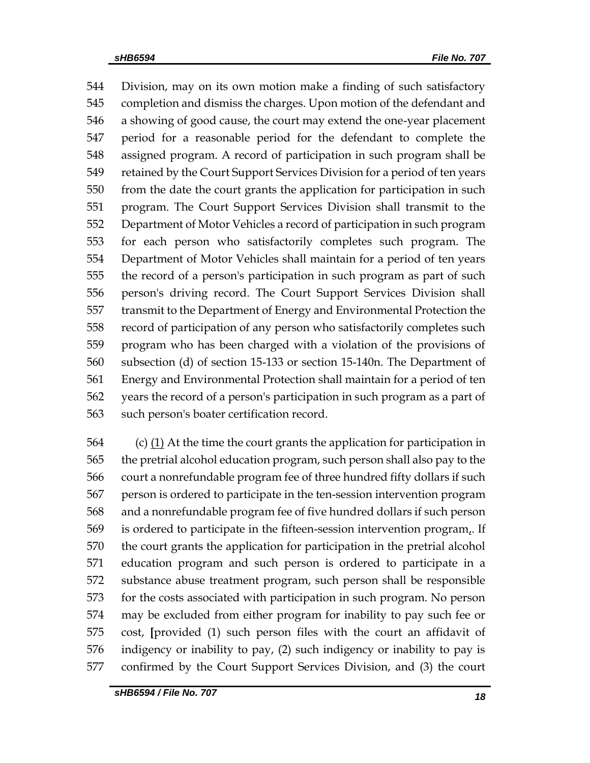Division, may on its own motion make a finding of such satisfactory completion and dismiss the charges. Upon motion of the defendant and a showing of good cause, the court may extend the one-year placement period for a reasonable period for the defendant to complete the assigned program. A record of participation in such program shall be retained by the Court Support Services Division for a period of ten years from the date the court grants the application for participation in such program. The Court Support Services Division shall transmit to the Department of Motor Vehicles a record of participation in such program for each person who satisfactorily completes such program. The Department of Motor Vehicles shall maintain for a period of ten years the record of a person's participation in such program as part of such person's driving record. The Court Support Services Division shall transmit to the Department of Energy and Environmental Protection the record of participation of any person who satisfactorily completes such program who has been charged with a violation of the provisions of subsection (d) of section 15-133 or section 15-140n. The Department of Energy and Environmental Protection shall maintain for a period of ten years the record of a person's participation in such program as a part of such person's boater certification record.

(c) (1) At the time the court grants the application for participation in the pretrial alcohol education program, such person shall also pay to the court a nonrefundable program fee of three hundred fifty dollars if such person is ordered to participate in the ten-session intervention program and a nonrefundable program fee of five hundred dollars if such person is ordered to participate in the fifteen-session intervention program,. If the court grants the application for participation in the pretrial alcohol education program and such person is ordered to participate in a substance abuse treatment program, such person shall be responsible for the costs associated with participation in such program. No person may be excluded from either program for inability to pay such fee or cost, [provided (1) such person files with the court an affidavit of indigency or inability to pay, (2) such indigency or inability to pay is confirmed by the Court Support Services Division, and (3) the court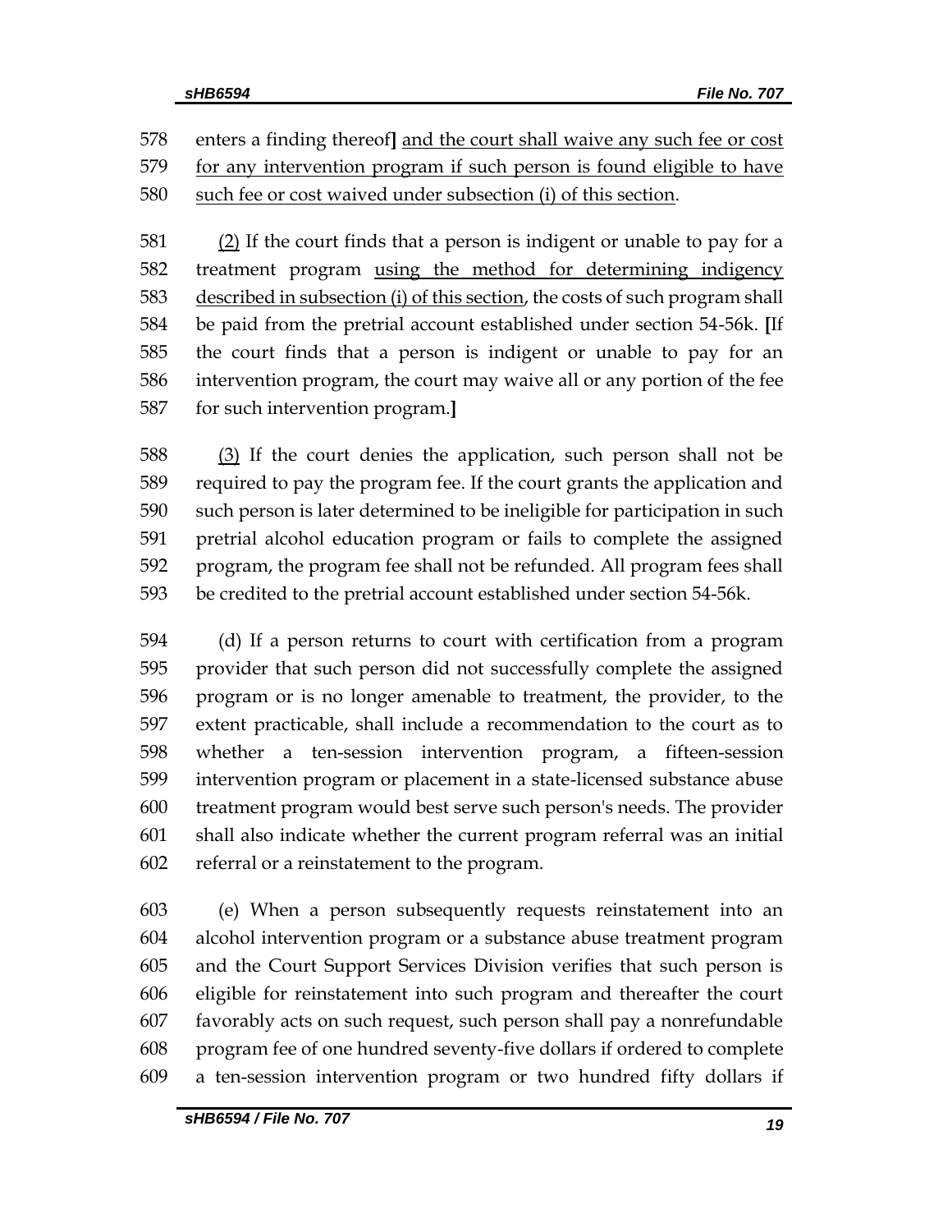578 enters a finding thereof] <u>and the court shall waive any such fee or cost</u>
579 <u>for any intervention program if such person is found eligible to have</u>
580 <u>such fee or cost waived under subsection (i) of this section</u>.

581 <u>(2)</u> If the court finds that a person is indigent or unable to pay for a
582 treatment program <u>using the method for determining indigency</u>
583 <u>described in subsection (i) of this section</u>, the costs of such program shall
584 be paid from the pretrial account established under section 54-56k. **[**If
585 the court finds that a person is indigent or unable to pay for an
586 intervention program, the court may waive all or any portion of the fee
587 for such intervention program.**]**

588 <u>(3)</u> If the court denies the application, such person shall not be
589 required to pay the program fee. If the court grants the application and
590 such person is later determined to be ineligible for participation in such
591 pretrial alcohol education program or fails to complete the assigned
592 program, the program fee shall not be refunded. All program fees shall
593 be credited to the pretrial account established under section 54-56k.

594 (d) If a person returns to court with certification from a program
595 provider that such person did not successfully complete the assigned
596 program or is no longer amenable to treatment, the provider, to the
597 extent practicable, shall include a recommendation to the court as to
598 whether a ten-session intervention program, a fifteen-session
599 intervention program or placement in a state-licensed substance abuse
600 treatment program would best serve such person's needs. The provider
601 shall also indicate whether the current program referral was an initial
602 referral or a reinstatement to the program.

603 (e) When a person subsequently requests reinstatement into an
604 alcohol intervention program or a substance abuse treatment program
605 and the Court Support Services Division verifies that such person is
606 eligible for reinstatement into such program and thereafter the court
607 favorably acts on such request, such person shall pay a nonrefundable
608 program fee of one hundred seventy-five dollars if ordered to complete
609 a ten-session intervention program or two hundred fifty dollars if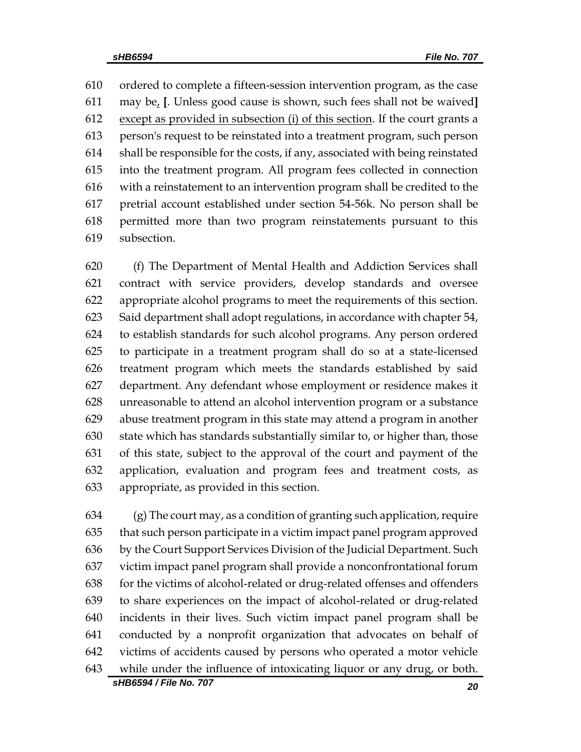610 ordered to complete a fifteen-session intervention program, as the case
611 may be, [. Unless good cause is shown, such fees shall not be waived]
612 except as provided in subsection (i) of this section. If the court grants a
613 person's request to be reinstated into a treatment program, such person
614 shall be responsible for the costs, if any, associated with being reinstated
615 into the treatment program. All program fees collected in connection
616 with a reinstatement to an intervention program shall be credited to the
617 pretrial account established under section 54-56k. No person shall be
618 permitted more than two program reinstatements pursuant to this
619 subsection.

620 (f) The Department of Mental Health and Addiction Services shall
621 contract with service providers, develop standards and oversee
622 appropriate alcohol programs to meet the requirements of this section.
623 Said department shall adopt regulations, in accordance with chapter 54,
624 to establish standards for such alcohol programs. Any person ordered
625 to participate in a treatment program shall do so at a state-licensed
626 treatment program which meets the standards established by said
627 department. Any defendant whose employment or residence makes it
628 unreasonable to attend an alcohol intervention program or a substance
629 abuse treatment program in this state may attend a program in another
630 state which has standards substantially similar to, or higher than, those
631 of this state, subject to the approval of the court and payment of the
632 application, evaluation and program fees and treatment costs, as
633 appropriate, as provided in this section.

634 (g) The court may, as a condition of granting such application, require
635 that such person participate in a victim impact panel program approved
636 by the Court Support Services Division of the Judicial Department. Such
637 victim impact panel program shall provide a nonconfrontational forum
638 for the victims of alcohol-related or drug-related offenses and offenders
639 to share experiences on the impact of alcohol-related or drug-related
640 incidents in their lives. Such victim impact panel program shall be
641 conducted by a nonprofit organization that advocates on behalf of
642 victims of accidents caused by persons who operated a motor vehicle
643 while under the influence of intoxicating liquor or any drug, or both.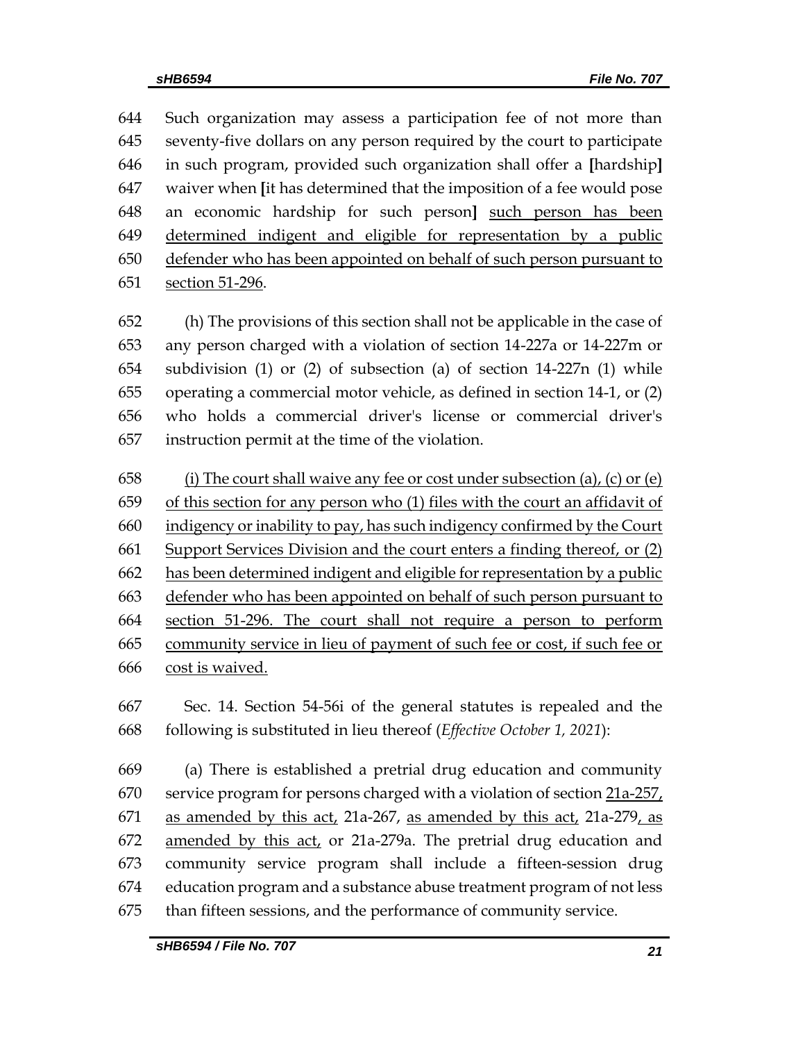Such organization may assess a participation fee of not more than seventy-five dollars on any person required by the court to participate in such program, provided such organization shall offer a [hardship] waiver when [it has determined that the imposition of a fee would pose an economic hardship for such person] <u>such person has been determined indigent and eligible for representation by a public defender who has been appointed on behalf of such person pursuant to section 51-296</u>.

(h) The provisions of this section shall not be applicable in the case of any person charged with a violation of section 14-227a or 14-227m or subdivision (1) or (2) of subsection (a) of section 14-227n (1) while operating a commercial motor vehicle, as defined in section 14-1, or (2) who holds a commercial driver's license or commercial driver's instruction permit at the time of the violation.

<u>(i) The court shall waive any fee or cost under subsection (a), (c) or (e) of this section for any person who (1) files with the court an affidavit of indigency or inability to pay, has such indigency confirmed by the Court Support Services Division and the court enters a finding thereof, or (2) has been determined indigent and eligible for representation by a public defender who has been appointed on behalf of such person pursuant to section 51-296. The court shall not require a person to perform community service in lieu of payment of such fee or cost, if such fee or cost is waived.</u>

Sec. 14. Section 54-56i of the general statutes is repealed and the following is substituted in lieu thereof (*Effective October 1, 2021*):

(a) There is established a pretrial drug education and community service program for persons charged with a violation of section <u>21a-257, as amended by this act,</u> 21a-267, <u>as amended by this act</u>, 21a-279<u>, as amended by this act,</u> or 21a-279a. The pretrial drug education and community service program shall include a fifteen-session drug education program and a substance abuse treatment program of not less than fifteen sessions, and the performance of community service.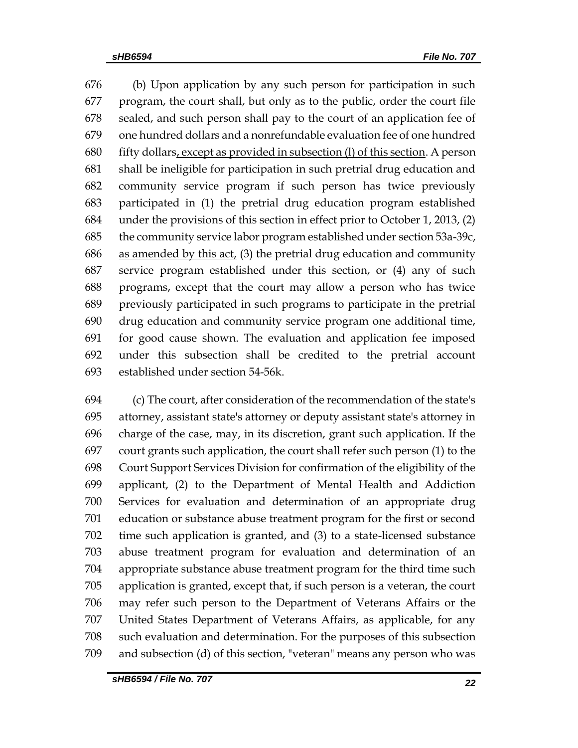(b) Upon application by any such person for participation in such program, the court shall, but only as to the public, order the court file sealed, and such person shall pay to the court of an application fee of one hundred dollars and a nonrefundable evaluation fee of one hundred fifty dollars<u>, except as provided in subsection (l) of this section</u>. A person shall be ineligible for participation in such pretrial drug education and community service program if such person has twice previously participated in (1) the pretrial drug education program established under the provisions of this section in effect prior to October 1, 2013, (2) the community service labor program established under section 53a-39c, <u>as amended by this act,</u> (3) the pretrial drug education and community service program established under this section, or (4) any of such programs, except that the court may allow a person who has twice previously participated in such programs to participate in the pretrial drug education and community service program one additional time, for good cause shown. The evaluation and application fee imposed under this subsection shall be credited to the pretrial account established under section 54-56k.

(c) The court, after consideration of the recommendation of the state's attorney, assistant state's attorney or deputy assistant state's attorney in charge of the case, may, in its discretion, grant such application. If the court grants such application, the court shall refer such person (1) to the Court Support Services Division for confirmation of the eligibility of the applicant, (2) to the Department of Mental Health and Addiction Services for evaluation and determination of an appropriate drug education or substance abuse treatment program for the first or second time such application is granted, and (3) to a state-licensed substance abuse treatment program for evaluation and determination of an appropriate substance abuse treatment program for the third time such application is granted, except that, if such person is a veteran, the court may refer such person to the Department of Veterans Affairs or the United States Department of Veterans Affairs, as applicable, for any such evaluation and determination. For the purposes of this subsection and subsection (d) of this section, "veteran" means any person who was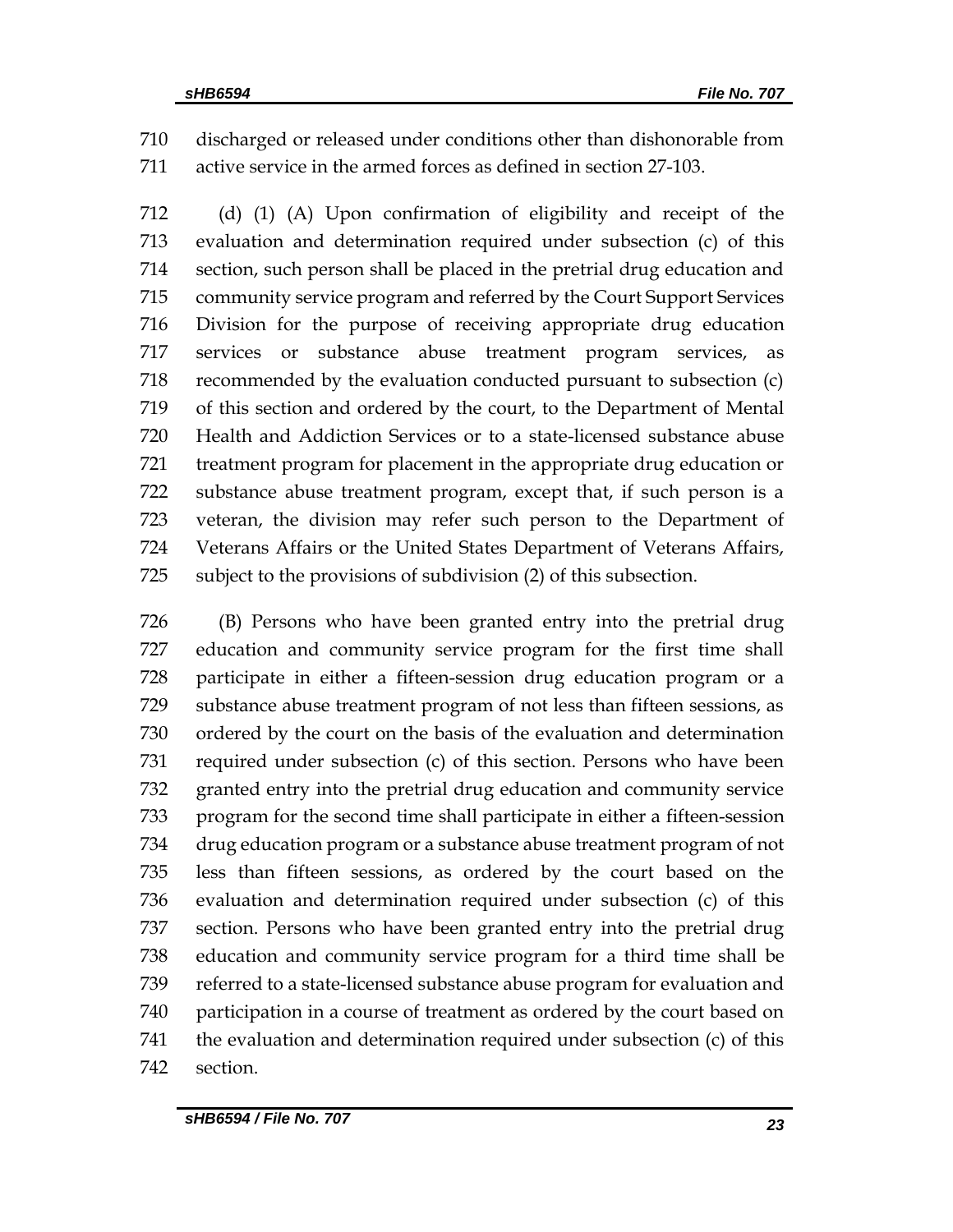discharged or released under conditions other than dishonorable from active service in the armed forces as defined in section 27-103.

(d) (1) (A) Upon confirmation of eligibility and receipt of the evaluation and determination required under subsection (c) of this section, such person shall be placed in the pretrial drug education and community service program and referred by the Court Support Services Division for the purpose of receiving appropriate drug education services or substance abuse treatment program services, as recommended by the evaluation conducted pursuant to subsection (c) of this section and ordered by the court, to the Department of Mental Health and Addiction Services or to a state-licensed substance abuse treatment program for placement in the appropriate drug education or substance abuse treatment program, except that, if such person is a veteran, the division may refer such person to the Department of Veterans Affairs or the United States Department of Veterans Affairs, subject to the provisions of subdivision (2) of this subsection.

(B) Persons who have been granted entry into the pretrial drug education and community service program for the first time shall participate in either a fifteen-session drug education program or a substance abuse treatment program of not less than fifteen sessions, as ordered by the court on the basis of the evaluation and determination required under subsection (c) of this section. Persons who have been granted entry into the pretrial drug education and community service program for the second time shall participate in either a fifteen-session drug education program or a substance abuse treatment program of not less than fifteen sessions, as ordered by the court based on the evaluation and determination required under subsection (c) of this section. Persons who have been granted entry into the pretrial drug education and community service program for a third time shall be referred to a state-licensed substance abuse program for evaluation and participation in a course of treatment as ordered by the court based on the evaluation and determination required under subsection (c) of this section.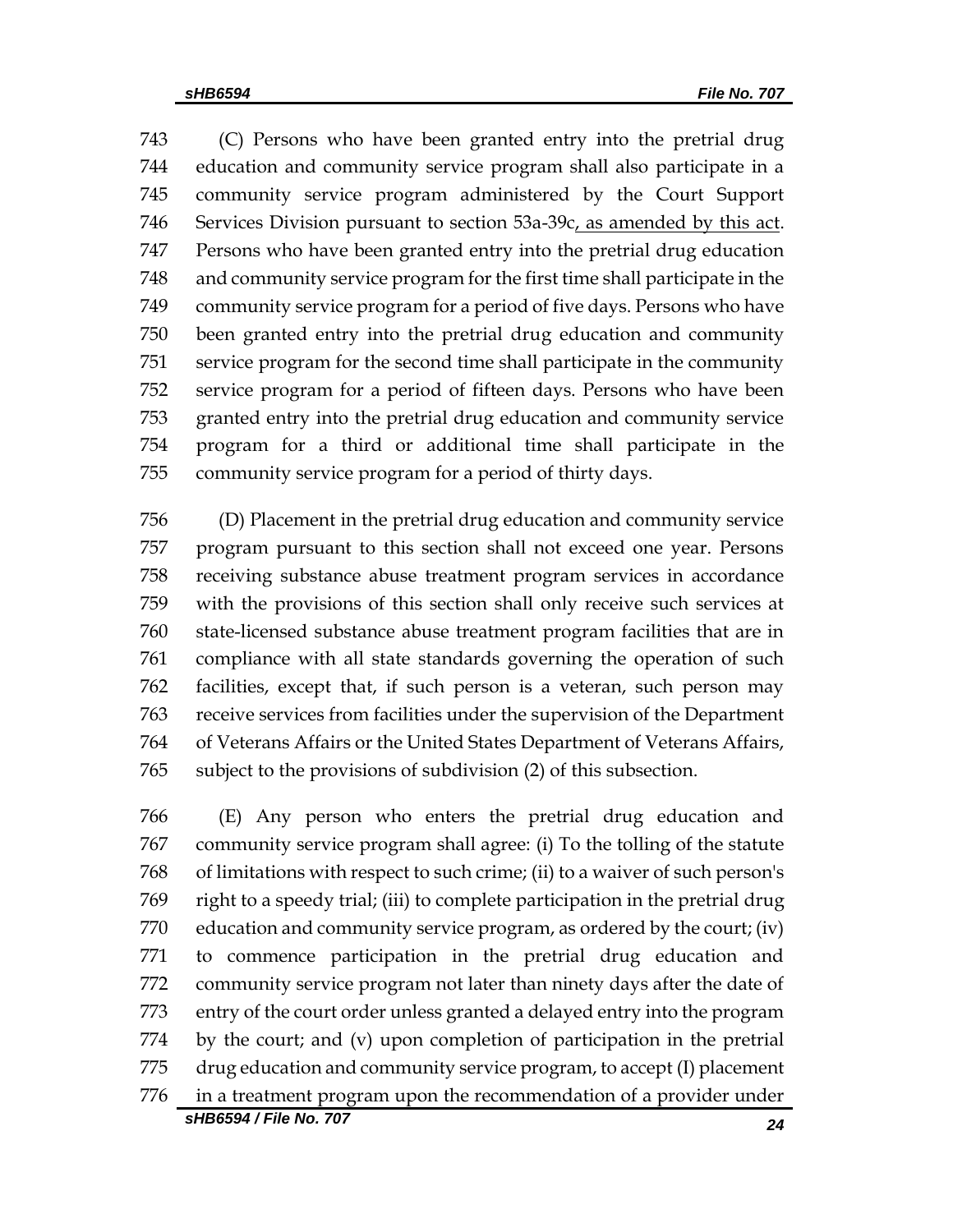(C) Persons who have been granted entry into the pretrial drug education and community service program shall also participate in a community service program administered by the Court Support Services Division pursuant to section 53a-39c<u>, as amended by this act</u>. Persons who have been granted entry into the pretrial drug education and community service program for the first time shall participate in the community service program for a period of five days. Persons who have been granted entry into the pretrial drug education and community service program for the second time shall participate in the community service program for a period of fifteen days. Persons who have been granted entry into the pretrial drug education and community service program for a third or additional time shall participate in the community service program for a period of thirty days.

(D) Placement in the pretrial drug education and community service program pursuant to this section shall not exceed one year. Persons receiving substance abuse treatment program services in accordance with the provisions of this section shall only receive such services at state-licensed substance abuse treatment program facilities that are in compliance with all state standards governing the operation of such facilities, except that, if such person is a veteran, such person may receive services from facilities under the supervision of the Department of Veterans Affairs or the United States Department of Veterans Affairs, subject to the provisions of subdivision (2) of this subsection.

(E) Any person who enters the pretrial drug education and community service program shall agree: (i) To the tolling of the statute of limitations with respect to such crime; (ii) to a waiver of such person's right to a speedy trial; (iii) to complete participation in the pretrial drug education and community service program, as ordered by the court; (iv) to commence participation in the pretrial drug education and community service program not later than ninety days after the date of entry of the court order unless granted a delayed entry into the program by the court; and (v) upon completion of participation in the pretrial drug education and community service program, to accept (I) placement in a treatment program upon the recommendation of a provider under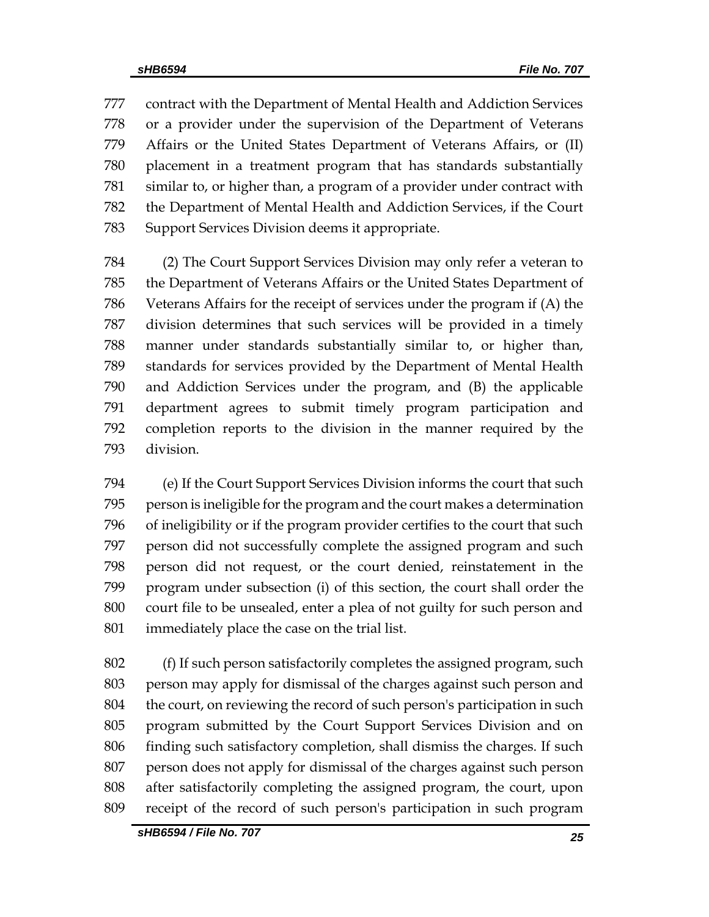contract with the Department of Mental Health and Addiction Services or a provider under the supervision of the Department of Veterans Affairs or the United States Department of Veterans Affairs, or (II) placement in a treatment program that has standards substantially similar to, or higher than, a program of a provider under contract with the Department of Mental Health and Addiction Services, if the Court Support Services Division deems it appropriate.

(2) The Court Support Services Division may only refer a veteran to the Department of Veterans Affairs or the United States Department of Veterans Affairs for the receipt of services under the program if (A) the division determines that such services will be provided in a timely manner under standards substantially similar to, or higher than, standards for services provided by the Department of Mental Health and Addiction Services under the program, and (B) the applicable department agrees to submit timely program participation and completion reports to the division in the manner required by the division.

(e) If the Court Support Services Division informs the court that such person is ineligible for the program and the court makes a determination of ineligibility or if the program provider certifies to the court that such person did not successfully complete the assigned program and such person did not request, or the court denied, reinstatement in the program under subsection (i) of this section, the court shall order the court file to be unsealed, enter a plea of not guilty for such person and immediately place the case on the trial list.

(f) If such person satisfactorily completes the assigned program, such person may apply for dismissal of the charges against such person and the court, on reviewing the record of such person's participation in such program submitted by the Court Support Services Division and on finding such satisfactory completion, shall dismiss the charges. If such person does not apply for dismissal of the charges against such person after satisfactorily completing the assigned program, the court, upon receipt of the record of such person's participation in such program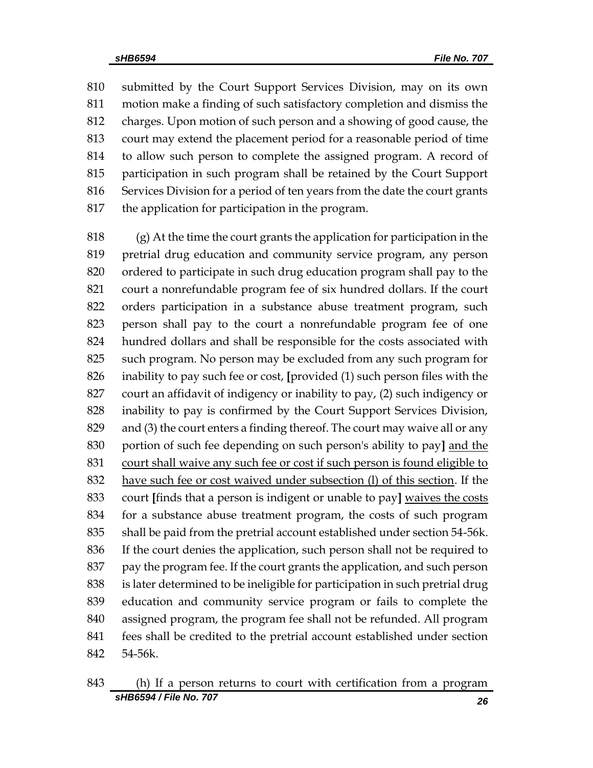810 submitted by the Court Support Services Division, may on its own
811 motion make a finding of such satisfactory completion and dismiss the
812 charges. Upon motion of such person and a showing of good cause, the
813 court may extend the placement period for a reasonable period of time
814 to allow such person to complete the assigned program. A record of
815 participation in such program shall be retained by the Court Support
816 Services Division for a period of ten years from the date the court grants
817 the application for participation in the program.

818 (g) At the time the court grants the application for participation in the
819 pretrial drug education and community service program, any person
820 ordered to participate in such drug education program shall pay to the
821 court a nonrefundable program fee of six hundred dollars. If the court
822 orders participation in a substance abuse treatment program, such
823 person shall pay to the court a nonrefundable program fee of one
824 hundred dollars and shall be responsible for the costs associated with
825 such program. No person may be excluded from any such program for
826 inability to pay such fee or cost, **[**provided (1) such person files with the
827 court an affidavit of indigency or inability to pay, (2) such indigency or
828 inability to pay is confirmed by the Court Support Services Division,
829 and (3) the court enters a finding thereof. The court may waive all or any
830 portion of such fee depending on such person's ability to pay**]** <u>and the</u>
831 <u>court shall waive any such fee or cost if such person is found eligible to</u>
832 <u>have such fee or cost waived under subsection (l) of this section</u>. If the
833 court **[**finds that a person is indigent or unable to pay**]** <u>waives the costs</u>
834 for a substance abuse treatment program, the costs of such program
835 shall be paid from the pretrial account established under section 54-56k.
836 If the court denies the application, such person shall not be required to
837 pay the program fee. If the court grants the application, and such person
838 is later determined to be ineligible for participation in such pretrial drug
839 education and community service program or fails to complete the
840 assigned program, the program fee shall not be refunded. All program
841 fees shall be credited to the pretrial account established under section
842 54-56k.

843 (h) If a person returns to court with certification from a program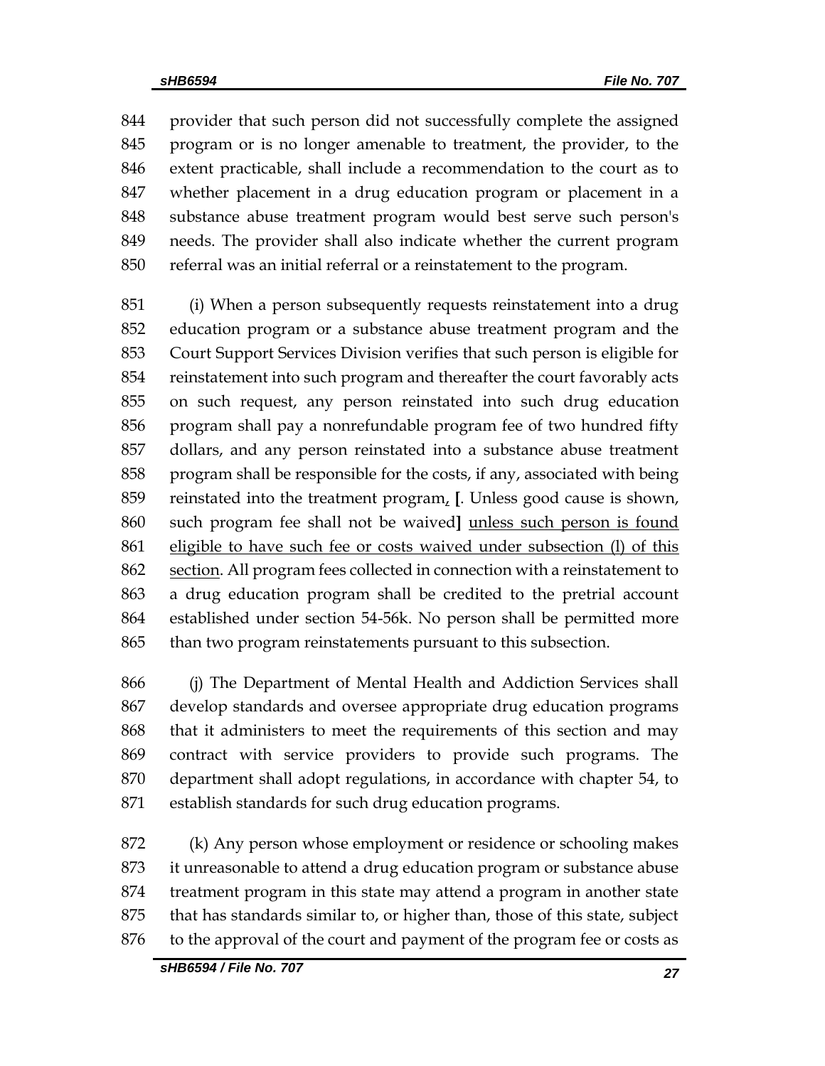provider that such person did not successfully complete the assigned program or is no longer amenable to treatment, the provider, to the extent practicable, shall include a recommendation to the court as to whether placement in a drug education program or placement in a substance abuse treatment program would best serve such person's needs. The provider shall also indicate whether the current program referral was an initial referral or a reinstatement to the program.

(i) When a person subsequently requests reinstatement into a drug education program or a substance abuse treatment program and the Court Support Services Division verifies that such person is eligible for reinstatement into such program and thereafter the court favorably acts on such request, any person reinstated into such drug education program shall pay a nonrefundable program fee of two hundred fifty dollars, and any person reinstated into a substance abuse treatment program shall be responsible for the costs, if any, associated with being reinstated into the treatment program, **[**. Unless good cause is shown, such program fee shall not be waived**]** unless such person is found eligible to have such fee or costs waived under subsection (l) of this section. All program fees collected in connection with a reinstatement to a drug education program shall be credited to the pretrial account established under section 54-56k. No person shall be permitted more than two program reinstatements pursuant to this subsection.

(j) The Department of Mental Health and Addiction Services shall develop standards and oversee appropriate drug education programs that it administers to meet the requirements of this section and may contract with service providers to provide such programs. The department shall adopt regulations, in accordance with chapter 54, to establish standards for such drug education programs.

(k) Any person whose employment or residence or schooling makes it unreasonable to attend a drug education program or substance abuse treatment program in this state may attend a program in another state that has standards similar to, or higher than, those of this state, subject to the approval of the court and payment of the program fee or costs as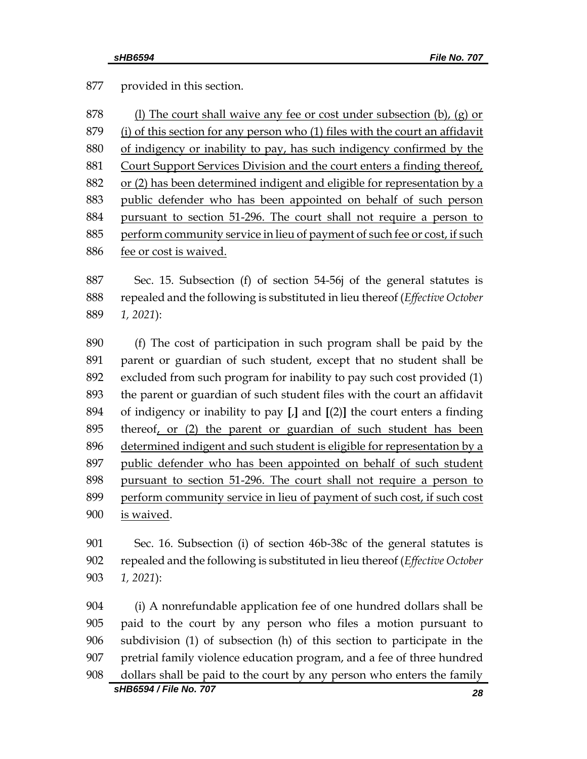provided in this section.

(l) The court shall waive any fee or cost under subsection (b), (g) or (i) of this section for any person who (1) files with the court an affidavit of indigency or inability to pay, has such indigency confirmed by the Court Support Services Division and the court enters a finding thereof, or (2) has been determined indigent and eligible for representation by a public defender who has been appointed on behalf of such person pursuant to section 51-296. The court shall not require a person to perform community service in lieu of payment of such fee or cost, if such fee or cost is waived.

Sec. 15. Subsection (f) of section 54-56j of the general statutes is repealed and the following is substituted in lieu thereof (*Effective October 1, 2021*):

(f) The cost of participation in such program shall be paid by the parent or guardian of such student, except that no student shall be excluded from such program for inability to pay such cost provided (1) the parent or guardian of such student files with the court an affidavit of indigency or inability to pay **[**,**]** and **[**(2)**]** the court enters a finding thereof, or (2) the parent or guardian of such student has been determined indigent and such student is eligible for representation by a public defender who has been appointed on behalf of such student pursuant to section 51-296. The court shall not require a person to perform community service in lieu of payment of such cost, if such cost is waived.

Sec. 16. Subsection (i) of section 46b-38c of the general statutes is repealed and the following is substituted in lieu thereof (*Effective October 1, 2021*):

(i) A nonrefundable application fee of one hundred dollars shall be paid to the court by any person who files a motion pursuant to subdivision (1) of subsection (h) of this section to participate in the pretrial family violence education program, and a fee of three hundred dollars shall be paid to the court by any person who enters the family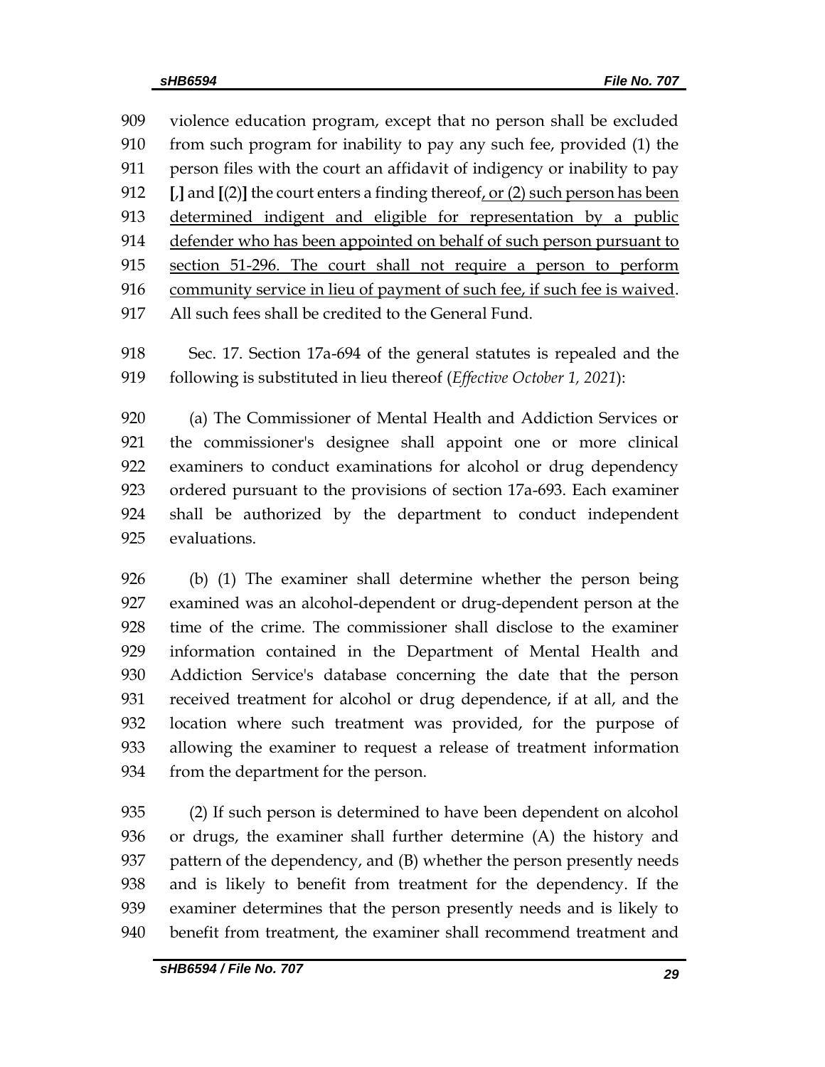violence education program, except that no person shall be excluded from such program for inability to pay any such fee, provided (1) the person files with the court an affidavit of indigency or inability to pay [,] and [(2)] the court enters a finding thereof, or (2) such person has been determined indigent and eligible for representation by a public defender who has been appointed on behalf of such person pursuant to section 51-296. The court shall not require a person to perform community service in lieu of payment of such fee, if such fee is waived. All such fees shall be credited to the General Fund.

Sec. 17. Section 17a-694 of the general statutes is repealed and the following is substituted in lieu thereof (*Effective October 1, 2021*):

(a) The Commissioner of Mental Health and Addiction Services or the commissioner's designee shall appoint one or more clinical examiners to conduct examinations for alcohol or drug dependency ordered pursuant to the provisions of section 17a-693. Each examiner shall be authorized by the department to conduct independent evaluations.

(b) (1) The examiner shall determine whether the person being examined was an alcohol-dependent or drug-dependent person at the time of the crime. The commissioner shall disclose to the examiner information contained in the Department of Mental Health and Addiction Service's database concerning the date that the person received treatment for alcohol or drug dependence, if at all, and the location where such treatment was provided, for the purpose of allowing the examiner to request a release of treatment information from the department for the person.

(2) If such person is determined to have been dependent on alcohol or drugs, the examiner shall further determine (A) the history and pattern of the dependency, and (B) whether the person presently needs and is likely to benefit from treatment for the dependency. If the examiner determines that the person presently needs and is likely to benefit from treatment, the examiner shall recommend treatment and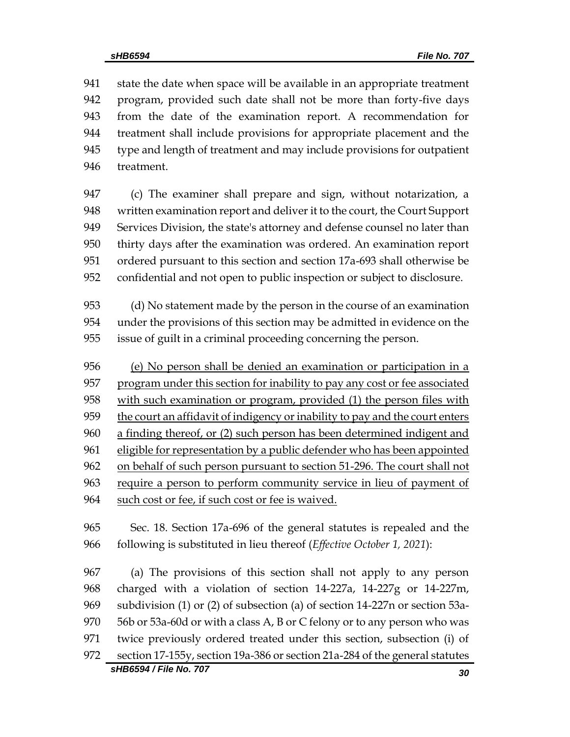state the date when space will be available in an appropriate treatment program, provided such date shall not be more than forty-five days from the date of the examination report. A recommendation for treatment shall include provisions for appropriate placement and the type and length of treatment and may include provisions for outpatient treatment.

(c) The examiner shall prepare and sign, without notarization, a written examination report and deliver it to the court, the Court Support Services Division, the state's attorney and defense counsel no later than thirty days after the examination was ordered. An examination report ordered pursuant to this section and section 17a-693 shall otherwise be confidential and not open to public inspection or subject to disclosure.

(d) No statement made by the person in the course of an examination under the provisions of this section may be admitted in evidence on the issue of guilt in a criminal proceeding concerning the person.

<u>(e) No person shall be denied an examination or participation in a program under this section for inability to pay any cost or fee associated with such examination or program, provided (1) the person files with the court an affidavit of indigency or inability to pay and the court enters a finding thereof, or (2) such person has been determined indigent and eligible for representation by a public defender who has been appointed on behalf of such person pursuant to section 51-296. The court shall not require a person to perform community service in lieu of payment of such cost or fee, if such cost or fee is waived.</u>

Sec. 18. Section 17a-696 of the general statutes is repealed and the following is substituted in lieu thereof (*Effective October 1, 2021*):

(a) The provisions of this section shall not apply to any person charged with a violation of section 14-227a, 14-227g or 14-227m, subdivision (1) or (2) of subsection (a) of section 14-227n or section 53a-56b or 53a-60d or with a class A, B or C felony or to any person who was twice previously ordered treated under this section, subsection (i) of section 17-155y, section 19a-386 or section 21a-284 of the general statutes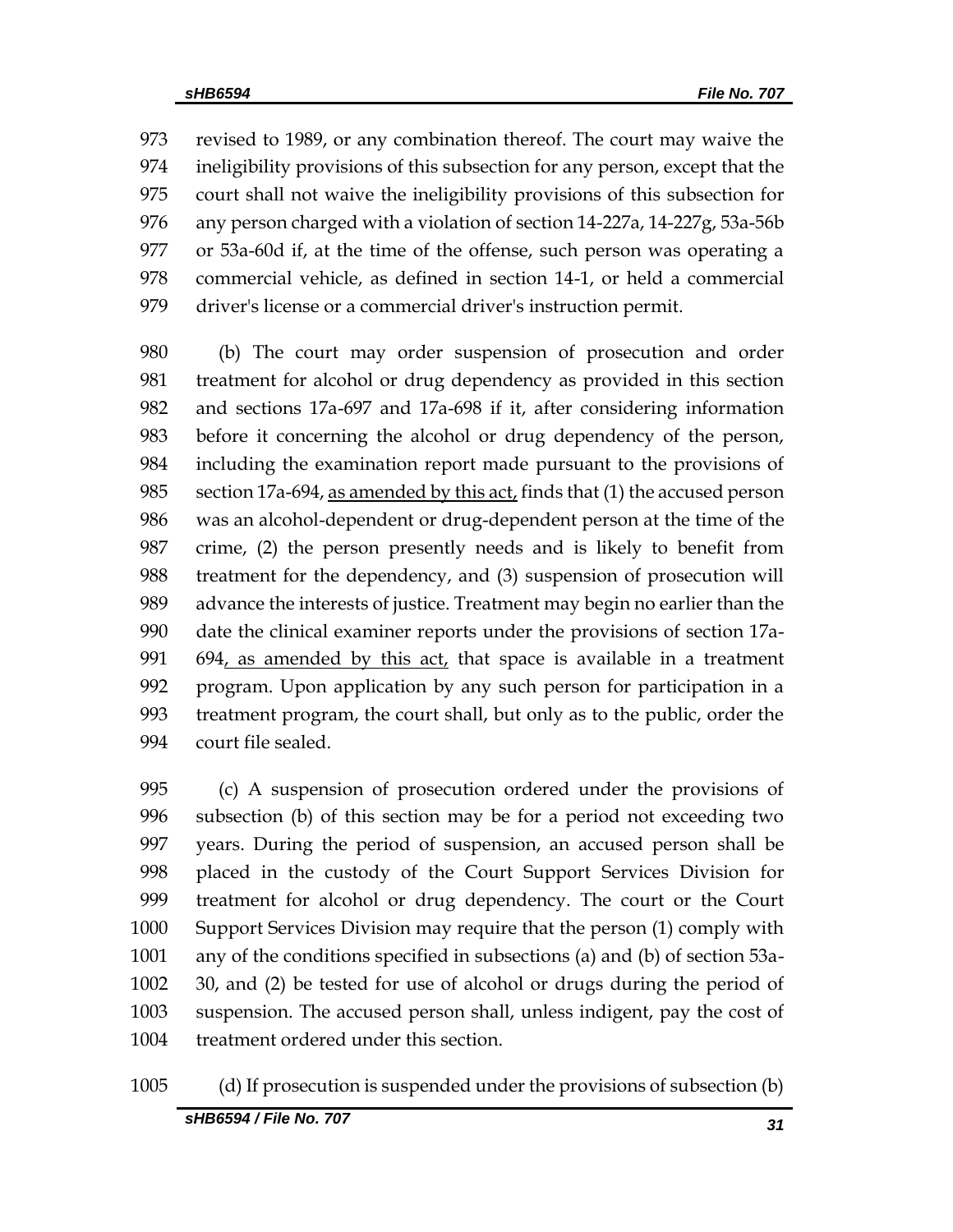973 revised to 1989, or any combination thereof. The court may waive the
974 ineligibility provisions of this subsection for any person, except that the
975 court shall not waive the ineligibility provisions of this subsection for
976 any person charged with a violation of section 14-227a, 14-227g, 53a-56b
977 or 53a-60d if, at the time of the offense, such person was operating a
978 commercial vehicle, as defined in section 14-1, or held a commercial
979 driver's license or a commercial driver's instruction permit.

980 (b) The court may order suspension of prosecution and order
981 treatment for alcohol or drug dependency as provided in this section
982 and sections 17a-697 and 17a-698 if it, after considering information
983 before it concerning the alcohol or drug dependency of the person,
984 including the examination report made pursuant to the provisions of
985 section 17a-694, <u>as amended by this act,</u> finds that (1) the accused person
986 was an alcohol-dependent or drug-dependent person at the time of the
987 crime, (2) the person presently needs and is likely to benefit from
988 treatment for the dependency, and (3) suspension of prosecution will
989 advance the interests of justice. Treatment may begin no earlier than the
990 date the clinical examiner reports under the provisions of section 17a-
991 694<u>, as amended by this act,</u> that space is available in a treatment
992 program. Upon application by any such person for participation in a
993 treatment program, the court shall, but only as to the public, order the
994 court file sealed.

995 (c) A suspension of prosecution ordered under the provisions of
996 subsection (b) of this section may be for a period not exceeding two
997 years. During the period of suspension, an accused person shall be
998 placed in the custody of the Court Support Services Division for
999 treatment for alcohol or drug dependency. The court or the Court
1000 Support Services Division may require that the person (1) comply with
1001 any of the conditions specified in subsections (a) and (b) of section 53a-
1002 30, and (2) be tested for use of alcohol or drugs during the period of
1003 suspension. The accused person shall, unless indigent, pay the cost of
1004 treatment ordered under this section.

1005 (d) If prosecution is suspended under the provisions of subsection (b)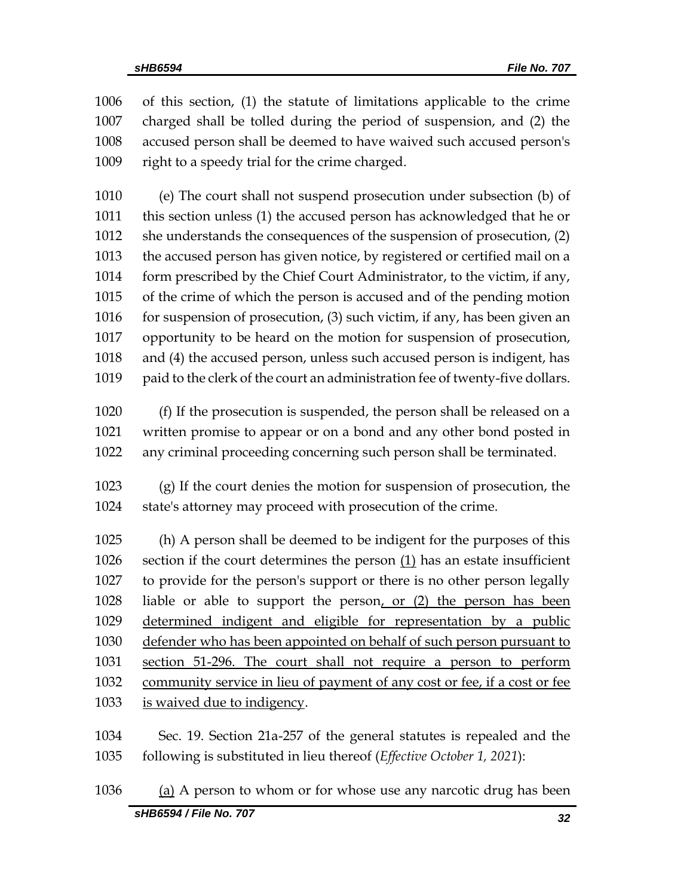of this section, (1) the statute of limitations applicable to the crime charged shall be tolled during the period of suspension, and (2) the accused person shall be deemed to have waived such accused person's right to a speedy trial for the crime charged.

(e) The court shall not suspend prosecution under subsection (b) of this section unless (1) the accused person has acknowledged that he or she understands the consequences of the suspension of prosecution, (2) the accused person has given notice, by registered or certified mail on a form prescribed by the Chief Court Administrator, to the victim, if any, of the crime of which the person is accused and of the pending motion for suspension of prosecution, (3) such victim, if any, has been given an opportunity to be heard on the motion for suspension of prosecution, and (4) the accused person, unless such accused person is indigent, has paid to the clerk of the court an administration fee of twenty-five dollars.

(f) If the prosecution is suspended, the person shall be released on a written promise to appear or on a bond and any other bond posted in any criminal proceeding concerning such person shall be terminated.

(g) If the court denies the motion for suspension of prosecution, the state's attorney may proceed with prosecution of the crime.

(h) A person shall be deemed to be indigent for the purposes of this section if the court determines the person (1) has an estate insufficient to provide for the person's support or there is no other person legally liable or able to support the person, or (2) the person has been determined indigent and eligible for representation by a public defender who has been appointed on behalf of such person pursuant to section 51-296. The court shall not require a person to perform community service in lieu of payment of any cost or fee, if a cost or fee is waived due to indigency.

Sec. 19. Section 21a-257 of the general statutes is repealed and the following is substituted in lieu thereof (*Effective October 1, 2021*):

(a) A person to whom or for whose use any narcotic drug has been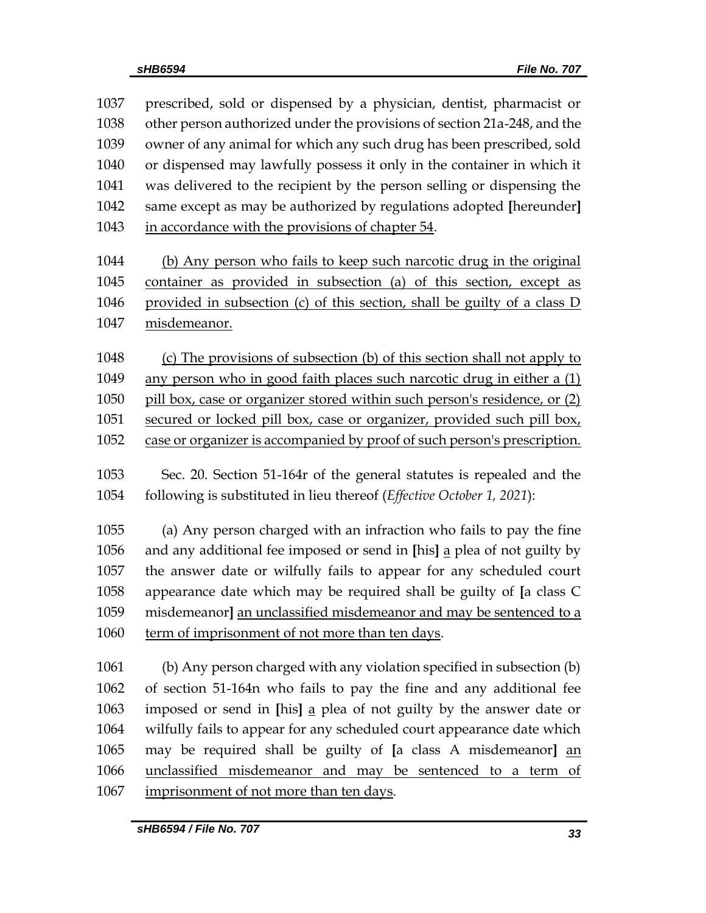1037 prescribed, sold or dispensed by a physician, dentist, pharmacist or
1038 other person authorized under the provisions of section 21a-248, and the
1039 owner of any animal for which any such drug has been prescribed, sold
1040 or dispensed may lawfully possess it only in the container in which it
1041 was delivered to the recipient by the person selling or dispensing the
1042 same except as may be authorized by regulations adopted **[**hereunder**]**
1043 <u>in accordance with the provisions of chapter 54</u>.

1044 <u>(b) Any person who fails to keep such narcotic drug in the original</u>
1045 <u>container as provided in subsection (a) of this section, except as</u>
1046 <u>provided in subsection (c) of this section, shall be guilty of a class D</u>
1047 <u>misdemeanor.</u>

1048 <u>(c) The provisions of subsection (b) of this section shall not apply to</u>
1049 <u>any person who in good faith places such narcotic drug in either a (1)</u>
1050 <u>pill box, case or organizer stored within such person's residence, or (2)</u>
1051 <u>secured or locked pill box, case or organizer, provided such pill box,</u>
1052 <u>case or organizer is accompanied by proof of such person's prescription.</u>

1053 Sec. 20. Section 51-164r of the general statutes is repealed and the
1054 following is substituted in lieu thereof (*Effective October 1, 2021*):

1055 (a) Any person charged with an infraction who fails to pay the fine
1056 and any additional fee imposed or send in **[**his**]** <u>a</u> plea of not guilty by
1057 the answer date or wilfully fails to appear for any scheduled court
1058 appearance date which may be required shall be guilty of **[**a class C
1059 misdemeanor**]** <u>an unclassified misdemeanor and may be sentenced to a</u>
1060 <u>term of imprisonment of not more than ten days</u>.

1061 (b) Any person charged with any violation specified in subsection (b)
1062 of section 51-164n who fails to pay the fine and any additional fee
1063 imposed or send in **[**his**]** <u>a</u> plea of not guilty by the answer date or
1064 wilfully fails to appear for any scheduled court appearance date which
1065 may be required shall be guilty of **[**a class A misdemeanor**]** <u>an</u>
1066 <u>unclassified misdemeanor and may be sentenced to a term of</u>
1067 <u>imprisonment of not more than ten days</u>.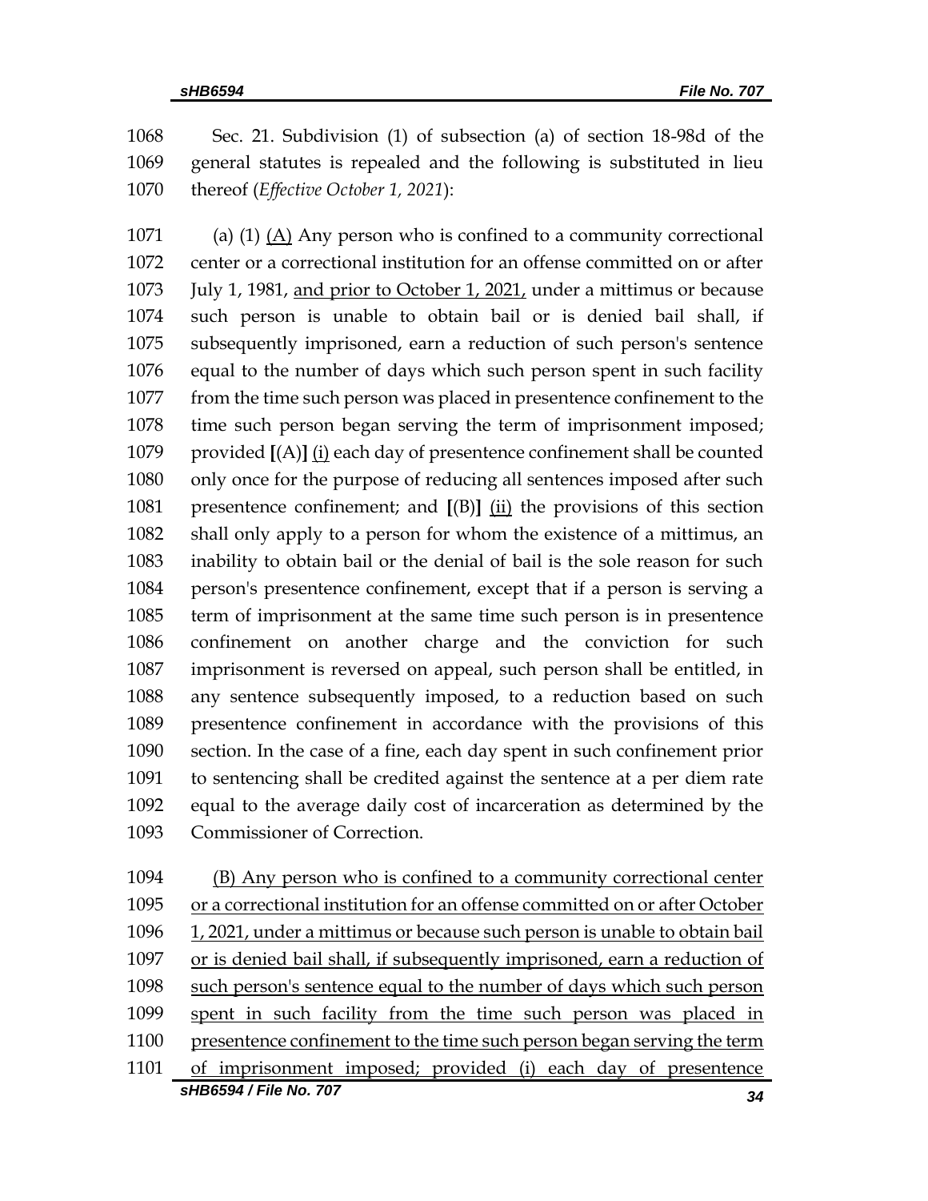Sec. 21. Subdivision (1) of subsection (a) of section 18-98d of the general statutes is repealed and the following is substituted in lieu thereof (*Effective October 1, 2021*):

(a) (1) <u>(A)</u> Any person who is confined to a community correctional center or a correctional institution for an offense committed on or after July 1, 1981, <u>and prior to October 1, 2021,</u> under a mittimus or because such person is unable to obtain bail or is denied bail shall, if subsequently imprisoned, earn a reduction of such person's sentence equal to the number of days which such person spent in such facility from the time such person was placed in presentence confinement to the time such person began serving the term of imprisonment imposed; provided **[**(A)**]** <u>(i)</u> each day of presentence confinement shall be counted only once for the purpose of reducing all sentences imposed after such presentence confinement; and **[**(B)**]** <u>(ii)</u> the provisions of this section shall only apply to a person for whom the existence of a mittimus, an inability to obtain bail or the denial of bail is the sole reason for such person's presentence confinement, except that if a person is serving a term of imprisonment at the same time such person is in presentence confinement on another charge and the conviction for such imprisonment is reversed on appeal, such person shall be entitled, in any sentence subsequently imposed, to a reduction based on such presentence confinement in accordance with the provisions of this section. In the case of a fine, each day spent in such confinement prior to sentencing shall be credited against the sentence at a per diem rate equal to the average daily cost of incarceration as determined by the Commissioner of Correction.

<u>(B) Any person who is confined to a community correctional center or a correctional institution for an offense committed on or after October 1, 2021, under a mittimus or because such person is unable to obtain bail or is denied bail shall, if subsequently imprisoned, earn a reduction of such person's sentence equal to the number of days which such person spent in such facility from the time such person was placed in presentence confinement to the time such person began serving the term of imprisonment imposed; provided (i) each day of presentence</u>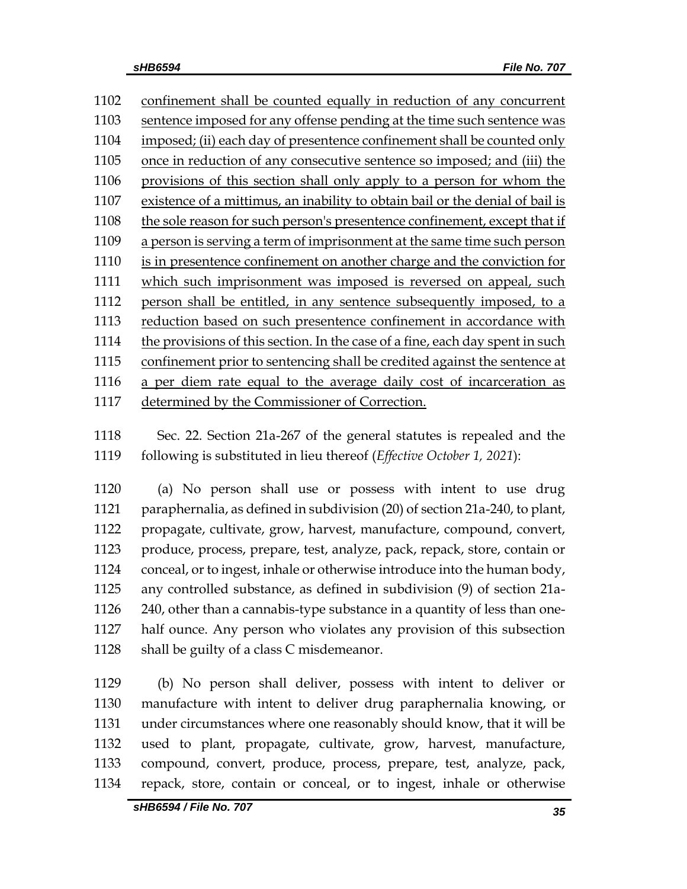1102 confinement shall be counted equally in reduction of any concurrent
1103 sentence imposed for any offense pending at the time such sentence was
1104 imposed; (ii) each day of presentence confinement shall be counted only
1105 once in reduction of any consecutive sentence so imposed; and (iii) the
1106 provisions of this section shall only apply to a person for whom the
1107 existence of a mittimus, an inability to obtain bail or the denial of bail is
1108 the sole reason for such person's presentence confinement, except that if
1109 a person is serving a term of imprisonment at the same time such person
1110 is in presentence confinement on another charge and the conviction for
1111 which such imprisonment was imposed is reversed on appeal, such
1112 person shall be entitled, in any sentence subsequently imposed, to a
1113 reduction based on such presentence confinement in accordance with
1114 the provisions of this section. In the case of a fine, each day spent in such
1115 confinement prior to sentencing shall be credited against the sentence at
1116 a per diem rate equal to the average daily cost of incarceration as
1117 determined by the Commissioner of Correction.

1118 Sec. 22. Section 21a-267 of the general statutes is repealed and the
1119 following is substituted in lieu thereof (*Effective October 1, 2021*):

1120 (a) No person shall use or possess with intent to use drug
1121 paraphernalia, as defined in subdivision (20) of section 21a-240, to plant,
1122 propagate, cultivate, grow, harvest, manufacture, compound, convert,
1123 produce, process, prepare, test, analyze, pack, repack, store, contain or
1124 conceal, or to ingest, inhale or otherwise introduce into the human body,
1125 any controlled substance, as defined in subdivision (9) of section 21a-
1126 240, other than a cannabis-type substance in a quantity of less than one-
1127 half ounce. Any person who violates any provision of this subsection
1128 shall be guilty of a class C misdemeanor.

1129 (b) No person shall deliver, possess with intent to deliver or
1130 manufacture with intent to deliver drug paraphernalia knowing, or
1131 under circumstances where one reasonably should know, that it will be
1132 used to plant, propagate, cultivate, grow, harvest, manufacture,
1133 compound, convert, produce, process, prepare, test, analyze, pack,
1134 repack, store, contain or conceal, or to ingest, inhale or otherwise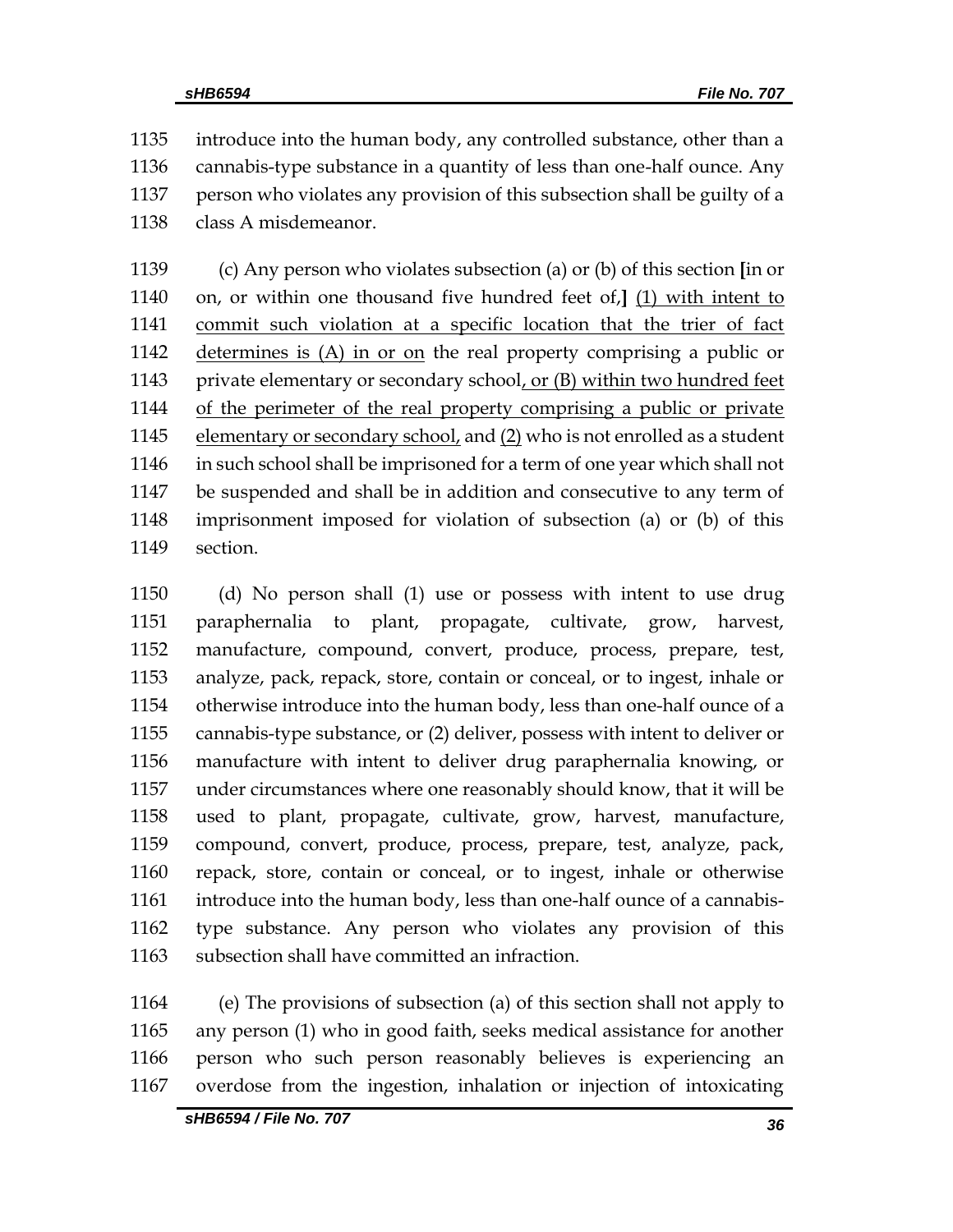1135 introduce into the human body, any controlled substance, other than a
1136 cannabis-type substance in a quantity of less than one-half ounce. Any
1137 person who violates any provision of this subsection shall be guilty of a
1138 class A misdemeanor.

1139 (c) Any person who violates subsection (a) or (b) of this section **[**in or
1140 on, or within one thousand five hundred feet of,**]** <u>(1) with intent to</u>
1141 <u>commit such violation at a specific location that the trier of fact</u>
1142 <u>determines is (A) in or on</u> the real property comprising a public or
1143 private elementary or secondary school<u>, or (B) within two hundred feet</u>
1144 <u>of the perimeter of the real property comprising a public or private</u>
1145 <u>elementary or secondary school,</u> and <u>(2)</u> who is not enrolled as a student
1146 in such school shall be imprisoned for a term of one year which shall not
1147 be suspended and shall be in addition and consecutive to any term of
1148 imprisonment imposed for violation of subsection (a) or (b) of this
1149 section.

1150 (d) No person shall (1) use or possess with intent to use drug
1151 paraphernalia to plant, propagate, cultivate, grow, harvest,
1152 manufacture, compound, convert, produce, process, prepare, test,
1153 analyze, pack, repack, store, contain or conceal, or to ingest, inhale or
1154 otherwise introduce into the human body, less than one-half ounce of a
1155 cannabis-type substance, or (2) deliver, possess with intent to deliver or
1156 manufacture with intent to deliver drug paraphernalia knowing, or
1157 under circumstances where one reasonably should know, that it will be
1158 used to plant, propagate, cultivate, grow, harvest, manufacture,
1159 compound, convert, produce, process, prepare, test, analyze, pack,
1160 repack, store, contain or conceal, or to ingest, inhale or otherwise
1161 introduce into the human body, less than one-half ounce of a cannabis-
1162 type substance. Any person who violates any provision of this
1163 subsection shall have committed an infraction.

1164 (e) The provisions of subsection (a) of this section shall not apply to
1165 any person (1) who in good faith, seeks medical assistance for another
1166 person who such person reasonably believes is experiencing an
1167 overdose from the ingestion, inhalation or injection of intoxicating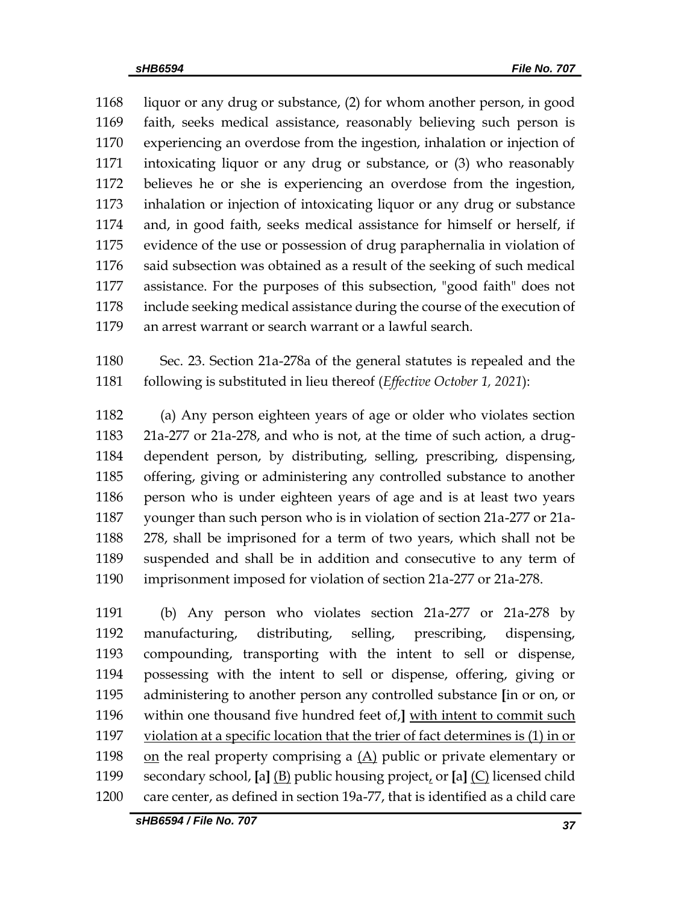1168 liquor or any drug or substance, (2) for whom another person, in good
1169 faith, seeks medical assistance, reasonably believing such person is
1170 experiencing an overdose from the ingestion, inhalation or injection of
1171 intoxicating liquor or any drug or substance, or (3) who reasonably
1172 believes he or she is experiencing an overdose from the ingestion,
1173 inhalation or injection of intoxicating liquor or any drug or substance
1174 and, in good faith, seeks medical assistance for himself or herself, if
1175 evidence of the use or possession of drug paraphernalia in violation of
1176 said subsection was obtained as a result of the seeking of such medical
1177 assistance. For the purposes of this subsection, "good faith" does not
1178 include seeking medical assistance during the course of the execution of
1179 an arrest warrant or search warrant or a lawful search.

1180 Sec. 23. Section 21a-278a of the general statutes is repealed and the
1181 following is substituted in lieu thereof (*Effective October 1, 2021*):

1182 (a) Any person eighteen years of age or older who violates section
1183 21a-277 or 21a-278, and who is not, at the time of such action, a drug-
1184 dependent person, by distributing, selling, prescribing, dispensing,
1185 offering, giving or administering any controlled substance to another
1186 person who is under eighteen years of age and is at least two years
1187 younger than such person who is in violation of section 21a-277 or 21a-
1188 278, shall be imprisoned for a term of two years, which shall not be
1189 suspended and shall be in addition and consecutive to any term of
1190 imprisonment imposed for violation of section 21a-277 or 21a-278.

1191 (b) Any person who violates section 21a-277 or 21a-278 by
1192 manufacturing, distributing, selling, prescribing, dispensing,
1193 compounding, transporting with the intent to sell or dispense,
1194 possessing with the intent to sell or dispense, offering, giving or
1195 administering to another person any controlled substance **[**in or on, or
1196 within one thousand five hundred feet of,**]** <u>with intent to commit such</u>
1197 <u>violation at a specific location that the trier of fact determines is (1) in or</u>
1198 <u>on</u> the real property comprising a <u>(A)</u> public or private elementary or
1199 secondary school, **[**a**]** <u>(B)</u> public housing project<u>,</u> or **[**a**]** <u>(C)</u> licensed child
1200 care center, as defined in section 19a-77, that is identified as a child care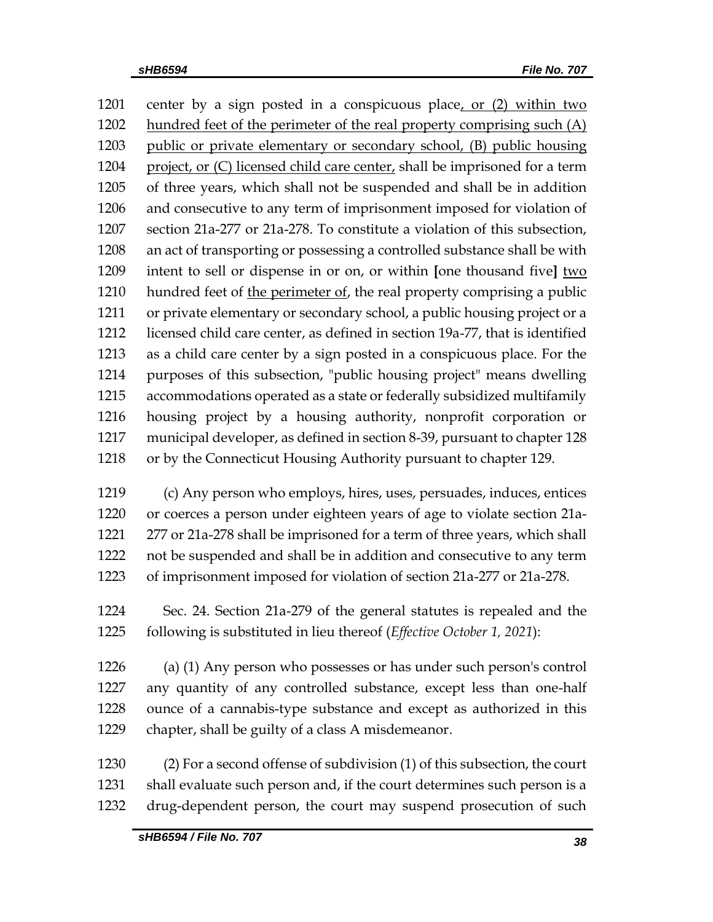center by a sign posted in a conspicuous place<u>, or (2) within two hundred feet of the perimeter of the real property comprising such (A) public or private elementary or secondary school, (B) public housing project, or (C) licensed child care center,</u> shall be imprisoned for a term of three years, which shall not be suspended and shall be in addition and consecutive to any term of imprisonment imposed for violation of section 21a-277 or 21a-278. To constitute a violation of this subsection, an act of transporting or possessing a controlled substance shall be with intent to sell or dispense in or on, or within **[**one thousand five**]** <u>two</u> hundred feet of <u>the perimeter of</u>, the real property comprising a public or private elementary or secondary school, a public housing project or a licensed child care center, as defined in section 19a-77, that is identified as a child care center by a sign posted in a conspicuous place. For the purposes of this subsection, "public housing project" means dwelling accommodations operated as a state or federally subsidized multifamily housing project by a housing authority, nonprofit corporation or municipal developer, as defined in section 8-39, pursuant to chapter 128 or by the Connecticut Housing Authority pursuant to chapter 129.

(c) Any person who employs, hires, uses, persuades, induces, entices or coerces a person under eighteen years of age to violate section 21a-277 or 21a-278 shall be imprisoned for a term of three years, which shall not be suspended and shall be in addition and consecutive to any term of imprisonment imposed for violation of section 21a-277 or 21a-278.

Sec. 24. Section 21a-279 of the general statutes is repealed and the following is substituted in lieu thereof (*Effective October 1, 2021*):

(a) (1) Any person who possesses or has under such person's control any quantity of any controlled substance, except less than one-half ounce of a cannabis-type substance and except as authorized in this chapter, shall be guilty of a class A misdemeanor.

(2) For a second offense of subdivision (1) of this subsection, the court shall evaluate such person and, if the court determines such person is a drug-dependent person, the court may suspend prosecution of such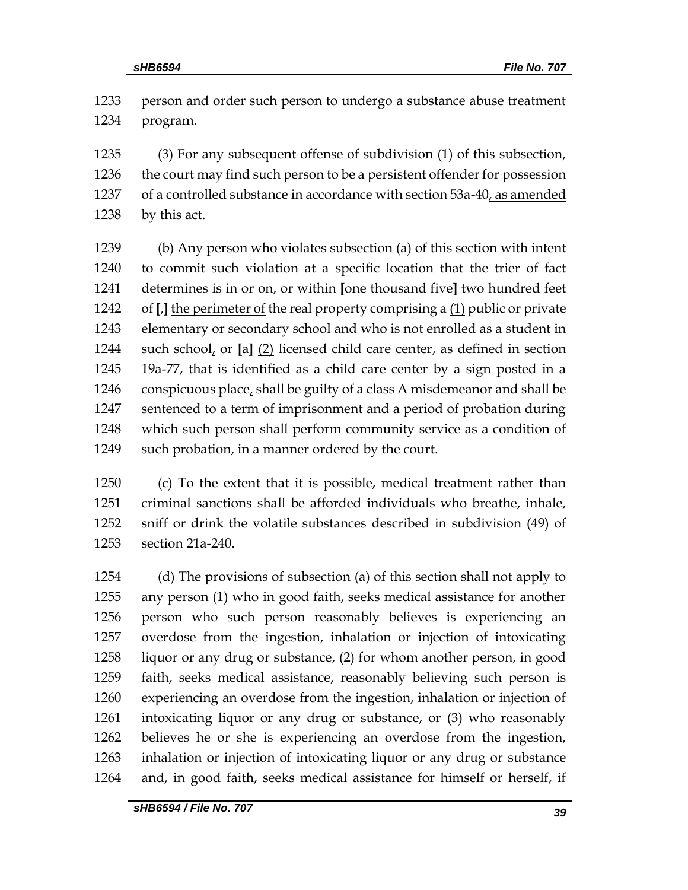1233 person and order such person to undergo a substance abuse treatment
1234 program.

1235 (3) For any subsequent offense of subdivision (1) of this subsection,
1236 the court may find such person to be a persistent offender for possession
1237 of a controlled substance in accordance with section 53a-40, as amended
1238 by this act.

1239 (b) Any person who violates subsection (a) of this section with intent
1240 to commit such violation at a specific location that the trier of fact
1241 determines is in or on, or within [one thousand five] two hundred feet
1242 of [,] the perimeter of the real property comprising a (1) public or private
1243 elementary or secondary school and who is not enrolled as a student in
1244 such school, or [a] (2) licensed child care center, as defined in section
1245 19a-77, that is identified as a child care center by a sign posted in a
1246 conspicuous place, shall be guilty of a class A misdemeanor and shall be
1247 sentenced to a term of imprisonment and a period of probation during
1248 which such person shall perform community service as a condition of
1249 such probation, in a manner ordered by the court.

1250 (c) To the extent that it is possible, medical treatment rather than
1251 criminal sanctions shall be afforded individuals who breathe, inhale,
1252 sniff or drink the volatile substances described in subdivision (49) of
1253 section 21a-240.

1254 (d) The provisions of subsection (a) of this section shall not apply to
1255 any person (1) who in good faith, seeks medical assistance for another
1256 person who such person reasonably believes is experiencing an
1257 overdose from the ingestion, inhalation or injection of intoxicating
1258 liquor or any drug or substance, (2) for whom another person, in good
1259 faith, seeks medical assistance, reasonably believing such person is
1260 experiencing an overdose from the ingestion, inhalation or injection of
1261 intoxicating liquor or any drug or substance, or (3) who reasonably
1262 believes he or she is experiencing an overdose from the ingestion,
1263 inhalation or injection of intoxicating liquor or any drug or substance
1264 and, in good faith, seeks medical assistance for himself or herself, if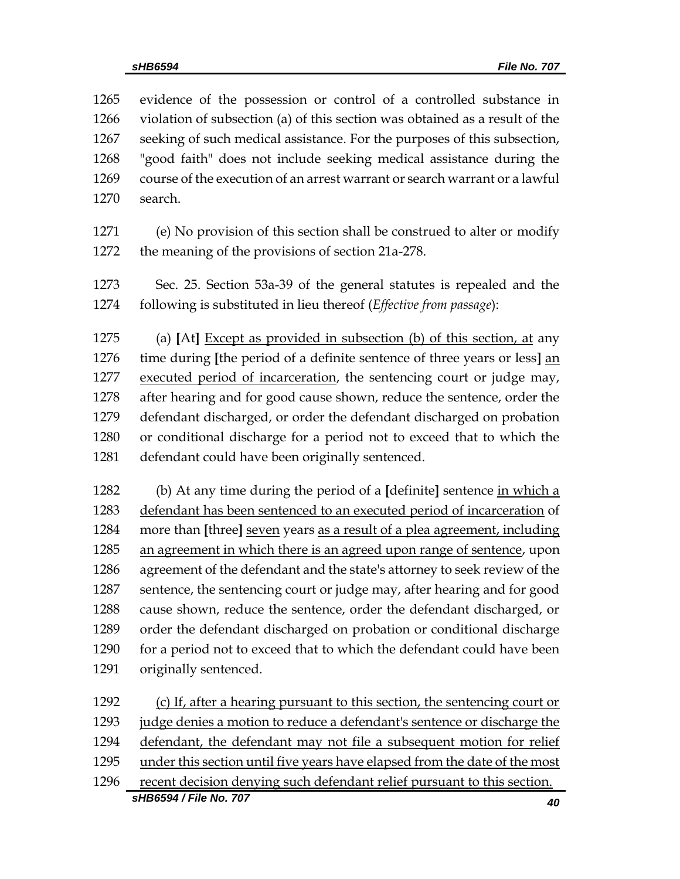evidence of the possession or control of a controlled substance in violation of subsection (a) of this section was obtained as a result of the seeking of such medical assistance. For the purposes of this subsection, "good faith" does not include seeking medical assistance during the course of the execution of an arrest warrant or search warrant or a lawful search.

(e) No provision of this section shall be construed to alter or modify the meaning of the provisions of section 21a-278.

Sec. 25. Section 53a-39 of the general statutes is repealed and the following is substituted in lieu thereof (*Effective from passage*):

(a) **[**At**]** <u>Except as provided in subsection (b) of this section, at</u> any time during **[**the period of a definite sentence of three years or less**]** <u>an executed period of incarceration</u>, the sentencing court or judge may, after hearing and for good cause shown, reduce the sentence, order the defendant discharged, or order the defendant discharged on probation or conditional discharge for a period not to exceed that to which the defendant could have been originally sentenced.

(b) At any time during the period of a **[**definite**]** sentence <u>in which a defendant has been sentenced to an executed period of incarceration</u> of more than **[**three**]** <u>seven</u> years <u>as a result of a plea agreement, including an agreement in which there is an agreed upon range of sentence</u>, upon agreement of the defendant and the state's attorney to seek review of the sentence, the sentencing court or judge may, after hearing and for good cause shown, reduce the sentence, order the defendant discharged, or order the defendant discharged on probation or conditional discharge for a period not to exceed that to which the defendant could have been originally sentenced.

<u>(c) If, after a hearing pursuant to this section, the sentencing court or judge denies a motion to reduce a defendant's sentence or discharge the defendant, the defendant may not file a subsequent motion for relief under this section until five years have elapsed from the date of the most recent decision denying such defendant relief pursuant to this section.</u>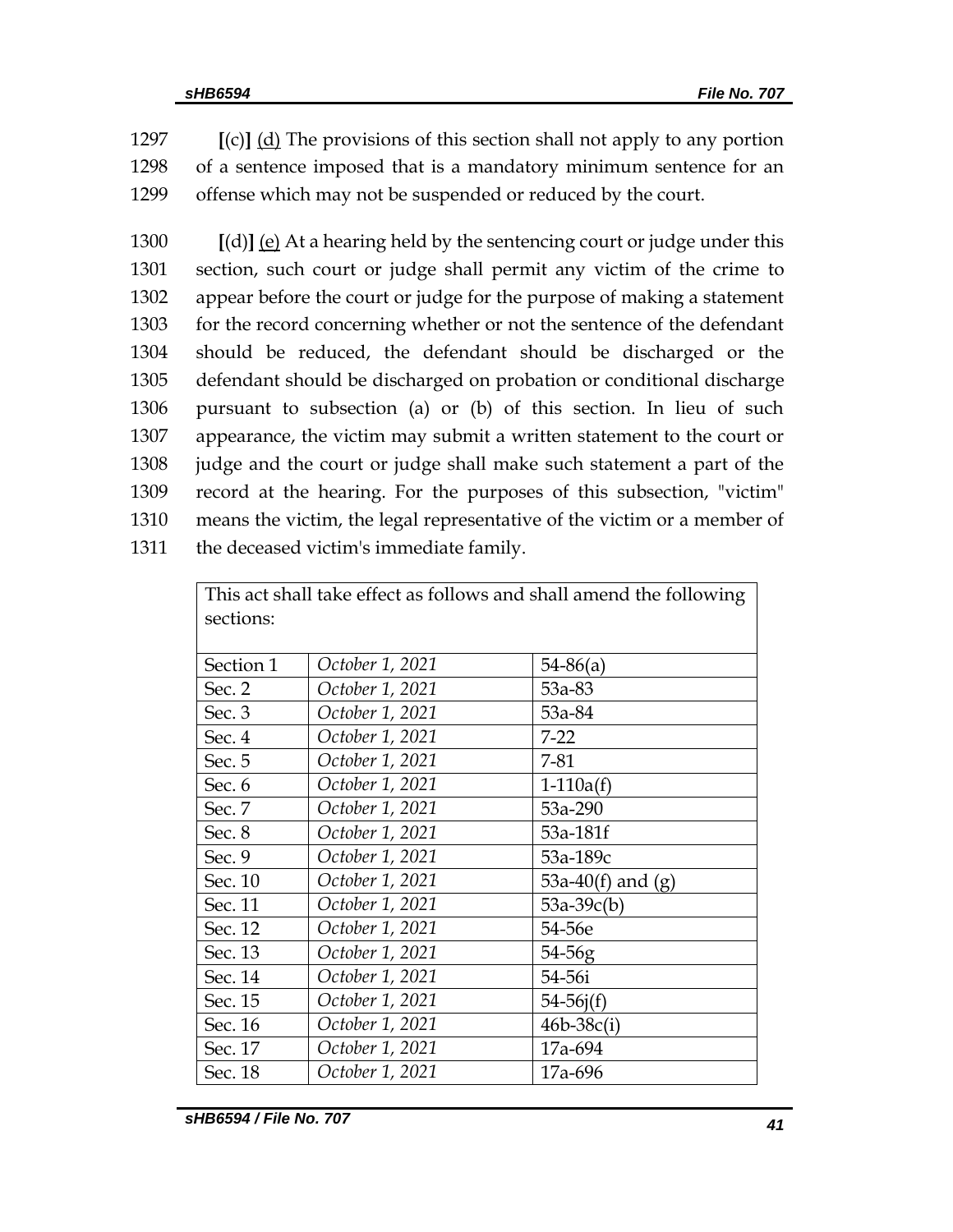1297 **[**(c)**]** <u>(d)</u> The provisions of this section shall not apply to any portion
1298 of a sentence imposed that is a mandatory minimum sentence for an
1299 offense which may not be suspended or reduced by the court.

1300 **[**(d)**]** <u>(e)</u> At a hearing held by the sentencing court or judge under this
1301 section, such court or judge shall permit any victim of the crime to
1302 appear before the court or judge for the purpose of making a statement
1303 for the record concerning whether or not the sentence of the defendant
1304 should be reduced, the defendant should be discharged or the
1305 defendant should be discharged on probation or conditional discharge
1306 pursuant to subsection (a) or (b) of this section. In lieu of such
1307 appearance, the victim may submit a written statement to the court or
1308 judge and the court or judge shall make such statement a part of the
1309 record at the hearing. For the purposes of this subsection, "victim"
1310 means the victim, the legal representative of the victim or a member of
1311 the deceased victim's immediate family.

| This act shall take effect as follows and shall amend the following sections: | | |
|---|---|---|
| Section 1 | *October 1, 2021* | 54-86(a) |
| Sec. 2 | *October 1, 2021* | 53a-83 |
| Sec. 3 | *October 1, 2021* | 53a-84 |
| Sec. 4 | *October 1, 2021* | 7-22 |
| Sec. 5 | *October 1, 2021* | 7-81 |
| Sec. 6 | *October 1, 2021* | 1-110a(f) |
| Sec. 7 | *October 1, 2021* | 53a-290 |
| Sec. 8 | *October 1, 2021* | 53a-181f |
| Sec. 9 | *October 1, 2021* | 53a-189c |
| Sec. 10 | *October 1, 2021* | 53a-40(f) and (g) |
| Sec. 11 | *October 1, 2021* | 53a-39c(b) |
| Sec. 12 | *October 1, 2021* | 54-56e |
| Sec. 13 | *October 1, 2021* | 54-56g |
| Sec. 14 | *October 1, 2021* | 54-56i |
| Sec. 15 | *October 1, 2021* | 54-56j(f) |
| Sec. 16 | *October 1, 2021* | 46b-38c(i) |
| Sec. 17 | *October 1, 2021* | 17a-694 |
| Sec. 18 | *October 1, 2021* | 17a-696 |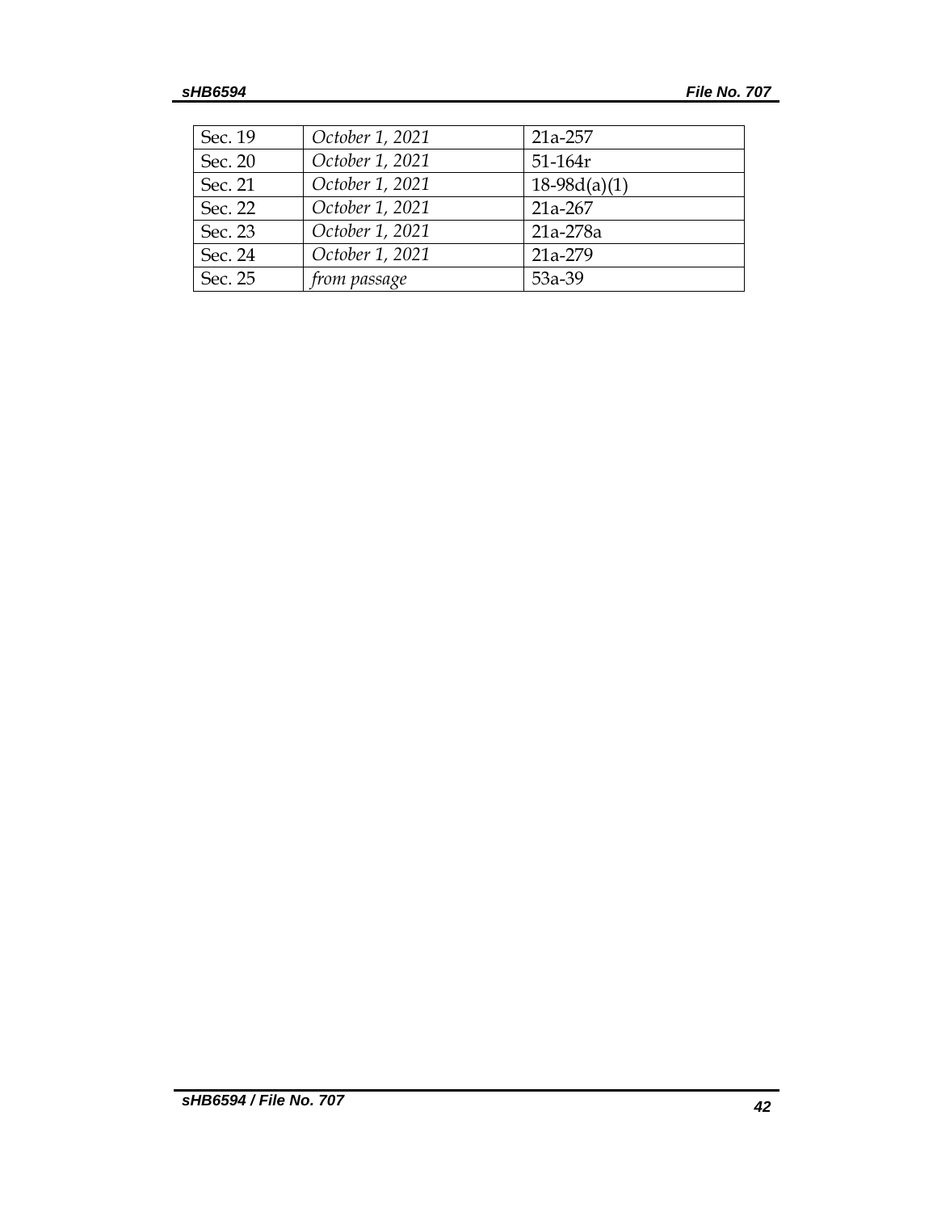| | | |
|---|---|---|
| Sec. 19 | *October 1, 2021* | 21a-257 |
| Sec. 20 | *October 1, 2021* | 51-164r |
| Sec. 21 | *October 1, 2021* | 18-98d(a)(1) |
| Sec. 22 | *October 1, 2021* | 21a-267 |
| Sec. 23 | *October 1, 2021* | 21a-278a |
| Sec. 24 | *October 1, 2021* | 21a-279 |
| Sec. 25 | *from passage* | 53a-39 |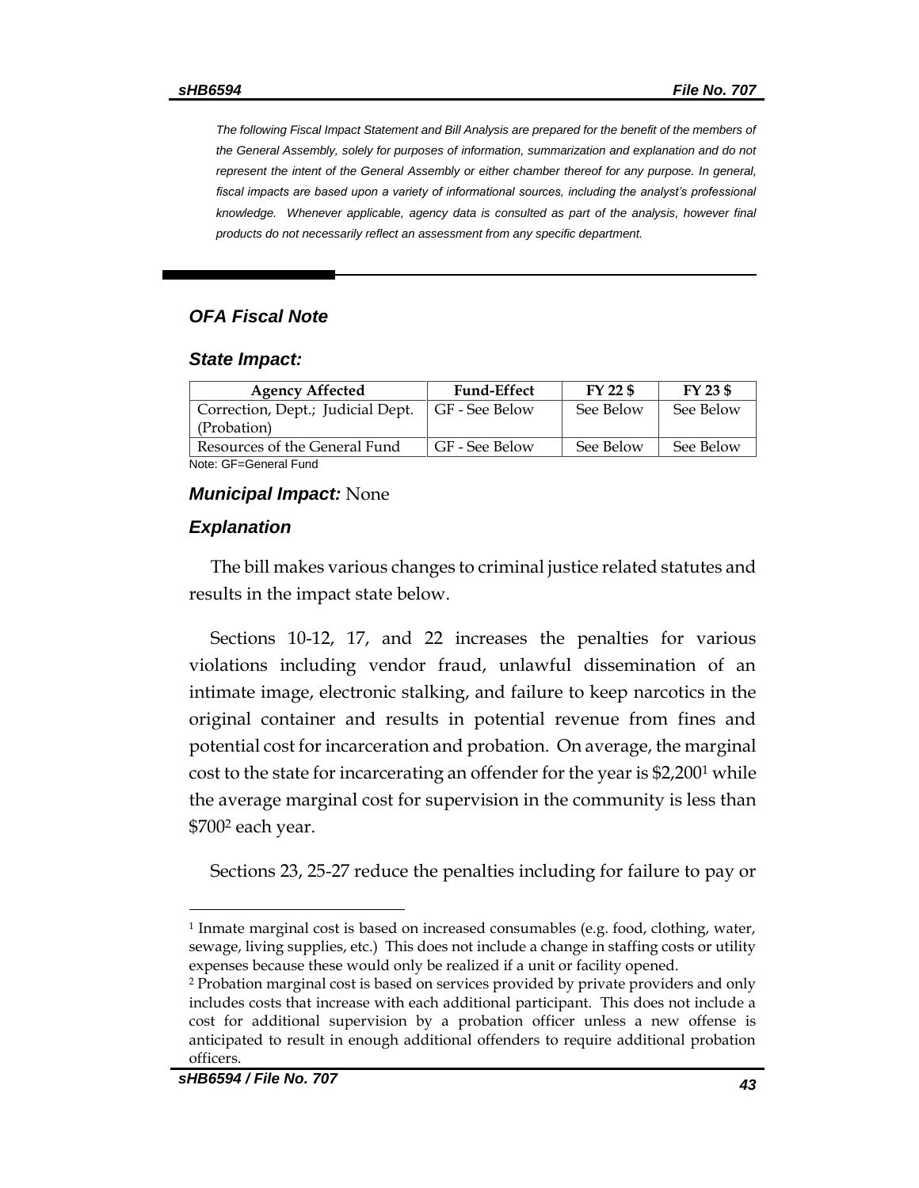*The following Fiscal Impact Statement and Bill Analysis are prepared for the benefit of the members of the General Assembly, solely for purposes of information, summarization and explanation and do not represent the intent of the General Assembly or either chamber thereof for any purpose. In general, fiscal impacts are based upon a variety of informational sources, including the analyst's professional knowledge. Whenever applicable, agency data is consulted as part of the analysis, however final products do not necessarily reflect an assessment from any specific department.*

## *OFA Fiscal Note*

### *State Impact:*

| Agency Affected | Fund-Effect | FY 22 $ | FY 23 $ |
|---|---|---|---|
| Correction, Dept.; Judicial Dept. (Probation) | GF - See Below | See Below | See Below |
| Resources of the General Fund | GF - See Below | See Below | See Below |

Note: GF=General Fund

### ***Municipal Impact:*** None

### *Explanation*

The bill makes various changes to criminal justice related statutes and results in the impact state below.

Sections 10-12, 17, and 22 increases the penalties for various violations including vendor fraud, unlawful dissemination of an intimate image, electronic stalking, and failure to keep narcotics in the original container and results in potential revenue from fines and potential cost for incarceration and probation. On average, the marginal cost to the state for incarcerating an offender for the year is $2,200[1] while the average marginal cost for supervision in the community is less than $700[2] each year.

Sections 23, 25-27 reduce the penalties including for failure to pay or

[1] Inmate marginal cost is based on increased consumables (e.g. food, clothing, water, sewage, living supplies, etc.) This does not include a change in staffing costs or utility expenses because these would only be realized if a unit or facility opened.

[2] Probation marginal cost is based on services provided by private providers and only includes costs that increase with each additional participant. This does not include a cost for additional supervision by a probation officer unless a new offense is anticipated to result in enough additional offenders to require additional probation officers.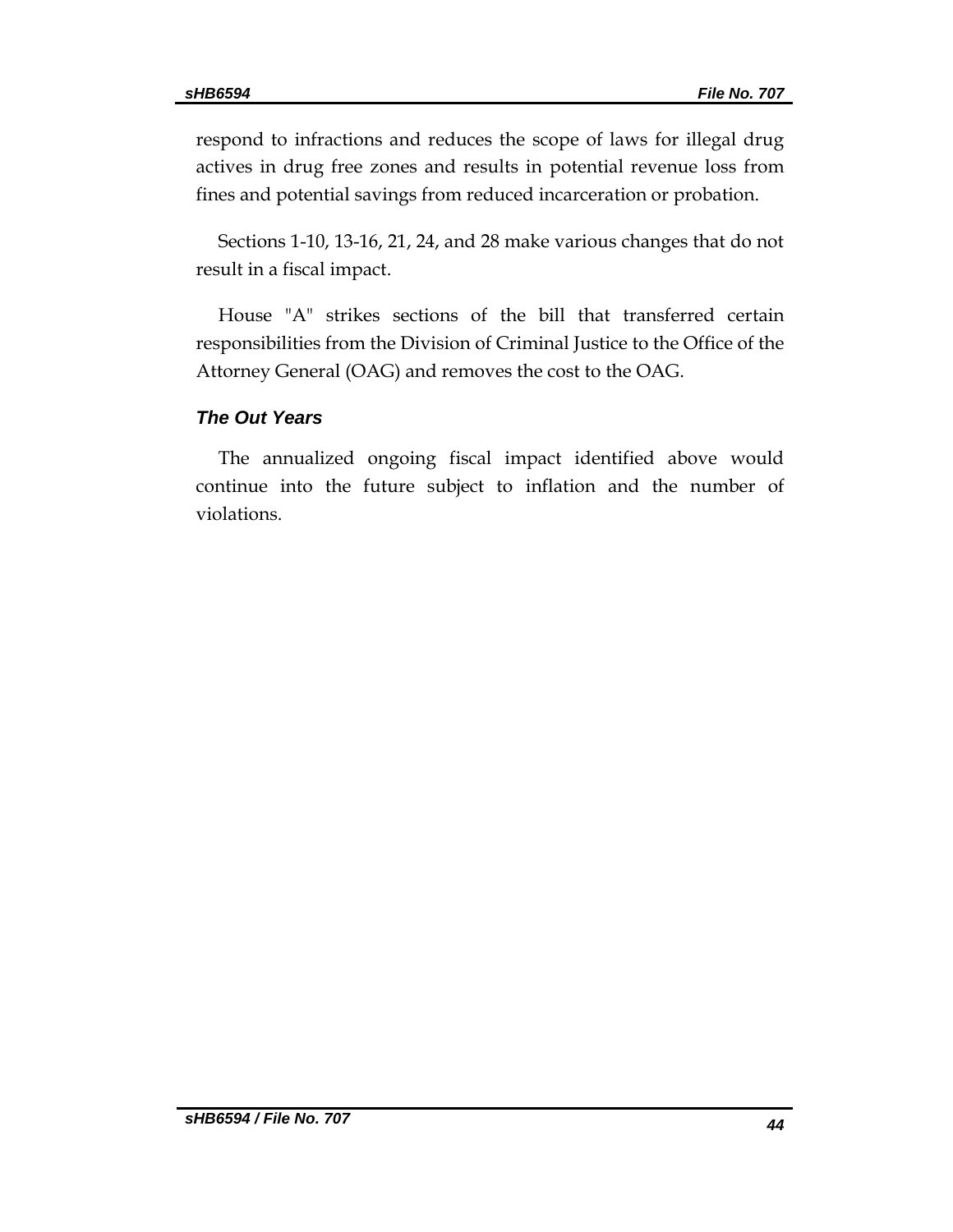respond to infractions and reduces the scope of laws for illegal drug actives in drug free zones and results in potential revenue loss from fines and potential savings from reduced incarceration or probation.

Sections 1-10, 13-16, 21, 24, and 28 make various changes that do not result in a fiscal impact.

House "A" strikes sections of the bill that transferred certain responsibilities from the Division of Criminal Justice to the Office of the Attorney General (OAG) and removes the cost to the OAG.

### *The Out Years*

The annualized ongoing fiscal impact identified above would continue into the future subject to inflation and the number of violations.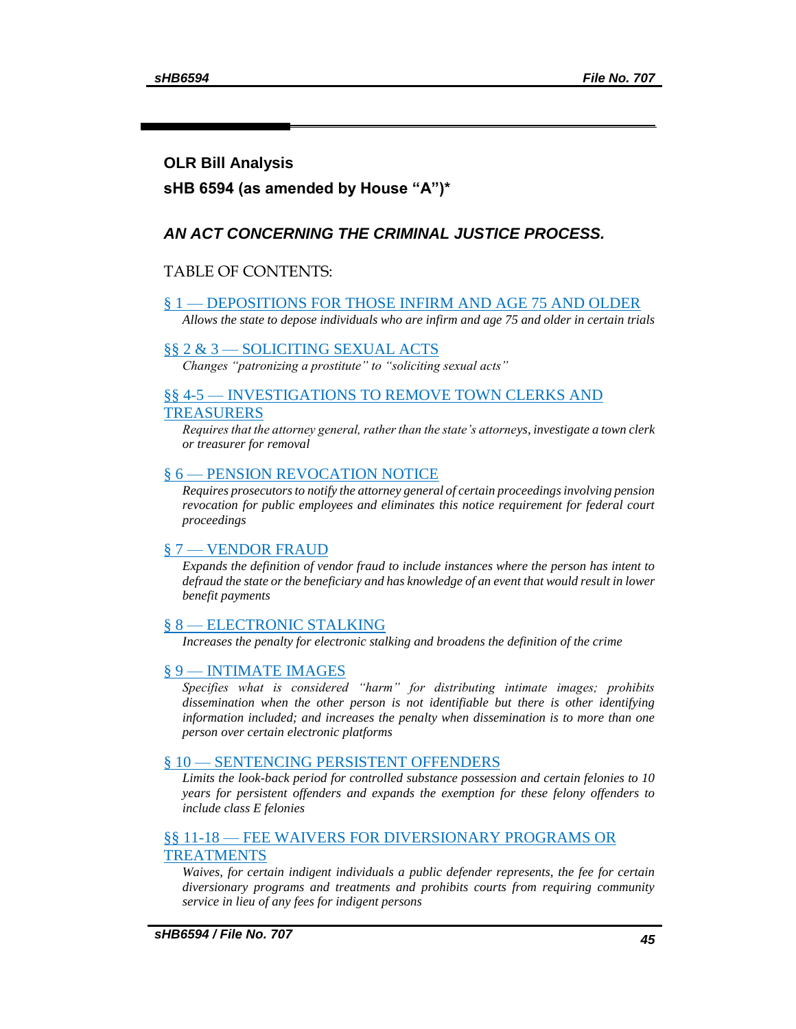## OLR Bill Analysis

## sHB 6594 (as amended by House "A")*

### *AN ACT CONCERNING THE CRIMINAL JUSTICE PROCESS.*

TABLE OF CONTENTS:

§ 1 — DEPOSITIONS FOR THOSE INFIRM AND AGE 75 AND OLDER

*Allows the state to depose individuals who are infirm and age 75 and older in certain trials*

§§ 2 & 3 — SOLICITING SEXUAL ACTS

*Changes "patronizing a prostitute" to "soliciting sexual acts"*

§§ 4-5 — INVESTIGATIONS TO REMOVE TOWN CLERKS AND TREASURERS

*Requires that the attorney general, rather than the state's attorneys, investigate a town clerk or treasurer for removal*

§ 6 — PENSION REVOCATION NOTICE

*Requires prosecutors to notify the attorney general of certain proceedings involving pension revocation for public employees and eliminates this notice requirement for federal court proceedings*

§ 7 — VENDOR FRAUD

*Expands the definition of vendor fraud to include instances where the person has intent to defraud the state or the beneficiary and has knowledge of an event that would result in lower benefit payments*

§ 8 — ELECTRONIC STALKING

*Increases the penalty for electronic stalking and broadens the definition of the crime*

§ 9 — INTIMATE IMAGES

*Specifies what is considered "harm" for distributing intimate images; prohibits dissemination when the other person is not identifiable but there is other identifying information included; and increases the penalty when dissemination is to more than one person over certain electronic platforms*

§ 10 — SENTENCING PERSISTENT OFFENDERS

*Limits the look-back period for controlled substance possession and certain felonies to 10 years for persistent offenders and expands the exemption for these felony offenders to include class E felonies*

§§ 11-18 — FEE WAIVERS FOR DIVERSIONARY PROGRAMS OR TREATMENTS

*Waives, for certain indigent individuals a public defender represents, the fee for certain diversionary programs and treatments and prohibits courts from requiring community service in lieu of any fees for indigent persons*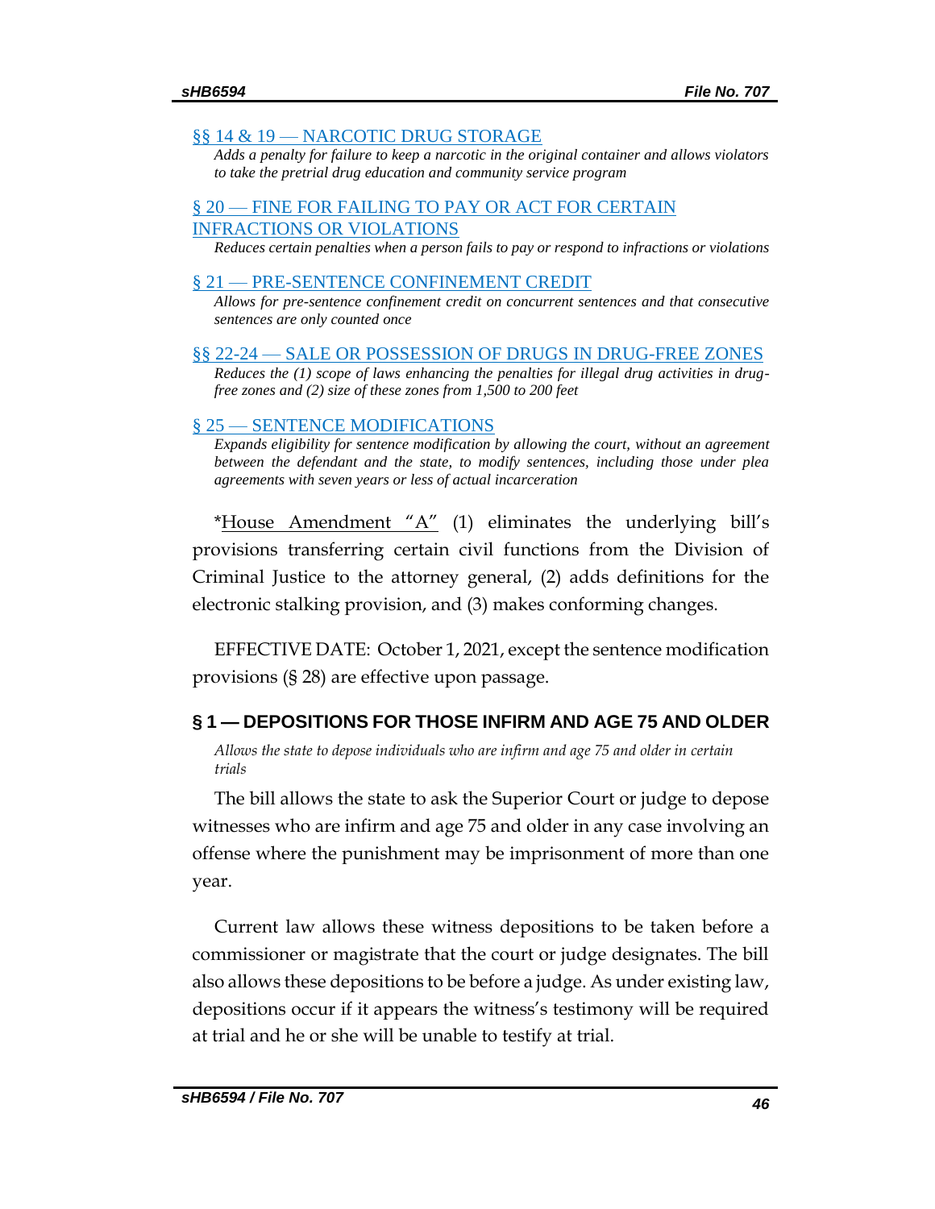[§§ 14 & 19 — NARCOTIC DRUG STORAGE]

*Adds a penalty for failure to keep a narcotic in the original container and allows violators to take the pretrial drug education and community service program*

[§ 20 — FINE FOR FAILING TO PAY OR ACT FOR CERTAIN INFRACTIONS OR VIOLATIONS]

*Reduces certain penalties when a person fails to pay or respond to infractions or violations*

[§ 21 — PRE-SENTENCE CONFINEMENT CREDIT]

*Allows for pre-sentence confinement credit on concurrent sentences and that consecutive sentences are only counted once*

[§§ 22-24 — SALE OR POSSESSION OF DRUGS IN DRUG-FREE ZONES]

*Reduces the (1) scope of laws enhancing the penalties for illegal drug activities in drug-free zones and (2) size of these zones from 1,500 to 200 feet*

[§ 25 — SENTENCE MODIFICATIONS]

*Expands eligibility for sentence modification by allowing the court, without an agreement between the defendant and the state, to modify sentences, including those under plea agreements with seven years or less of actual incarceration*

*House Amendment "A" (1) eliminates the underlying bill's provisions transferring certain civil functions from the Division of Criminal Justice to the attorney general, (2) adds definitions for the electronic stalking provision, and (3) makes conforming changes.

EFFECTIVE DATE: October 1, 2021, except the sentence modification provisions (§ 28) are effective upon passage.

## § 1 — DEPOSITIONS FOR THOSE INFIRM AND AGE 75 AND OLDER

*Allows the state to depose individuals who are infirm and age 75 and older in certain trials*

The bill allows the state to ask the Superior Court or judge to depose witnesses who are infirm and age 75 and older in any case involving an offense where the punishment may be imprisonment of more than one year.

Current law allows these witness depositions to be taken before a commissioner or magistrate that the court or judge designates. The bill also allows these depositions to be before a judge. As under existing law, depositions occur if it appears the witness's testimony will be required at trial and he or she will be unable to testify at trial.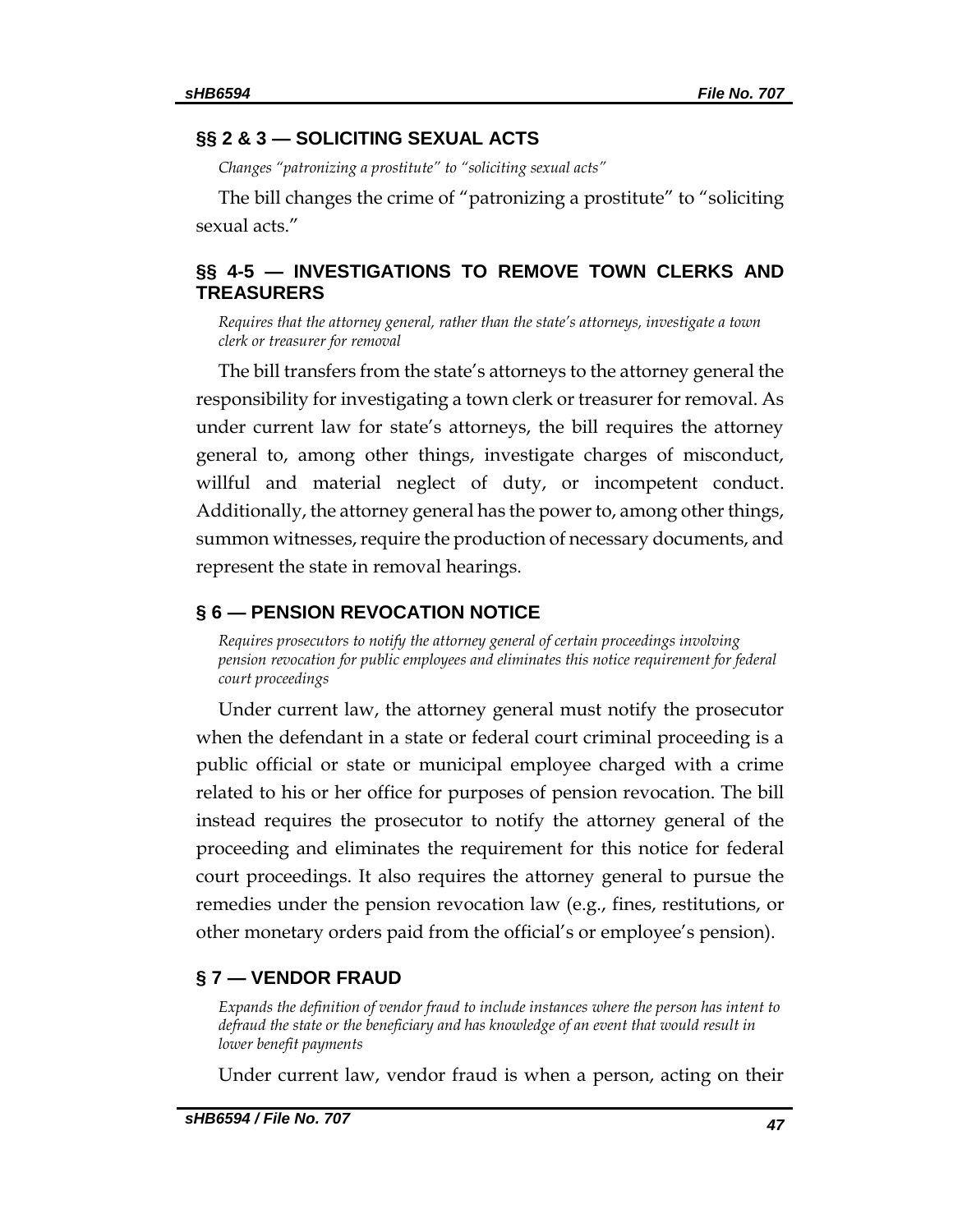## §§ 2 & 3 — SOLICITING SEXUAL ACTS

*Changes "patronizing a prostitute" to "soliciting sexual acts"*

The bill changes the crime of "patronizing a prostitute" to "soliciting sexual acts."

## §§ 4-5 — INVESTIGATIONS TO REMOVE TOWN CLERKS AND TREASURERS

*Requires that the attorney general, rather than the state's attorneys, investigate a town clerk or treasurer for removal*

The bill transfers from the state's attorneys to the attorney general the responsibility for investigating a town clerk or treasurer for removal. As under current law for state's attorneys, the bill requires the attorney general to, among other things, investigate charges of misconduct, willful and material neglect of duty, or incompetent conduct. Additionally, the attorney general has the power to, among other things, summon witnesses, require the production of necessary documents, and represent the state in removal hearings.

## § 6 — PENSION REVOCATION NOTICE

*Requires prosecutors to notify the attorney general of certain proceedings involving pension revocation for public employees and eliminates this notice requirement for federal court proceedings*

Under current law, the attorney general must notify the prosecutor when the defendant in a state or federal court criminal proceeding is a public official or state or municipal employee charged with a crime related to his or her office for purposes of pension revocation. The bill instead requires the prosecutor to notify the attorney general of the proceeding and eliminates the requirement for this notice for federal court proceedings. It also requires the attorney general to pursue the remedies under the pension revocation law (e.g., fines, restitutions, or other monetary orders paid from the official's or employee's pension).

## § 7 — VENDOR FRAUD

*Expands the definition of vendor fraud to include instances where the person has intent to defraud the state or the beneficiary and has knowledge of an event that would result in lower benefit payments*

Under current law, vendor fraud is when a person, acting on their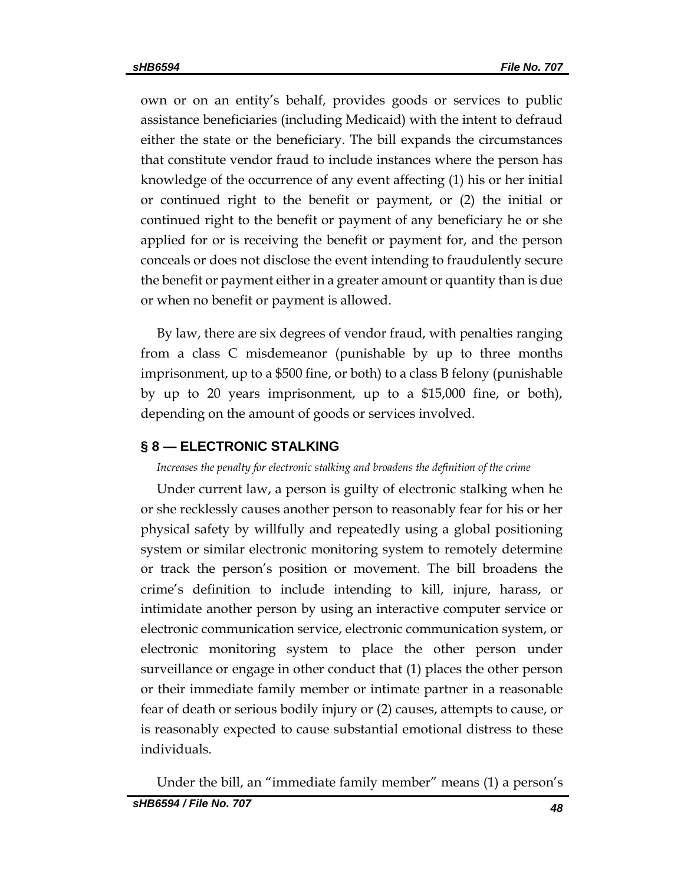own or on an entity's behalf, provides goods or services to public assistance beneficiaries (including Medicaid) with the intent to defraud either the state or the beneficiary. The bill expands the circumstances that constitute vendor fraud to include instances where the person has knowledge of the occurrence of any event affecting (1) his or her initial or continued right to the benefit or payment, or (2) the initial or continued right to the benefit or payment of any beneficiary he or she applied for or is receiving the benefit or payment for, and the person conceals or does not disclose the event intending to fraudulently secure the benefit or payment either in a greater amount or quantity than is due or when no benefit or payment is allowed.

By law, there are six degrees of vendor fraud, with penalties ranging from a class C misdemeanor (punishable by up to three months imprisonment, up to a $500 fine, or both) to a class B felony (punishable by up to 20 years imprisonment, up to a $15,000 fine, or both), depending on the amount of goods or services involved.

## § 8 — ELECTRONIC STALKING

*Increases the penalty for electronic stalking and broadens the definition of the crime*

Under current law, a person is guilty of electronic stalking when he or she recklessly causes another person to reasonably fear for his or her physical safety by willfully and repeatedly using a global positioning system or similar electronic monitoring system to remotely determine or track the person's position or movement. The bill broadens the crime's definition to include intending to kill, injure, harass, or intimidate another person by using an interactive computer service or electronic communication service, electronic communication system, or electronic monitoring system to place the other person under surveillance or engage in other conduct that (1) places the other person or their immediate family member or intimate partner in a reasonable fear of death or serious bodily injury or (2) causes, attempts to cause, or is reasonably expected to cause substantial emotional distress to these individuals.

Under the bill, an "immediate family member" means (1) a person's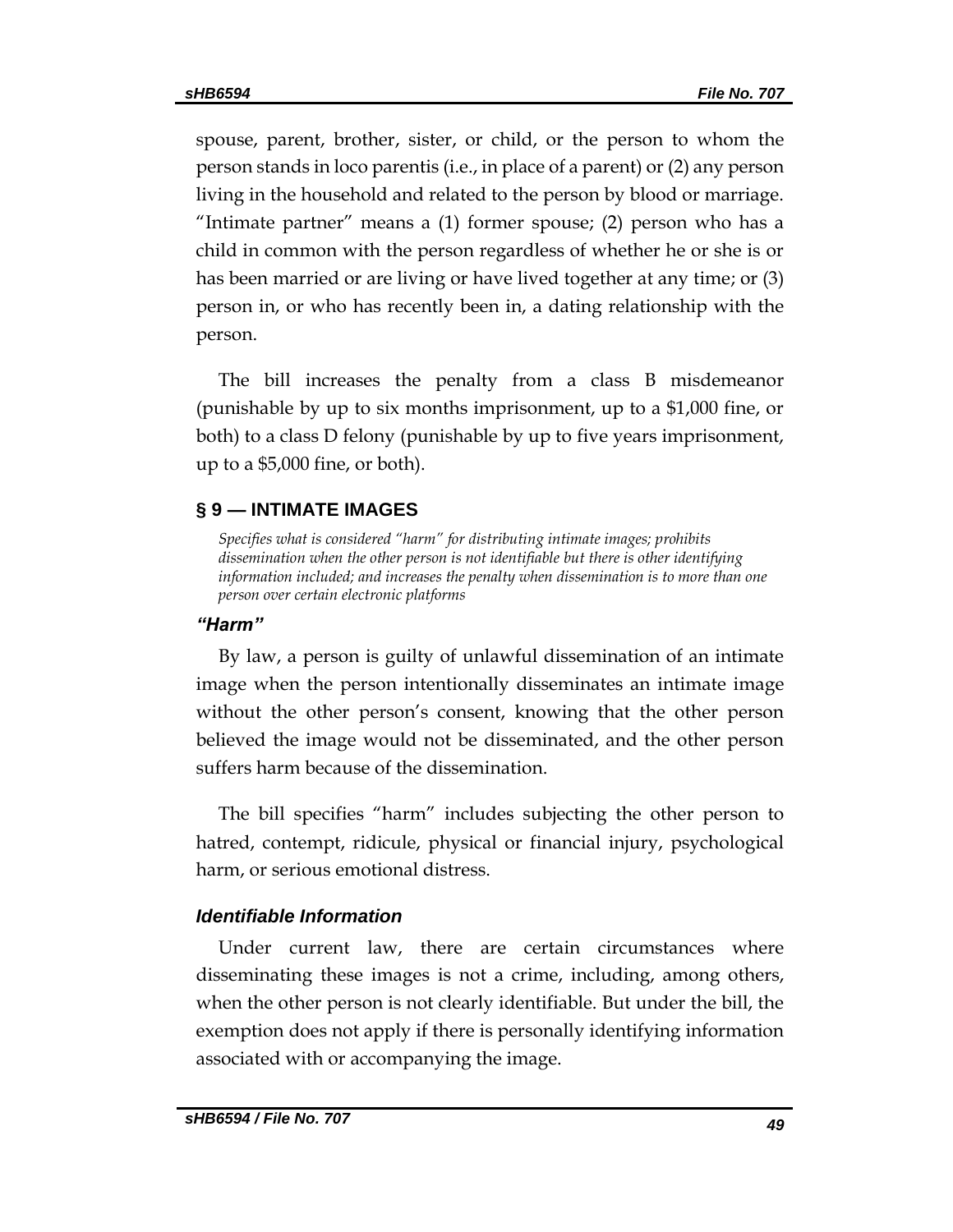spouse, parent, brother, sister, or child, or the person to whom the person stands in loco parentis (i.e., in place of a parent) or (2) any person living in the household and related to the person by blood or marriage. "Intimate partner" means a (1) former spouse; (2) person who has a child in common with the person regardless of whether he or she is or has been married or are living or have lived together at any time; or (3) person in, or who has recently been in, a dating relationship with the person.

The bill increases the penalty from a class B misdemeanor (punishable by up to six months imprisonment, up to a $1,000 fine, or both) to a class D felony (punishable by up to five years imprisonment, up to a $5,000 fine, or both).

## § 9 — INTIMATE IMAGES

*Specifies what is considered "harm" for distributing intimate images; prohibits dissemination when the other person is not identifiable but there is other identifying information included; and increases the penalty when dissemination is to more than one person over certain electronic platforms*

### *"Harm"*

By law, a person is guilty of unlawful dissemination of an intimate image when the person intentionally disseminates an intimate image without the other person's consent, knowing that the other person believed the image would not be disseminated, and the other person suffers harm because of the dissemination.

The bill specifies "harm" includes subjecting the other person to hatred, contempt, ridicule, physical or financial injury, psychological harm, or serious emotional distress.

### *Identifiable Information*

Under current law, there are certain circumstances where disseminating these images is not a crime, including, among others, when the other person is not clearly identifiable. But under the bill, the exemption does not apply if there is personally identifying information associated with or accompanying the image.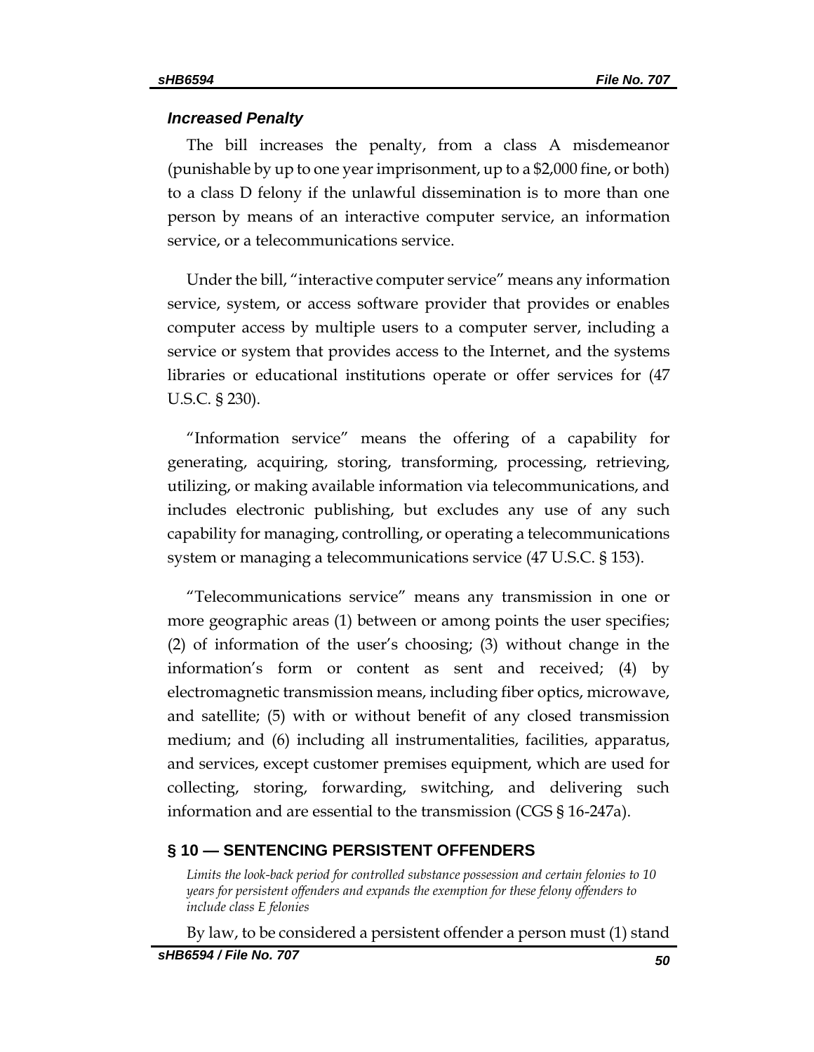### *Increased Penalty*

The bill increases the penalty, from a class A misdemeanor (punishable by up to one year imprisonment, up to a $2,000 fine, or both) to a class D felony if the unlawful dissemination is to more than one person by means of an interactive computer service, an information service, or a telecommunications service.

Under the bill, "interactive computer service" means any information service, system, or access software provider that provides or enables computer access by multiple users to a computer server, including a service or system that provides access to the Internet, and the systems libraries or educational institutions operate or offer services for (47 U.S.C. § 230).

"Information service" means the offering of a capability for generating, acquiring, storing, transforming, processing, retrieving, utilizing, or making available information via telecommunications, and includes electronic publishing, but excludes any use of any such capability for managing, controlling, or operating a telecommunications system or managing a telecommunications service (47 U.S.C. § 153).

"Telecommunications service" means any transmission in one or more geographic areas (1) between or among points the user specifies; (2) of information of the user's choosing; (3) without change in the information's form or content as sent and received; (4) by electromagnetic transmission means, including fiber optics, microwave, and satellite; (5) with or without benefit of any closed transmission medium; and (6) including all instrumentalities, facilities, apparatus, and services, except customer premises equipment, which are used for collecting, storing, forwarding, switching, and delivering such information and are essential to the transmission (CGS § 16-247a).

## § 10 — SENTENCING PERSISTENT OFFENDERS

*Limits the look-back period for controlled substance possession and certain felonies to 10 years for persistent offenders and expands the exemption for these felony offenders to include class E felonies*

By law, to be considered a persistent offender a person must (1) stand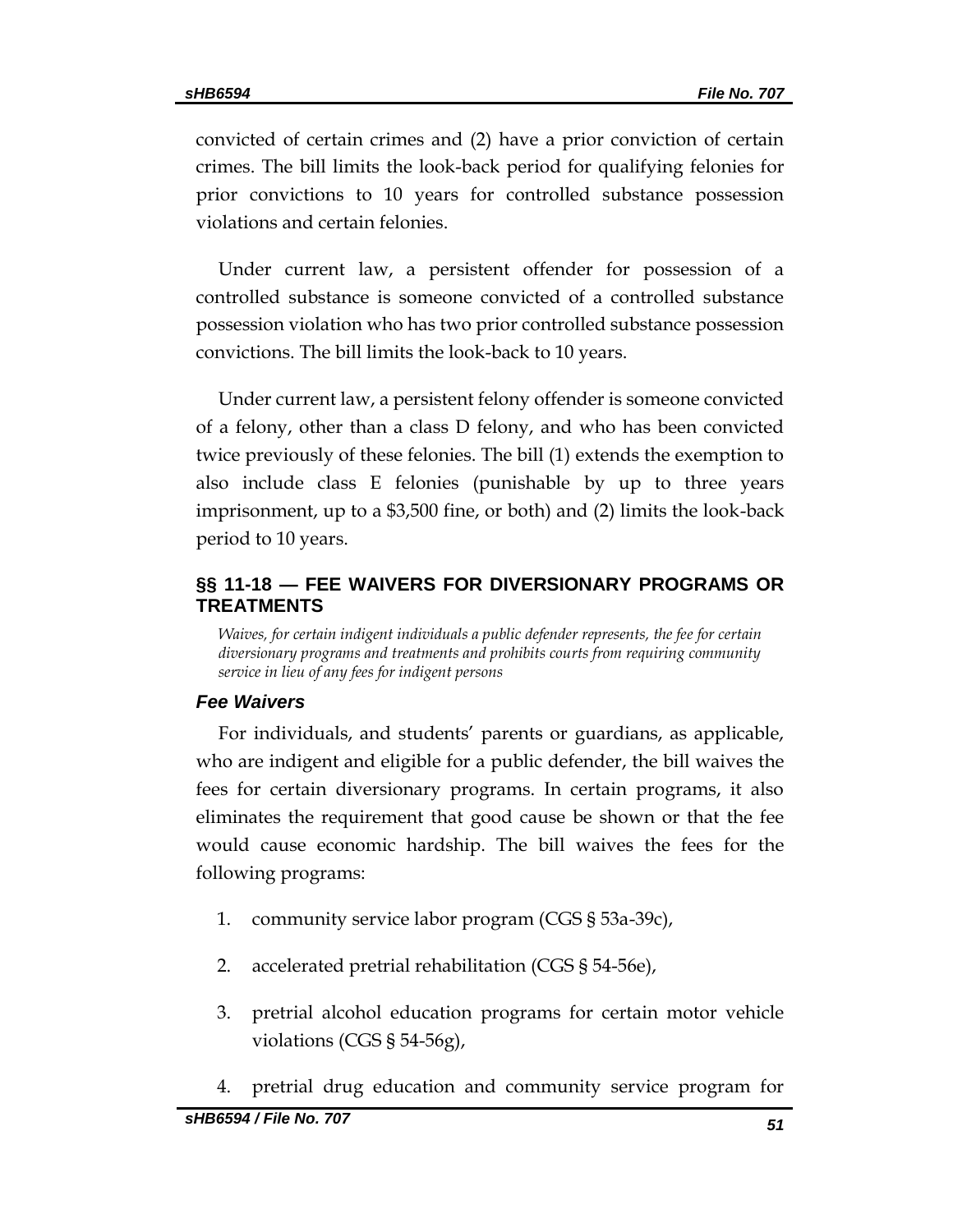convicted of certain crimes and (2) have a prior conviction of certain crimes. The bill limits the look-back period for qualifying felonies for prior convictions to 10 years for controlled substance possession violations and certain felonies.

Under current law, a persistent offender for possession of a controlled substance is someone convicted of a controlled substance possession violation who has two prior controlled substance possession convictions. The bill limits the look-back to 10 years.

Under current law, a persistent felony offender is someone convicted of a felony, other than a class D felony, and who has been convicted twice previously of these felonies. The bill (1) extends the exemption to also include class E felonies (punishable by up to three years imprisonment, up to a $3,500 fine, or both) and (2) limits the look-back period to 10 years.

## §§ 11-18 — FEE WAIVERS FOR DIVERSIONARY PROGRAMS OR TREATMENTS

*Waives, for certain indigent individuals a public defender represents, the fee for certain diversionary programs and treatments and prohibits courts from requiring community service in lieu of any fees for indigent persons*

### *Fee Waivers*

For individuals, and students' parents or guardians, as applicable, who are indigent and eligible for a public defender, the bill waives the fees for certain diversionary programs. In certain programs, it also eliminates the requirement that good cause be shown or that the fee would cause economic hardship. The bill waives the fees for the following programs:

1. community service labor program (CGS § 53a-39c),
2. accelerated pretrial rehabilitation (CGS § 54-56e),
3. pretrial alcohol education programs for certain motor vehicle violations (CGS § 54-56g),
4. pretrial drug education and community service program for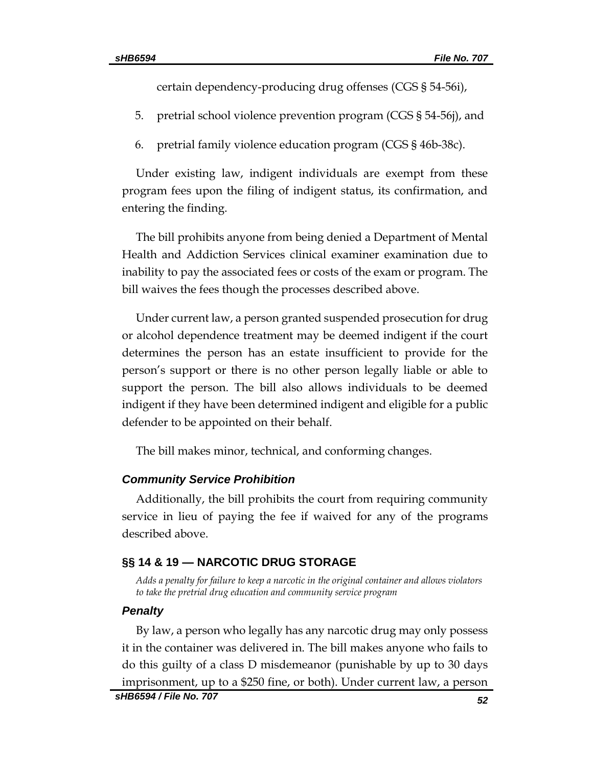certain dependency-producing drug offenses (CGS § 54-56i),

5. pretrial school violence prevention program (CGS § 54-56j), and
6. pretrial family violence education program (CGS § 46b-38c).

Under existing law, indigent individuals are exempt from these program fees upon the filing of indigent status, its confirmation, and entering the finding.

The bill prohibits anyone from being denied a Department of Mental Health and Addiction Services clinical examiner examination due to inability to pay the associated fees or costs of the exam or program. The bill waives the fees though the processes described above.

Under current law, a person granted suspended prosecution for drug or alcohol dependence treatment may be deemed indigent if the court determines the person has an estate insufficient to provide for the person's support or there is no other person legally liable or able to support the person. The bill also allows individuals to be deemed indigent if they have been determined indigent and eligible for a public defender to be appointed on their behalf.

The bill makes minor, technical, and conforming changes.

### *Community Service Prohibition*

Additionally, the bill prohibits the court from requiring community service in lieu of paying the fee if waived for any of the programs described above.

## §§ 14 & 19 — NARCOTIC DRUG STORAGE

*Adds a penalty for failure to keep a narcotic in the original container and allows violators to take the pretrial drug education and community service program*

### *Penalty*

By law, a person who legally has any narcotic drug may only possess it in the container was delivered in. The bill makes anyone who fails to do this guilty of a class D misdemeanor (punishable by up to 30 days imprisonment, up to a $250 fine, or both). Under current law, a person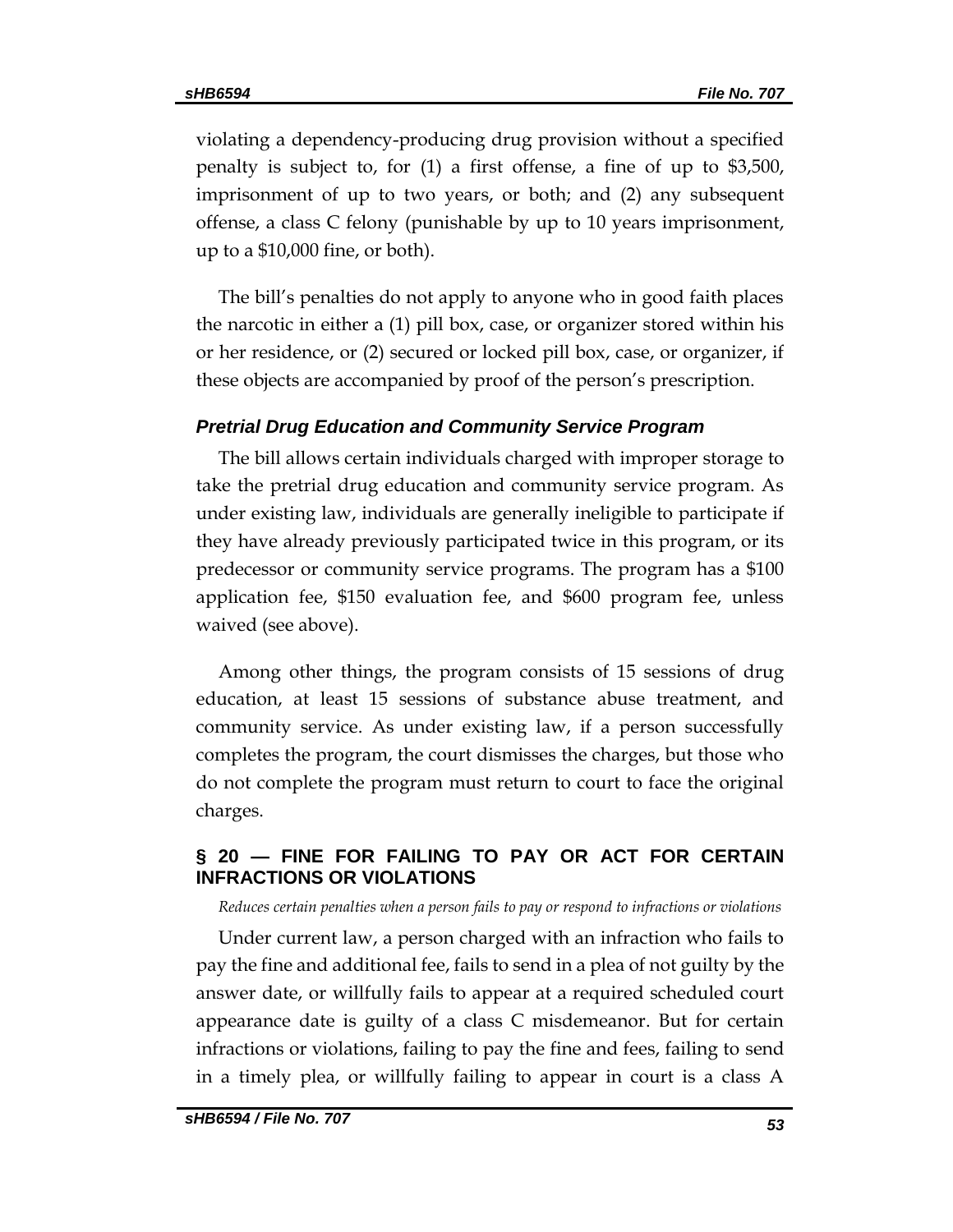violating a dependency-producing drug provision without a specified penalty is subject to, for (1) a first offense, a fine of up to $3,500, imprisonment of up to two years, or both; and (2) any subsequent offense, a class C felony (punishable by up to 10 years imprisonment, up to a $10,000 fine, or both).

The bill's penalties do not apply to anyone who in good faith places the narcotic in either a (1) pill box, case, or organizer stored within his or her residence, or (2) secured or locked pill box, case, or organizer, if these objects are accompanied by proof of the person's prescription.

### *Pretrial Drug Education and Community Service Program*

The bill allows certain individuals charged with improper storage to take the pretrial drug education and community service program. As under existing law, individuals are generally ineligible to participate if they have already previously participated twice in this program, or its predecessor or community service programs. The program has a $100 application fee, $150 evaluation fee, and $600 program fee, unless waived (see above).

Among other things, the program consists of 15 sessions of drug education, at least 15 sessions of substance abuse treatment, and community service. As under existing law, if a person successfully completes the program, the court dismisses the charges, but those who do not complete the program must return to court to face the original charges.

## § 20 — FINE FOR FAILING TO PAY OR ACT FOR CERTAIN INFRACTIONS OR VIOLATIONS

*Reduces certain penalties when a person fails to pay or respond to infractions or violations*

Under current law, a person charged with an infraction who fails to pay the fine and additional fee, fails to send in a plea of not guilty by the answer date, or willfully fails to appear at a required scheduled court appearance date is guilty of a class C misdemeanor. But for certain infractions or violations, failing to pay the fine and fees, failing to send in a timely plea, or willfully failing to appear in court is a class A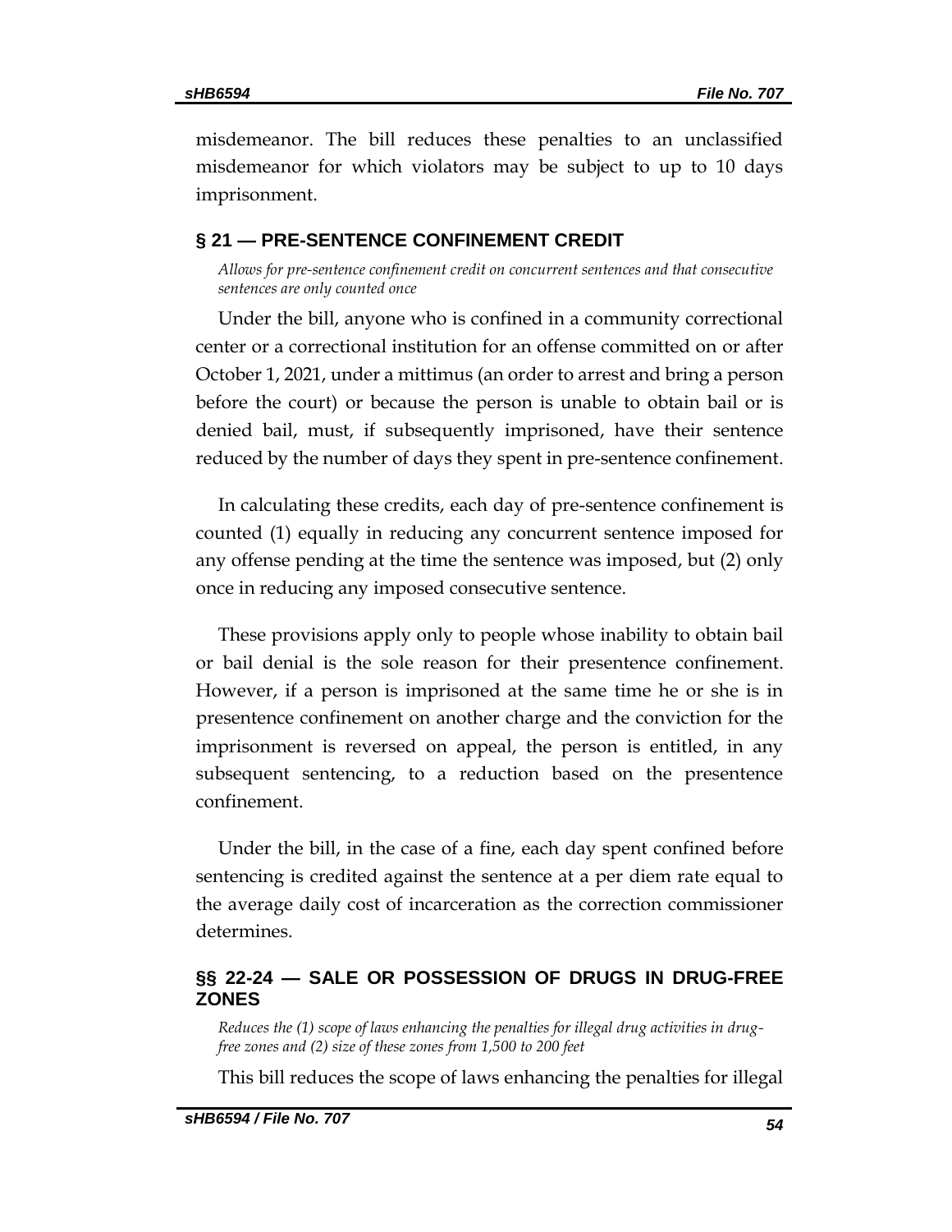misdemeanor. The bill reduces these penalties to an unclassified misdemeanor for which violators may be subject to up to 10 days imprisonment.

## § 21 — PRE-SENTENCE CONFINEMENT CREDIT

*Allows for pre-sentence confinement credit on concurrent sentences and that consecutive sentences are only counted once*

Under the bill, anyone who is confined in a community correctional center or a correctional institution for an offense committed on or after October 1, 2021, under a mittimus (an order to arrest and bring a person before the court) or because the person is unable to obtain bail or is denied bail, must, if subsequently imprisoned, have their sentence reduced by the number of days they spent in pre-sentence confinement.

In calculating these credits, each day of pre-sentence confinement is counted (1) equally in reducing any concurrent sentence imposed for any offense pending at the time the sentence was imposed, but (2) only once in reducing any imposed consecutive sentence.

These provisions apply only to people whose inability to obtain bail or bail denial is the sole reason for their presentence confinement. However, if a person is imprisoned at the same time he or she is in presentence confinement on another charge and the conviction for the imprisonment is reversed on appeal, the person is entitled, in any subsequent sentencing, to a reduction based on the presentence confinement.

Under the bill, in the case of a fine, each day spent confined before sentencing is credited against the sentence at a per diem rate equal to the average daily cost of incarceration as the correction commissioner determines.

## §§ 22-24 — SALE OR POSSESSION OF DRUGS IN DRUG-FREE ZONES

*Reduces the (1) scope of laws enhancing the penalties for illegal drug activities in drug-free zones and (2) size of these zones from 1,500 to 200 feet*

This bill reduces the scope of laws enhancing the penalties for illegal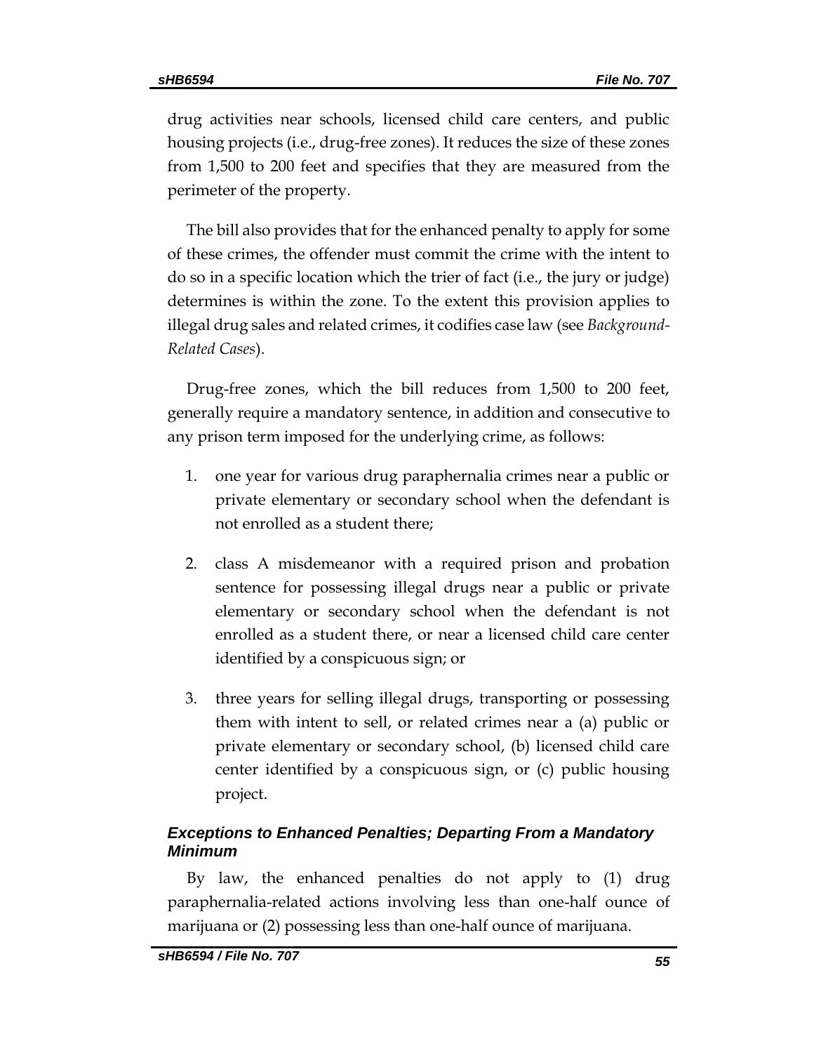drug activities near schools, licensed child care centers, and public housing projects (i.e., drug-free zones). It reduces the size of these zones from 1,500 to 200 feet and specifies that they are measured from the perimeter of the property.

The bill also provides that for the enhanced penalty to apply for some of these crimes, the offender must commit the crime with the intent to do so in a specific location which the trier of fact (i.e., the jury or judge) determines is within the zone. To the extent this provision applies to illegal drug sales and related crimes, it codifies case law (see *Background-Related Cases*).

Drug-free zones, which the bill reduces from 1,500 to 200 feet, generally require a mandatory sentence, in addition and consecutive to any prison term imposed for the underlying crime, as follows:

1. one year for various drug paraphernalia crimes near a public or private elementary or secondary school when the defendant is not enrolled as a student there;
2. class A misdemeanor with a required prison and probation sentence for possessing illegal drugs near a public or private elementary or secondary school when the defendant is not enrolled as a student there, or near a licensed child care center identified by a conspicuous sign; or
3. three years for selling illegal drugs, transporting or possessing them with intent to sell, or related crimes near a (a) public or private elementary or secondary school, (b) licensed child care center identified by a conspicuous sign, or (c) public housing project.

### *Exceptions to Enhanced Penalties; Departing From a Mandatory Minimum*

By law, the enhanced penalties do not apply to (1) drug paraphernalia-related actions involving less than one-half ounce of marijuana or (2) possessing less than one-half ounce of marijuana.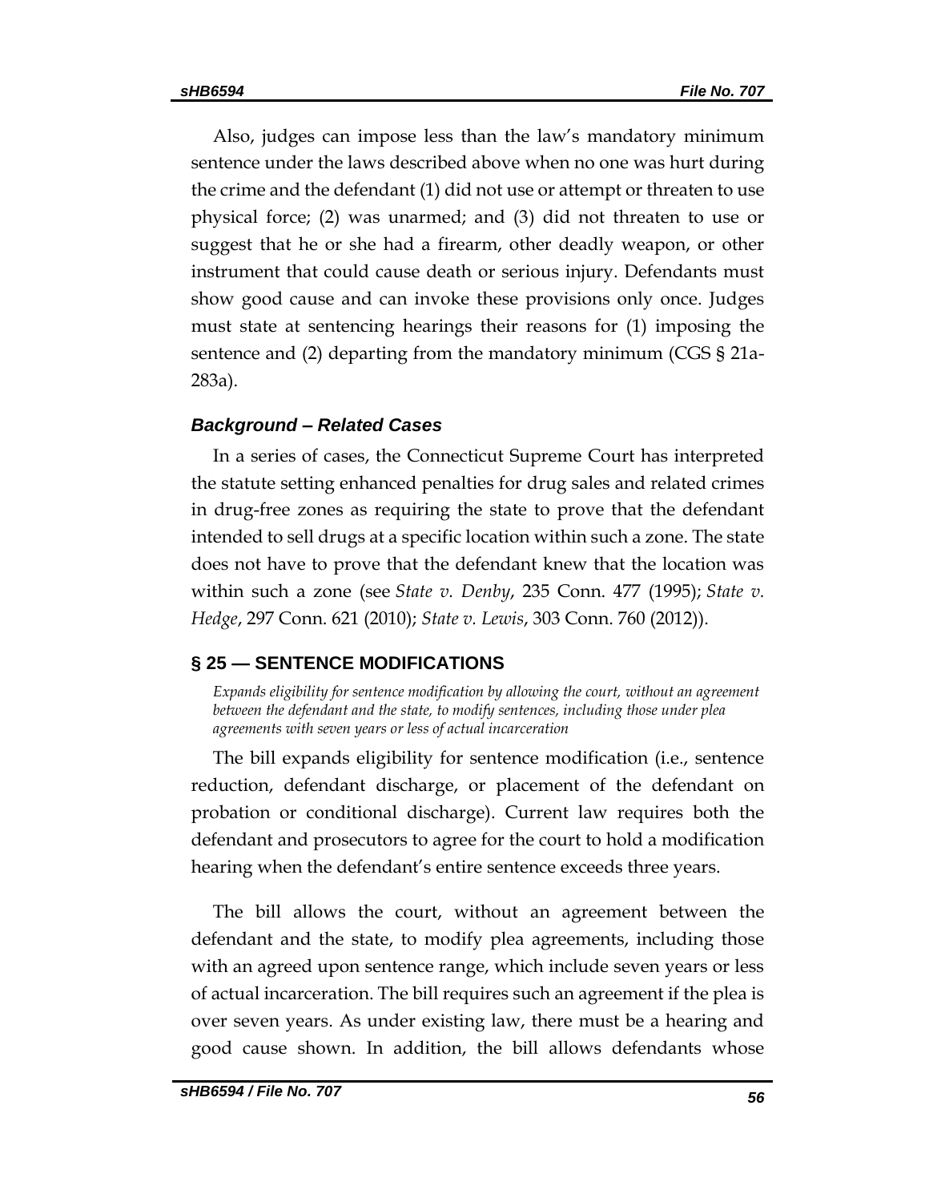Also, judges can impose less than the law's mandatory minimum sentence under the laws described above when no one was hurt during the crime and the defendant (1) did not use or attempt or threaten to use physical force; (2) was unarmed; and (3) did not threaten to use or suggest that he or she had a firearm, other deadly weapon, or other instrument that could cause death or serious injury. Defendants must show good cause and can invoke these provisions only once. Judges must state at sentencing hearings their reasons for (1) imposing the sentence and (2) departing from the mandatory minimum (CGS § 21a-283a).

### *Background – Related Cases*

In a series of cases, the Connecticut Supreme Court has interpreted the statute setting enhanced penalties for drug sales and related crimes in drug-free zones as requiring the state to prove that the defendant intended to sell drugs at a specific location within such a zone. The state does not have to prove that the defendant knew that the location was within such a zone (see *State v. Denby*, 235 Conn. 477 (1995); *State v. Hedge*, 297 Conn. 621 (2010); *State v. Lewis*, 303 Conn. 760 (2012)).

## § 25 — SENTENCE MODIFICATIONS

*Expands eligibility for sentence modification by allowing the court, without an agreement between the defendant and the state, to modify sentences, including those under plea agreements with seven years or less of actual incarceration*

The bill expands eligibility for sentence modification (i.e., sentence reduction, defendant discharge, or placement of the defendant on probation or conditional discharge). Current law requires both the defendant and prosecutors to agree for the court to hold a modification hearing when the defendant's entire sentence exceeds three years.

The bill allows the court, without an agreement between the defendant and the state, to modify plea agreements, including those with an agreed upon sentence range, which include seven years or less of actual incarceration. The bill requires such an agreement if the plea is over seven years. As under existing law, there must be a hearing and good cause shown. In addition, the bill allows defendants whose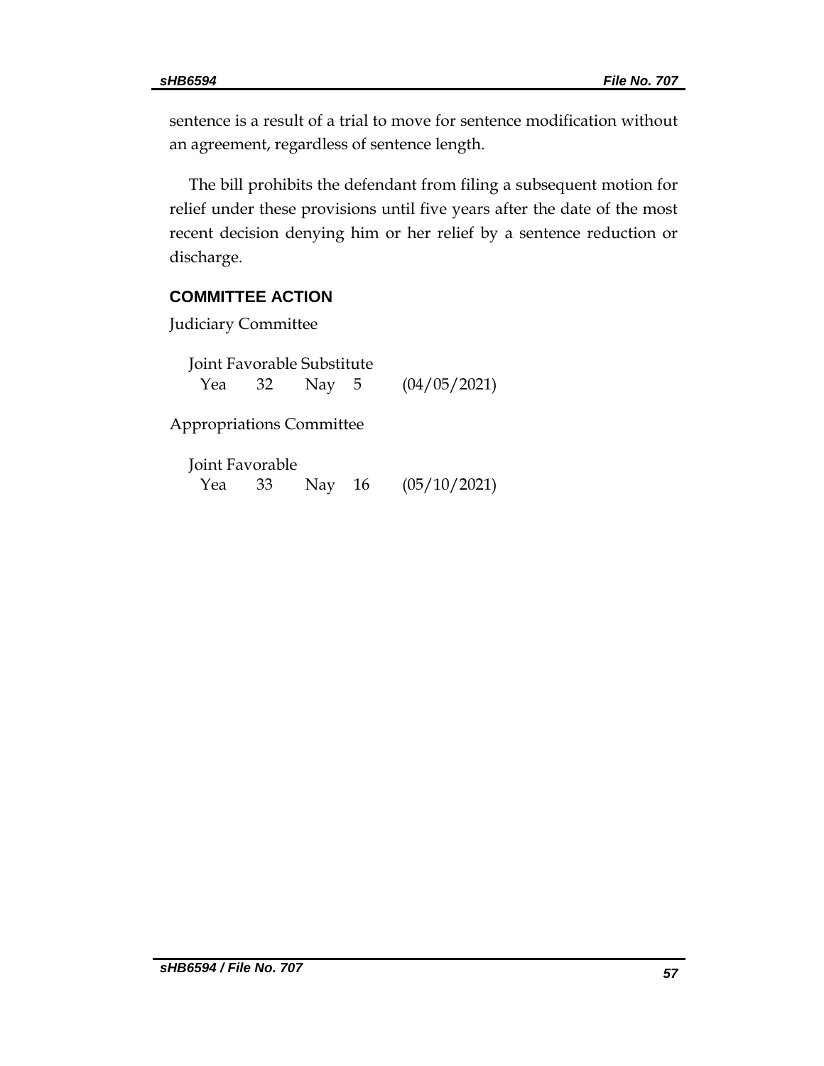sentence is a result of a trial to move for sentence modification without an agreement, regardless of sentence length.

The bill prohibits the defendant from filing a subsequent motion for relief under these provisions until five years after the date of the most recent decision denying him or her relief by a sentence reduction or discharge.

## COMMITTEE ACTION

Judiciary Committee

Joint Favorable Substitute
Yea 32 Nay 5 (04/05/2021)

Appropriations Committee

Joint Favorable
Yea 33 Nay 16 (05/10/2021)